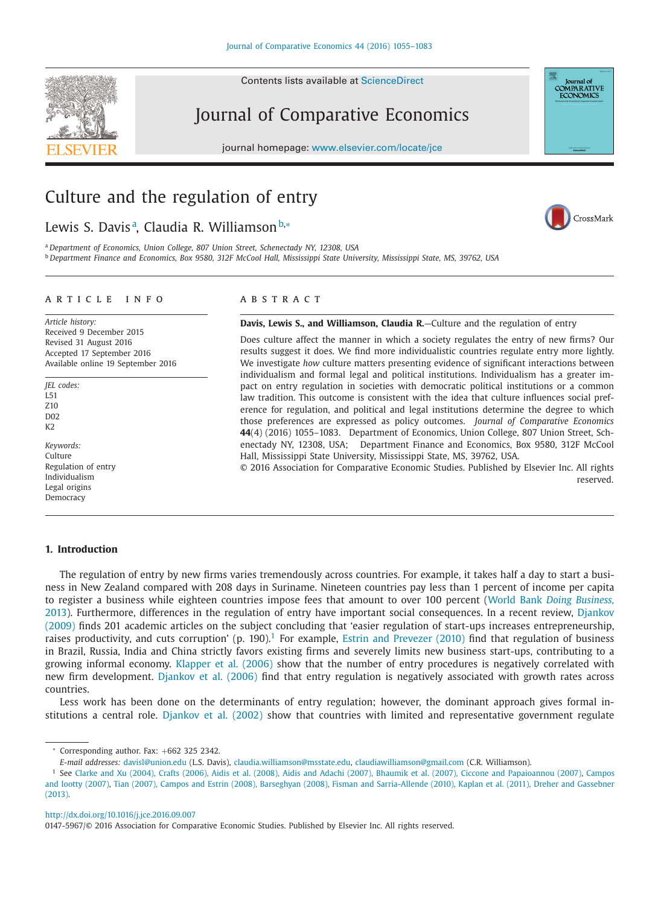# Culture and the regulation of entry

Lewis S. Davis[a], Claudia R. Williamson[b,*]

[a] Department of Economics, Union College, 807 Union Street, Schenectady NY, 12308, USA

[b] Department Finance and Economics, Box 9580, 312F McCool Hall, Mississippi State University, Mississippi State, MS, 39762, USA

## ARTICLE INFO

*Article history:*
Received 9 December 2015
Revised 31 August 2016
Accepted 17 September 2016
Available online 19 September 2016

*JEL codes:*
L51
Z10
D02
K2

*Keywords:*
Culture
Regulation of entry
Individualism
Legal origins
Democracy

## ABSTRACT

**Davis, Lewis S., and Williamson, Claudia R.**—Culture and the regulation of entry

Does culture affect the manner in which a society regulates the entry of new firms? Our results suggest it does. We find more individualistic countries regulate entry more lightly. We investigate *how* culture matters presenting evidence of significant interactions between individualism and formal legal and political institutions. Individualism has a greater impact on entry regulation in societies with democratic political institutions or a common law tradition. This outcome is consistent with the idea that culture influences social preference for regulation, and political and legal institutions determine the degree to which those preferences are expressed as policy outcomes. *Journal of Comparative Economics* **44**(4) (2016) 1055–1083. Department of Economics, Union College, 807 Union Street, Schenectady NY, 12308, USA; Department Finance and Economics, Box 9580, 312F McCool Hall, Mississippi State University, Mississippi State, MS, 39762, USA.
© 2016 Association for Comparative Economic Studies. Published by Elsevier Inc. All rights reserved.

## 1. Introduction

The regulation of entry by new firms varies tremendously across countries. For example, it takes half a day to start a business in New Zealand compared with 208 days in Suriname. Nineteen countries pay less than 1 percent of income per capita to register a business while eighteen countries impose fees that amount to over 100 percent (World Bank *Doing Business*, 2013). Furthermore, differences in the regulation of entry have important social consequences. In a recent review, Djankov (2009) finds 201 academic articles on the subject concluding that 'easier regulation of start-ups increases entrepreneurship, raises productivity, and cuts corruption' (p. 190).[1] For example, Estrin and Prevezer (2010) find that regulation of business in Brazil, Russia, India and China strictly favors existing firms and severely limits new business start-ups, contributing to a growing informal economy. Klapper et al. (2006) show that the number of entry procedures is negatively correlated with new firm development. Djankov et al. (2006) find that entry regulation is negatively associated with growth rates across countries.

Less work has been done on the determinants of entry regulation; however, the dominant approach gives formal institutions a central role. Djankov et al. (2002) show that countries with limited and representative government regulate

\* Corresponding author. Fax: +662 325 2342.
*E-mail addresses:* davisl@union.edu (L.S. Davis), claudia.williamson@msstate.edu, claudiawilliamson@gmail.com (C.R. Williamson).

[1] See Clarke and Xu (2004), Crafts (2006), Aidis et al. (2008), Aidis and Adachi (2007), Bhaumik et al. (2007), Ciccone and Papaioannou (2007), Campos and Iootty (2007), Tian (2007), Campos and Estrin (2008), Barseghyan (2008), Fisman and Sarria-Allende (2010), Kaplan et al. (2011), Dreher and Gassebner (2013).

http://dx.doi.org/10.1016/j.jce.2016.09.007
0147-5967/© 2016 Association for Comparative Economic Studies. Published by Elsevier Inc. All rights reserved.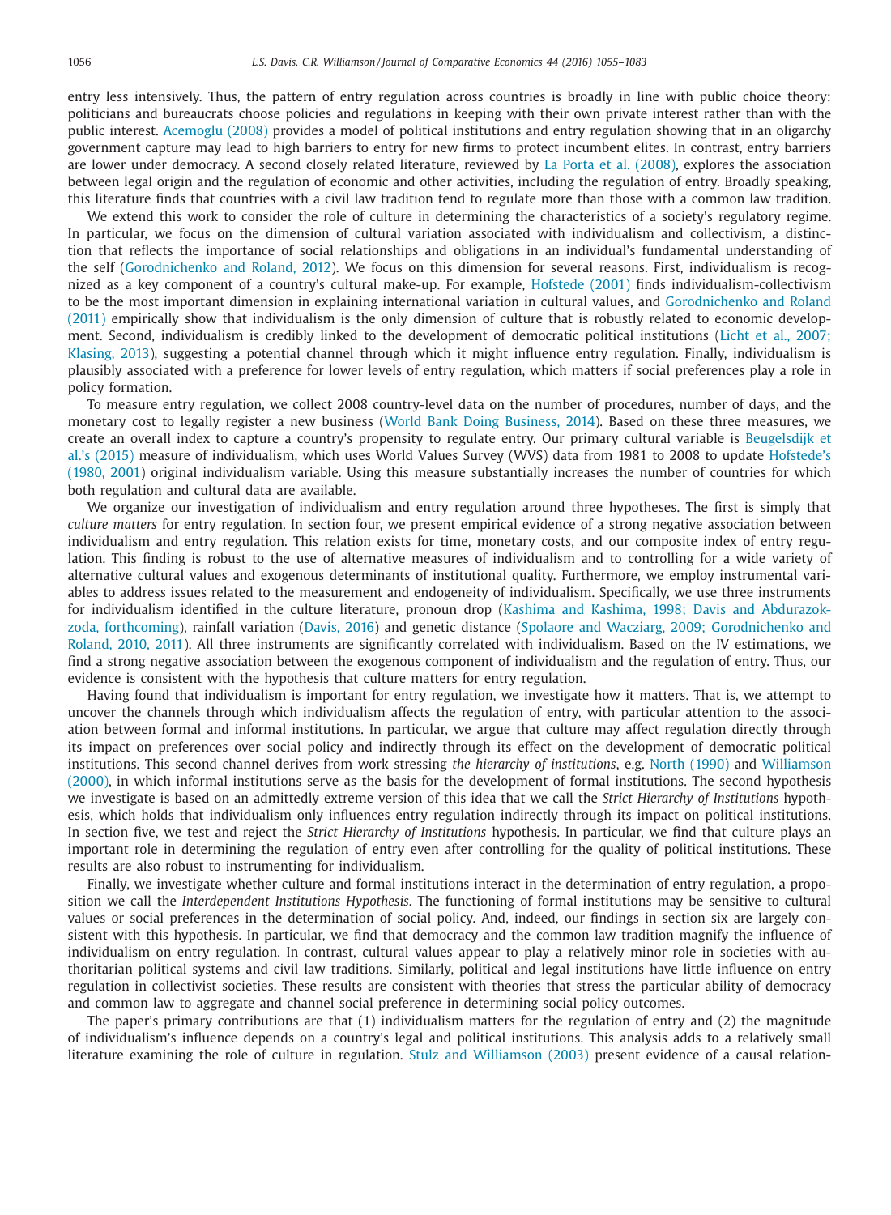entry less intensively. Thus, the pattern of entry regulation across countries is broadly in line with public choice theory: politicians and bureaucrats choose policies and regulations in keeping with their own private interest rather than with the public interest. Acemoglu (2008) provides a model of political institutions and entry regulation showing that in an oligarchy government capture may lead to high barriers to entry for new firms to protect incumbent elites. In contrast, entry barriers are lower under democracy. A second closely related literature, reviewed by La Porta et al. (2008), explores the association between legal origin and the regulation of economic and other activities, including the regulation of entry. Broadly speaking, this literature finds that countries with a civil law tradition tend to regulate more than those with a common law tradition.

We extend this work to consider the role of culture in determining the characteristics of a society's regulatory regime. In particular, we focus on the dimension of cultural variation associated with individualism and collectivism, a distinction that reflects the importance of social relationships and obligations in an individual's fundamental understanding of the self (Gorodnichenko and Roland, 2012). We focus on this dimension for several reasons. First, individualism is recognized as a key component of a country's cultural make-up. For example, Hofstede (2001) finds individualism-collectivism to be the most important dimension in explaining international variation in cultural values, and Gorodnichenko and Roland (2011) empirically show that individualism is the only dimension of culture that is robustly related to economic development. Second, individualism is credibly linked to the development of democratic political institutions (Licht et al., 2007; Klasing, 2013), suggesting a potential channel through which it might influence entry regulation. Finally, individualism is plausibly associated with a preference for lower levels of entry regulation, which matters if social preferences play a role in policy formation.

To measure entry regulation, we collect 2008 country-level data on the number of procedures, number of days, and the monetary cost to legally register a new business (World Bank Doing Business, 2014). Based on these three measures, we create an overall index to capture a country's propensity to regulate entry. Our primary cultural variable is Beugelsdijk et al.'s (2015) measure of individualism, which uses World Values Survey (WVS) data from 1981 to 2008 to update Hofstede's (1980, 2001) original individualism variable. Using this measure substantially increases the number of countries for which both regulation and cultural data are available.

We organize our investigation of individualism and entry regulation around three hypotheses. The first is simply that *culture matters* for entry regulation. In section four, we present empirical evidence of a strong negative association between individualism and entry regulation. This relation exists for time, monetary costs, and our composite index of entry regulation. This finding is robust to the use of alternative measures of individualism and to controlling for a wide variety of alternative cultural values and exogenous determinants of institutional quality. Furthermore, we employ instrumental variables to address issues related to the measurement and endogeneity of individualism. Specifically, we use three instruments for individualism identified in the culture literature, pronoun drop (Kashima and Kashima, 1998; Davis and Abdurazokzoda, forthcoming), rainfall variation (Davis, 2016) and genetic distance (Spolaore and Wacziarg, 2009; Gorodnichenko and Roland, 2010, 2011). All three instruments are significantly correlated with individualism. Based on the IV estimations, we find a strong negative association between the exogenous component of individualism and the regulation of entry. Thus, our evidence is consistent with the hypothesis that culture matters for entry regulation.

Having found that individualism is important for entry regulation, we investigate how it matters. That is, we attempt to uncover the channels through which individualism affects the regulation of entry, with particular attention to the association between formal and informal institutions. In particular, we argue that culture may affect regulation directly through its impact on preferences over social policy and indirectly through its effect on the development of democratic political institutions. This second channel derives from work stressing *the hierarchy of institutions*, e.g. North (1990) and Williamson (2000), in which informal institutions serve as the basis for the development of formal institutions. The second hypothesis we investigate is based on an admittedly extreme version of this idea that we call the *Strict Hierarchy of Institutions* hypothesis, which holds that individualism only influences entry regulation indirectly through its impact on political institutions. In section five, we test and reject the *Strict Hierarchy of Institutions* hypothesis. In particular, we find that culture plays an important role in determining the regulation of entry even after controlling for the quality of political institutions. These results are also robust to instrumenting for individualism.

Finally, we investigate whether culture and formal institutions interact in the determination of entry regulation, a proposition we call the *Interdependent Institutions Hypothesis*. The functioning of formal institutions may be sensitive to cultural values or social preferences in the determination of social policy. And, indeed, our findings in section six are largely consistent with this hypothesis. In particular, we find that democracy and the common law tradition magnify the influence of individualism on entry regulation. In contrast, cultural values appear to play a relatively minor role in societies with authoritarian political systems and civil law traditions. Similarly, political and legal institutions have little influence on entry regulation in collectivist societies. These results are consistent with theories that stress the particular ability of democracy and common law to aggregate and channel social preference in determining social policy outcomes.

The paper's primary contributions are that (1) individualism matters for the regulation of entry and (2) the magnitude of individualism's influence depends on a country's legal and political institutions. This analysis adds to a relatively small literature examining the role of culture in regulation. Stulz and Williamson (2003) present evidence of a causal relation-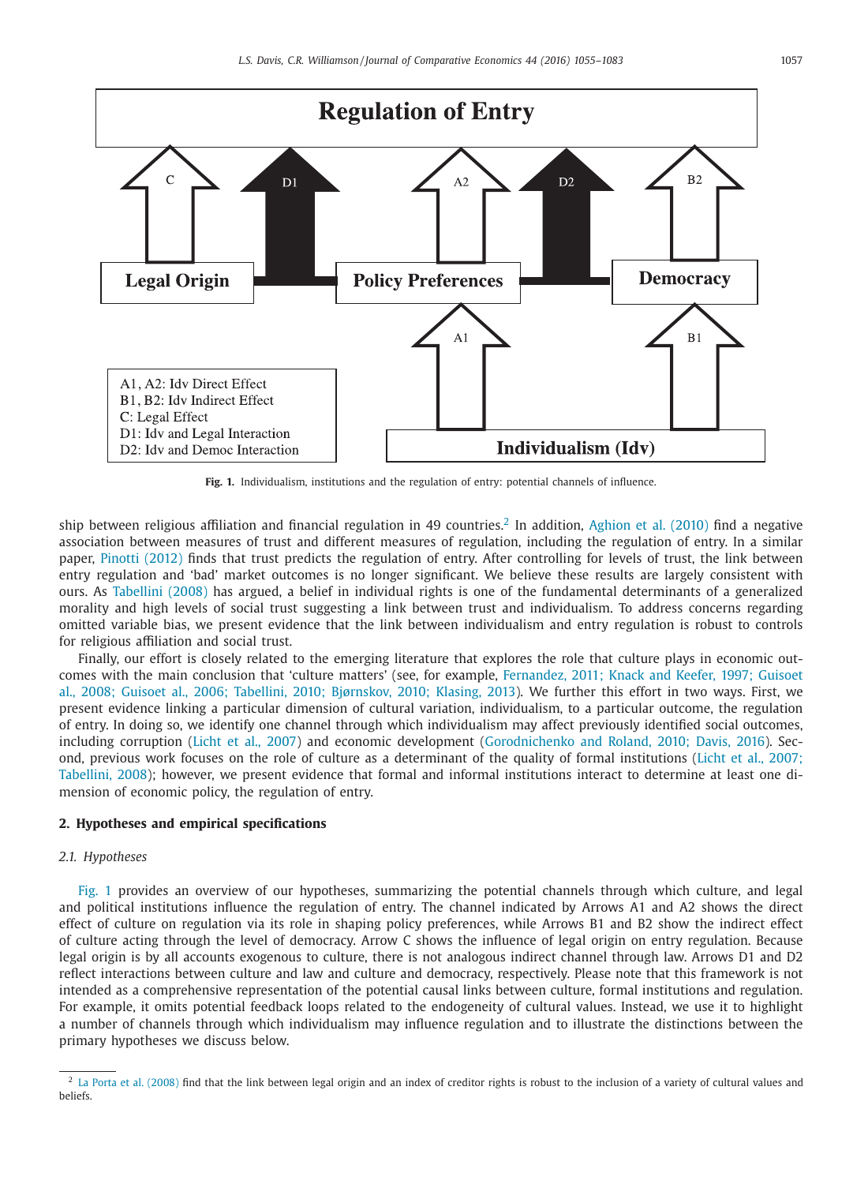Regulation of Entry

C D1 A2 D2 B2

Legal Origin | Policy Preferences | Democracy

A1 B1

Individualism (Idv)

A1, A2: Idv Direct Effect
B1, B2: Idv Indirect Effect
C: Legal Effect
D1: Idv and Legal Interaction
D2: Idv and Democ Interaction

**Fig. 1.** Individualism, institutions and the regulation of entry: potential channels of influence.

ship between religious affiliation and financial regulation in 49 countries.[2] In addition, Aghion et al. (2010) find a negative association between measures of trust and different measures of regulation, including the regulation of entry. In a similar paper, Pinotti (2012) finds that trust predicts the regulation of entry. After controlling for levels of trust, the link between entry regulation and 'bad' market outcomes is no longer significant. We believe these results are largely consistent with ours. As Tabellini (2008) has argued, a belief in individual rights is one of the fundamental determinants of a generalized morality and high levels of social trust suggesting a link between trust and individualism. To address concerns regarding omitted variable bias, we present evidence that the link between individualism and entry regulation is robust to controls for religious affiliation and social trust.

Finally, our effort is closely related to the emerging literature that explores the role that culture plays in economic outcomes with the main conclusion that 'culture matters' (see, for example, Fernandez, 2011; Knack and Keefer, 1997; Guiso et al., 2008; Guiso et al., 2006; Tabellini, 2010; Bjørnskov, 2010; Klasing, 2013). We further this effort in two ways. First, we present evidence linking a particular dimension of cultural variation, individualism, to a particular outcome, the regulation of entry. In doing so, we identify one channel through which individualism may affect previously identified social outcomes, including corruption (Licht et al., 2007) and economic development (Gorodnichenko and Roland, 2010; Davis, 2016). Second, previous work focuses on the role of culture as a determinant of the quality of formal institutions (Licht et al., 2007; Tabellini, 2008); however, we present evidence that formal and informal institutions interact to determine at least one dimension of economic policy, the regulation of entry.

## 2. Hypotheses and empirical specifications

### *2.1. Hypotheses*

Fig. 1 provides an overview of our hypotheses, summarizing the potential channels through which culture, and legal and political institutions influence the regulation of entry. The channel indicated by Arrows A1 and A2 shows the direct effect of culture on regulation via its role in shaping policy preferences, while Arrows B1 and B2 show the indirect effect of culture acting through the level of democracy. Arrow C shows the influence of legal origin on entry regulation. Because legal origin is by all accounts exogenous to culture, there is not analogous indirect channel through law. Arrows D1 and D2 reflect interactions between culture and law and culture and democracy, respectively. Please note that this framework is not intended as a comprehensive representation of the potential causal links between culture, formal institutions and regulation. For example, it omits potential feedback loops related to the endogeneity of cultural values. Instead, we use it to highlight a number of channels through which individualism may influence regulation and to illustrate the distinctions between the primary hypotheses we discuss below.

[2] La Porta et al. (2008) find that the link between legal origin and an index of creditor rights is robust to the inclusion of a variety of cultural values and beliefs.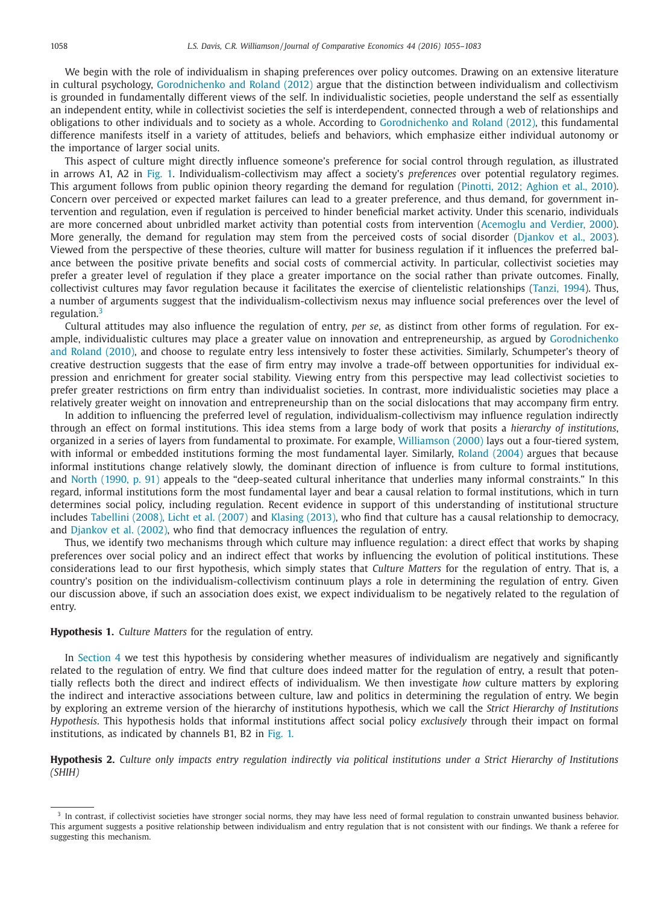We begin with the role of individualism in shaping preferences over policy outcomes. Drawing on an extensive literature in cultural psychology, Gorodnichenko and Roland (2012) argue that the distinction between individualism and collectivism is grounded in fundamentally different views of the self. In individualistic societies, people understand the self as essentially an independent entity, while in collectivist societies the self is interdependent, connected through a web of relationships and obligations to other individuals and to society as a whole. According to Gorodnichenko and Roland (2012), this fundamental difference manifests itself in a variety of attitudes, beliefs and behaviors, which emphasize either individual autonomy or the importance of larger social units.

This aspect of culture might directly influence someone's preference for social control through regulation, as illustrated in arrows A1, A2 in Fig. 1. Individualism-collectivism may affect a society's *preferences* over potential regulatory regimes. This argument follows from public opinion theory regarding the demand for regulation (Pinotti, 2012; Aghion et al., 2010). Concern over perceived or expected market failures can lead to a greater preference, and thus demand, for government intervention and regulation, even if regulation is perceived to hinder beneficial market activity. Under this scenario, individuals are more concerned about unbridled market activity than potential costs from intervention (Acemoglu and Verdier, 2000). More generally, the demand for regulation may stem from the perceived costs of social disorder (Djankov et al., 2003). Viewed from the perspective of these theories, culture will matter for business regulation if it influences the preferred balance between the positive private benefits and social costs of commercial activity. In particular, collectivist societies may prefer a greater level of regulation if they place a greater importance on the social rather than private outcomes. Finally, collectivist cultures may favor regulation because it facilitates the exercise of clientelistic relationships (Tanzi, 1994). Thus, a number of arguments suggest that the individualism-collectivism nexus may influence social preferences over the level of regulation.[3]

Cultural attitudes may also influence the regulation of entry, *per se*, as distinct from other forms of regulation. For example, individualistic cultures may place a greater value on innovation and entrepreneurship, as argued by Gorodnichenko and Roland (2010), and choose to regulate entry less intensively to foster these activities. Similarly, Schumpeter's theory of creative destruction suggests that the ease of firm entry may involve a trade-off between opportunities for individual expression and enrichment for greater social stability. Viewing entry from this perspective may lead collectivist societies to prefer greater restrictions on firm entry than individualist societies. In contrast, more individualistic societies may place a relatively greater weight on innovation and entrepreneurship than on the social dislocations that may accompany firm entry.

In addition to influencing the preferred level of regulation, individualism-collectivism may influence regulation indirectly through an effect on formal institutions. This idea stems from a large body of work that posits a *hierarchy of institutions*, organized in a series of layers from fundamental to proximate. For example, Williamson (2000) lays out a four-tiered system, with informal or embedded institutions forming the most fundamental layer. Similarly, Roland (2004) argues that because informal institutions change relatively slowly, the dominant direction of influence is from culture to formal institutions, and North (1990, p. 91) appeals to the "deep-seated cultural inheritance that underlies many informal constraints." In this regard, informal institutions form the most fundamental layer and bear a causal relation to formal institutions, which in turn determines social policy, including regulation. Recent evidence in support of this understanding of institutional structure includes Tabellini (2008), Licht et al. (2007) and Klasing (2013), who find that culture has a causal relationship to democracy, and Djankov et al. (2002), who find that democracy influences the regulation of entry.

Thus, we identify two mechanisms through which culture may influence regulation: a direct effect that works by shaping preferences over social policy and an indirect effect that works by influencing the evolution of political institutions. These considerations lead to our first hypothesis, which simply states that *Culture Matters* for the regulation of entry. That is, a country's position on the individualism-collectivism continuum plays a role in determining the regulation of entry. Given our discussion above, if such an association does exist, we expect individualism to be negatively related to the regulation of entry.

**Hypothesis 1.** *Culture Matters* for the regulation of entry.

In Section 4 we test this hypothesis by considering whether measures of individualism are negatively and significantly related to the regulation of entry. We find that culture does indeed matter for the regulation of entry, a result that potentially reflects both the direct and indirect effects of individualism. We then investigate *how* culture matters by exploring the indirect and interactive associations between culture, law and politics in determining the regulation of entry. We begin by exploring an extreme version of the hierarchy of institutions hypothesis, which we call the *Strict Hierarchy of Institutions Hypothesis*. This hypothesis holds that informal institutions affect social policy *exclusively* through their impact on formal institutions, as indicated by channels B1, B2 in Fig. 1.

**Hypothesis 2.** *Culture only impacts entry regulation indirectly via political institutions under a Strict Hierarchy of Institutions (SHIH)*

---

[3] In contrast, if collectivist societies have stronger social norms, they may have less need of formal regulation to constrain unwanted business behavior. This argument suggests a positive relationship between individualism and entry regulation that is not consistent with our findings. We thank a referee for suggesting this mechanism.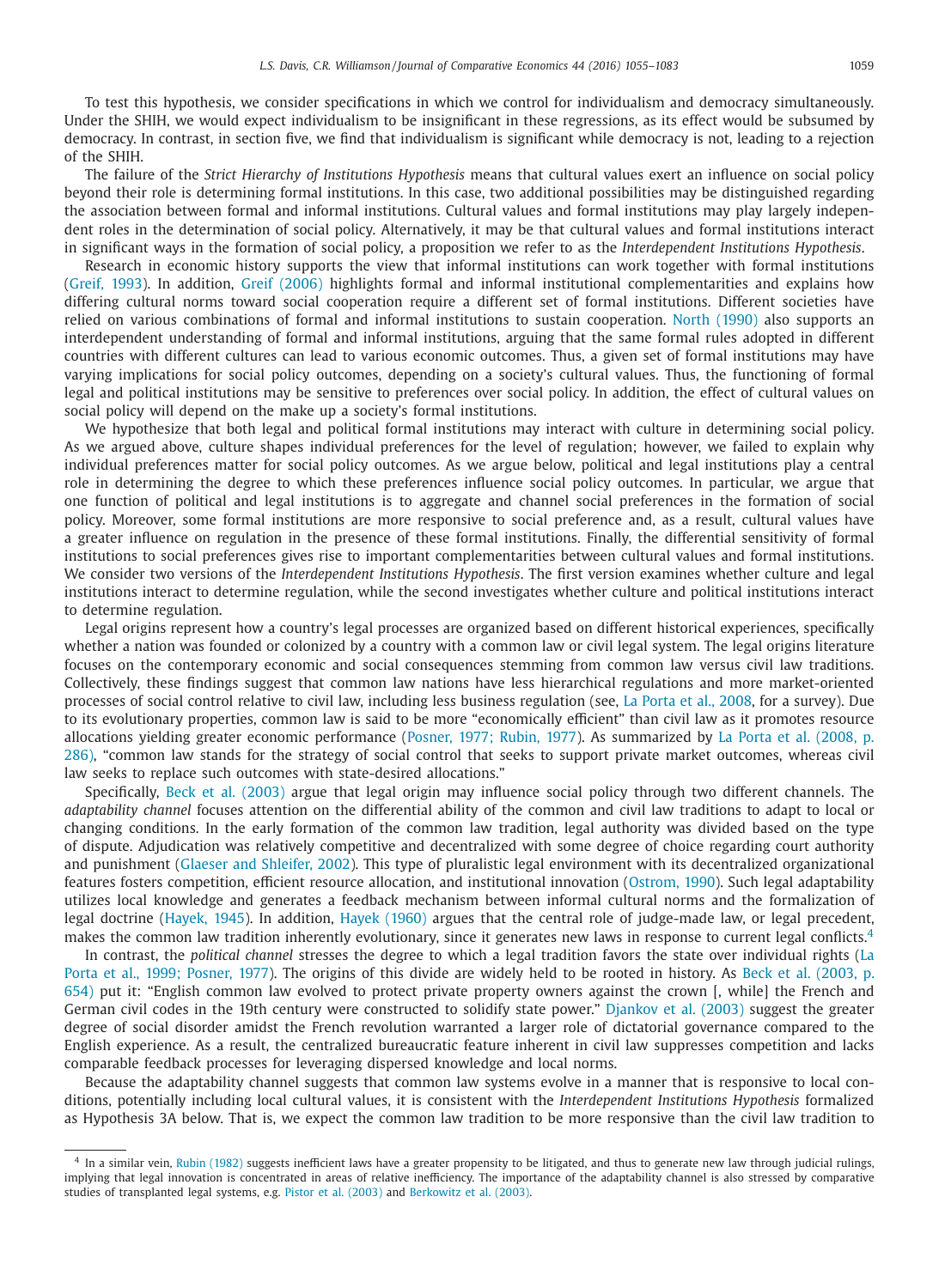To test this hypothesis, we consider specifications in which we control for individualism and democracy simultaneously. Under the SHIH, we would expect individualism to be insignificant in these regressions, as its effect would be subsumed by democracy. In contrast, in section five, we find that individualism is significant while democracy is not, leading to a rejection of the SHIH.

The failure of the *Strict Hierarchy of Institutions Hypothesis* means that cultural values exert an influence on social policy beyond their role is determining formal institutions. In this case, two additional possibilities may be distinguished regarding the association between formal and informal institutions. Cultural values and formal institutions may play largely independent roles in the determination of social policy. Alternatively, it may be that cultural values and formal institutions interact in significant ways in the formation of social policy, a proposition we refer to as the *Interdependent Institutions Hypothesis*.

Research in economic history supports the view that informal institutions can work together with formal institutions (Greif, 1993). In addition, Greif (2006) highlights formal and informal institutional complementarities and explains how differing cultural norms toward social cooperation require a different set of formal institutions. Different societies have relied on various combinations of formal and informal institutions to sustain cooperation. North (1990) also supports an interdependent understanding of formal and informal institutions, arguing that the same formal rules adopted in different countries with different cultures can lead to various economic outcomes. Thus, a given set of formal institutions may have varying implications for social policy outcomes, depending on a society's cultural values. Thus, the functioning of formal legal and political institutions may be sensitive to preferences over social policy. In addition, the effect of cultural values on social policy will depend on the make up a society's formal institutions.

We hypothesize that both legal and political formal institutions may interact with culture in determining social policy. As we argued above, culture shapes individual preferences for the level of regulation; however, we failed to explain why individual preferences matter for social policy outcomes. As we argue below, political and legal institutions play a central role in determining the degree to which these preferences influence social policy outcomes. In particular, we argue that one function of political and legal institutions is to aggregate and channel social preferences in the formation of social policy. Moreover, some formal institutions are more responsive to social preference and, as a result, cultural values have a greater influence on regulation in the presence of these formal institutions. Finally, the differential sensitivity of formal institutions to social preferences gives rise to important complementarities between cultural values and formal institutions. We consider two versions of the *Interdependent Institutions Hypothesis*. The first version examines whether culture and legal institutions interact to determine regulation, while the second investigates whether culture and political institutions interact to determine regulation.

Legal origins represent how a country's legal processes are organized based on different historical experiences, specifically whether a nation was founded or colonized by a country with a common law or civil legal system. The legal origins literature focuses on the contemporary economic and social consequences stemming from common law versus civil law traditions. Collectively, these findings suggest that common law nations have less hierarchical regulations and more market-oriented processes of social control relative to civil law, including less business regulation (see, La Porta et al., 2008, for a survey). Due to its evolutionary properties, common law is said to be more "economically efficient" than civil law as it promotes resource allocations yielding greater economic performance (Posner, 1977; Rubin, 1977). As summarized by La Porta et al. (2008, p. 286), "common law stands for the strategy of social control that seeks to support private market outcomes, whereas civil law seeks to replace such outcomes with state-desired allocations."

Specifically, Beck et al. (2003) argue that legal origin may influence social policy through two different channels. The *adaptability channel* focuses attention on the differential ability of the common and civil law traditions to adapt to local or changing conditions. In the early formation of the common law tradition, legal authority was divided based on the type of dispute. Adjudication was relatively competitive and decentralized with some degree of choice regarding court authority and punishment (Glaeser and Shleifer, 2002). This type of pluralistic legal environment with its decentralized organizational features fosters competition, efficient resource allocation, and institutional innovation (Ostrom, 1990). Such legal adaptability utilizes local knowledge and generates a feedback mechanism between informal cultural norms and the formalization of legal doctrine (Hayek, 1945). In addition, Hayek (1960) argues that the central role of judge-made law, or legal precedent, makes the common law tradition inherently evolutionary, since it generates new laws in response to current legal conflicts.[4]

In contrast, the *political channel* stresses the degree to which a legal tradition favors the state over individual rights (La Porta et al., 1999; Posner, 1977). The origins of this divide are widely held to be rooted in history. As Beck et al. (2003, p. 654) put it: "English common law evolved to protect private property owners against the crown [, while] the French and German civil codes in the 19th century were constructed to solidify state power." Djankov et al. (2003) suggest the greater degree of social disorder amidst the French revolution warranted a larger role of dictatorial governance compared to the English experience. As a result, the centralized bureaucratic feature inherent in civil law suppresses competition and lacks comparable feedback processes for leveraging dispersed knowledge and local norms.

Because the adaptability channel suggests that common law systems evolve in a manner that is responsive to local conditions, potentially including local cultural values, it is consistent with the *Interdependent Institutions Hypothesis* formalized as Hypothesis 3A below. That is, we expect the common law tradition to be more responsive than the civil law tradition to

[4] In a similar vein, Rubin (1982) suggests inefficient laws have a greater propensity to be litigated, and thus to generate new law through judicial rulings, implying that legal innovation is concentrated in areas of relative inefficiency. The importance of the adaptability channel is also stressed by comparative studies of transplanted legal systems, e.g. Pistor et al. (2003) and Berkowitz et al. (2003).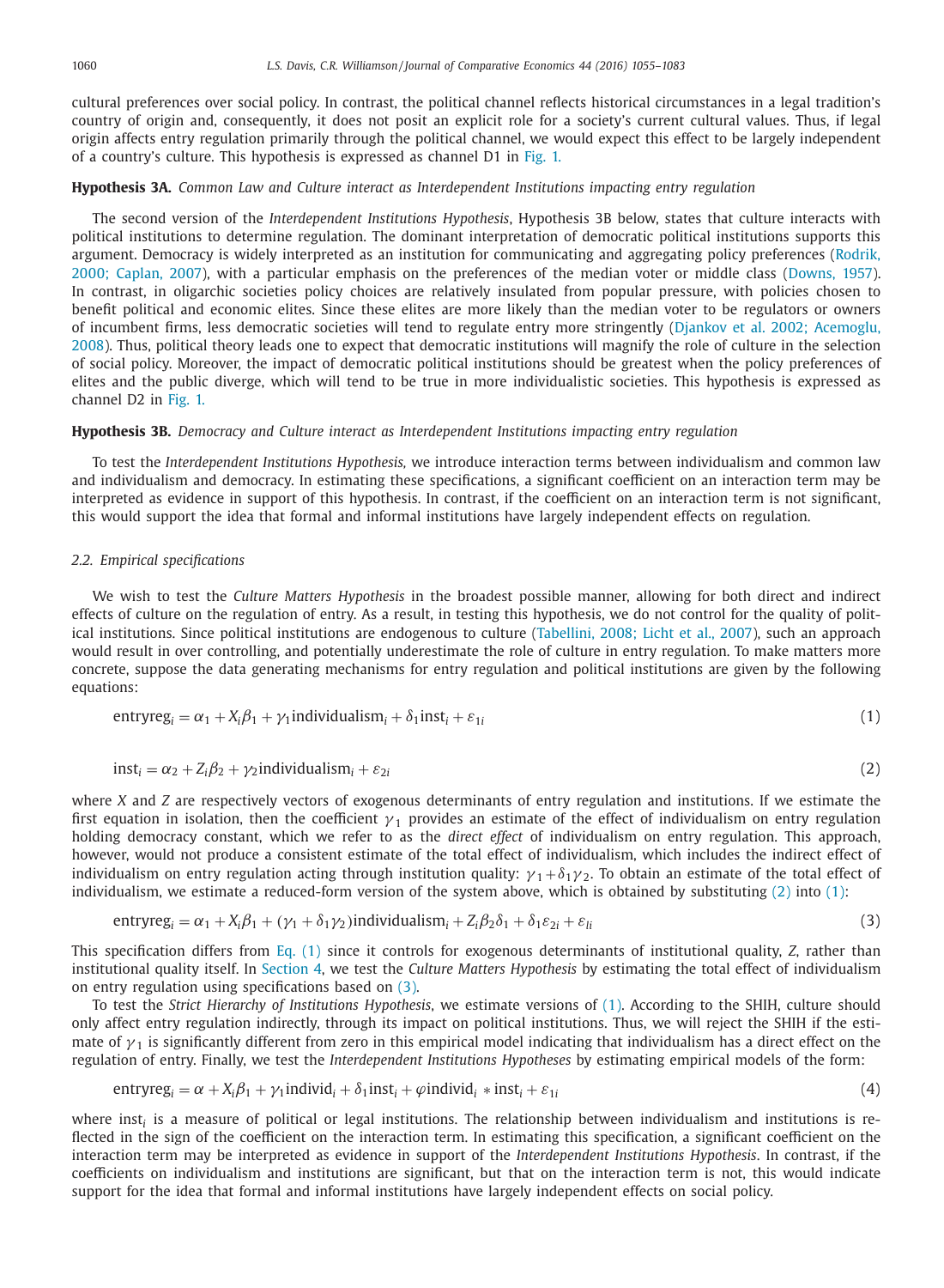cultural preferences over social policy. In contrast, the political channel reflects historical circumstances in a legal tradition's country of origin and, consequently, it does not posit an explicit role for a society's current cultural values. Thus, if legal origin affects entry regulation primarily through the political channel, we would expect this effect to be largely independent of a country's culture. This hypothesis is expressed as channel D1 in Fig. 1.

**Hypothesis 3A.** *Common Law and Culture interact as Interdependent Institutions impacting entry regulation*

The second version of the *Interdependent Institutions Hypothesis*, Hypothesis 3B below, states that culture interacts with political institutions to determine regulation. The dominant interpretation of democratic political institutions supports this argument. Democracy is widely interpreted as an institution for communicating and aggregating policy preferences (Rodrik, 2000; Caplan, 2007), with a particular emphasis on the preferences of the median voter or middle class (Downs, 1957). In contrast, in oligarchic societies policy choices are relatively insulated from popular pressure, with policies chosen to benefit political and economic elites. Since these elites are more likely than the median voter to be regulators or owners of incumbent firms, less democratic societies will tend to regulate entry more stringently (Djankov et al. 2002; Acemoglu, 2008). Thus, political theory leads one to expect that democratic institutions will magnify the role of culture in the selection of social policy. Moreover, the impact of democratic political institutions should be greatest when the policy preferences of elites and the public diverge, which will tend to be true in more individualistic societies. This hypothesis is expressed as channel D2 in Fig. 1.

**Hypothesis 3B.** *Democracy and Culture interact as Interdependent Institutions impacting entry regulation*

To test the *Interdependent Institutions Hypothesis,* we introduce interaction terms between individualism and common law and individualism and democracy. In estimating these specifications, a significant coefficient on an interaction term may be interpreted as evidence in support of this hypothesis. In contrast, if the coefficient on an interaction term is not significant, this would support the idea that formal and informal institutions have largely independent effects on regulation.

### 2.2. Empirical specifications

We wish to test the *Culture Matters Hypothesis* in the broadest possible manner, allowing for both direct and indirect effects of culture on the regulation of entry. As a result, in testing this hypothesis, we do not control for the quality of political institutions. Since political institutions are endogenous to culture (Tabellini, 2008; Licht et al., 2007), such an approach would result in over controlling, and potentially underestimate the role of culture in entry regulation. To make matters more concrete, suppose the data generating mechanisms for entry regulation and political institutions are given by the following equations:

$$\text{entryreg}_i = \alpha_1 + X_i\beta_1 + \gamma_1\text{individualism}_i + \delta_1\text{inst}_i + \varepsilon_{1i} \tag{1}$$

$$\text{inst}_i = \alpha_2 + Z_i\beta_2 + \gamma_2\text{individualism}_i + \varepsilon_{2i} \tag{2}$$

where $X$ and $Z$ are respectively vectors of exogenous determinants of entry regulation and institutions. If we estimate the first equation in isolation, then the coefficient $\gamma_1$ provides an estimate of the effect of individualism on entry regulation holding democracy constant, which we refer to as the *direct effect* of individualism on entry regulation. This approach, however, would not produce a consistent estimate of the total effect of individualism, which includes the indirect effect of individualism on entry regulation acting through institution quality: $\gamma_1 + \delta_1\gamma_2$. To obtain an estimate of the total effect of individualism, we estimate a reduced-form version of the system above, which is obtained by substituting (2) into (1):

$$\text{entryreg}_i = \alpha_1 + X_i\beta_1 + (\gamma_1 + \delta_1\gamma_2)\text{individualism}_i + Z_i\beta_2\delta_1 + \delta_1\varepsilon_{2i} + \varepsilon_{li} \tag{3}$$

This specification differs from Eq. (1) since it controls for exogenous determinants of institutional quality, $Z$, rather than institutional quality itself. In Section 4, we test the *Culture Matters Hypothesis* by estimating the total effect of individualism on entry regulation using specifications based on (3).

To test the *Strict Hierarchy of Institutions Hypothesis*, we estimate versions of (1). According to the SHIH, culture should only affect entry regulation indirectly, through its impact on political institutions. Thus, we will reject the SHIH if the estimate of $\gamma_1$ is significantly different from zero in this empirical model indicating that individualism has a direct effect on the regulation of entry. Finally, we test the *Interdependent Institutions Hypotheses* by estimating empirical models of the form:

$$\text{entryreg}_i = \alpha + X_i\beta_1 + \gamma_1\text{individ}_i + \delta_1\text{inst}_i + \varphi\text{individ}_i * \text{inst}_i + \varepsilon_{1i} \tag{4}$$

where $\text{inst}_i$ is a measure of political or legal institutions. The relationship between individualism and institutions is reflected in the sign of the coefficient on the interaction term. In estimating this specification, a significant coefficient on the interaction term may be interpreted as evidence in support of the *Interdependent Institutions Hypothesis*. In contrast, if the coefficients on individualism and institutions are significant, but that on the interaction term is not, this would indicate support for the idea that formal and informal institutions have largely independent effects on social policy.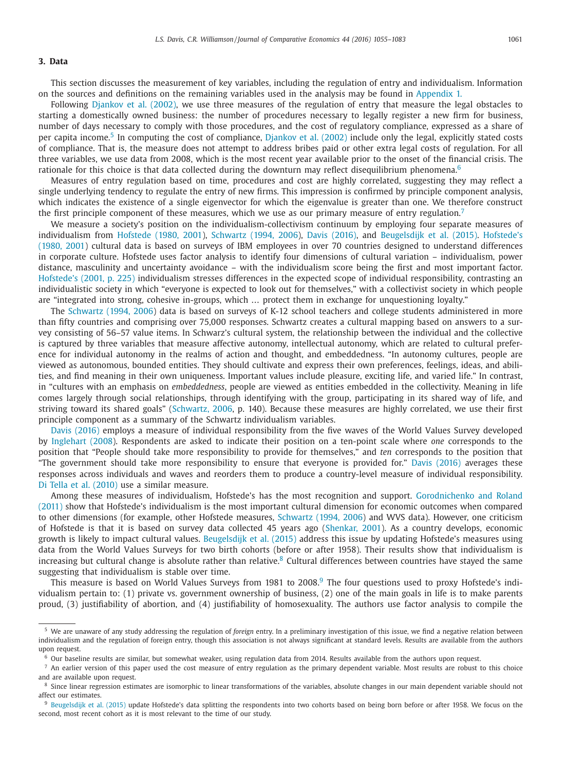## 3. Data

This section discusses the measurement of key variables, including the regulation of entry and individualism. Information on the sources and definitions on the remaining variables used in the analysis may be found in Appendix 1.

Following Djankov et al. (2002), we use three measures of the regulation of entry that measure the legal obstacles to starting a domestically owned business: the number of procedures necessary to legally register a new firm for business, number of days necessary to comply with those procedures, and the cost of regulatory compliance, expressed as a share of per capita income.[5] In computing the cost of compliance, Djankov et al. (2002) include only the legal, explicitly stated costs of compliance. That is, the measure does not attempt to address bribes paid or other extra legal costs of regulation. For all three variables, we use data from 2008, which is the most recent year available prior to the onset of the financial crisis. The rationale for this choice is that data collected during the downturn may reflect disequilibrium phenomena.[6]

Measures of entry regulation based on time, procedures and cost are highly correlated, suggesting they may reflect a single underlying tendency to regulate the entry of new firms. This impression is confirmed by principle component analysis, which indicates the existence of a single eigenvector for which the eigenvalue is greater than one. We therefore construct the first principle component of these measures, which we use as our primary measure of entry regulation.[7]

We measure a society's position on the individualism-collectivism continuum by employing four separate measures of individualism from Hofstede (1980, 2001), Schwartz (1994, 2006), Davis (2016), and Beugelsdijk et al. (2015). Hofstede's (1980, 2001) cultural data is based on surveys of IBM employees in over 70 countries designed to understand differences in corporate culture. Hofstede uses factor analysis to identify four dimensions of cultural variation – individualism, power distance, masculinity and uncertainty avoidance – with the individualism score being the first and most important factor. Hofstede's (2001, p. 225) individualism stresses differences in the expected scope of individual responsibility, contrasting an individualistic society in which "everyone is expected to look out for themselves," with a collectivist society in which people are "integrated into strong, cohesive in-groups, which … protect them in exchange for unquestioning loyalty."

The Schwartz (1994, 2006) data is based on surveys of K-12 school teachers and college students administered in more than fifty countries and comprising over 75,000 responses. Schwartz creates a cultural mapping based on answers to a survey consisting of 56–57 value items. In Schwarz's cultural system, the relationship between the individual and the collective is captured by three variables that measure affective autonomy, intellectual autonomy, which are related to cultural preference for individual autonomy in the realms of action and thought, and embeddedness. "In autonomy cultures, people are viewed as autonomous, bounded entities. They should cultivate and express their own preferences, feelings, ideas, and abilities, and find meaning in their own uniqueness. Important values include pleasure, exciting life, and varied life." In contrast, in "cultures with an emphasis on *embeddedness*, people are viewed as entities embedded in the collectivity. Meaning in life comes largely through social relationships, through identifying with the group, participating in its shared way of life, and striving toward its shared goals" (Schwartz, 2006, p. 140). Because these measures are highly correlated, we use their first principle component as a summary of the Schwartz individualism variables.

Davis (2016) employs a measure of individual responsibility from the five waves of the World Values Survey developed by Inglehart (2008). Respondents are asked to indicate their position on a ten-point scale where *one* corresponds to the position that "People should take more responsibility to provide for themselves," and *ten* corresponds to the position that "The government should take more responsibility to ensure that everyone is provided for." Davis (2016) averages these responses across individuals and waves and reorders them to produce a country-level measure of individual responsibility. Di Tella et al. (2010) use a similar measure.

Among these measures of individualism, Hofstede's has the most recognition and support. Gorodnichenko and Roland (2011) show that Hofstede's individualism is the most important cultural dimension for economic outcomes when compared to other dimensions (for example, other Hofstede measures, Schwartz (1994, 2006) and WVS data). However, one criticism of Hofstede is that it is based on survey data collected 45 years ago (Shenkar, 2001). As a country develops, economic growth is likely to impact cultural values. Beugelsdijk et al. (2015) address this issue by updating Hofstede's measures using data from the World Values Surveys for two birth cohorts (before or after 1958). Their results show that individualism is increasing but cultural change is absolute rather than relative.[8] Cultural differences between countries have stayed the same suggesting that individualism is stable over time.

This measure is based on World Values Surveys from 1981 to 2008.[9] The four questions used to proxy Hofstede's individualism pertain to: (1) private vs. government ownership of business, (2) one of the main goals in life is to make parents proud, (3) justifiability of abortion, and (4) justifiability of homosexuality. The authors use factor analysis to compile the

---

[5] We are unaware of any study addressing the regulation of *foreign* entry. In a preliminary investigation of this issue, we find a negative relation between individualism and the regulation of foreign entry, though this association is not always significant at standard levels. Results are available from the authors upon request.

[6] Our baseline results are similar, but somewhat weaker, using regulation data from 2014. Results available from the authors upon request.

[7] An earlier version of this paper used the cost measure of entry regulation as the primary dependent variable. Most results are robust to this choice and are available upon request.

[8] Since linear regression estimates are isomorphic to linear transformations of the variables, absolute changes in our main dependent variable should not affect our estimates.

[9] Beugelsdijk et al. (2015) update Hofstede's data splitting the respondents into two cohorts based on being born before or after 1958. We focus on the second, most recent cohort as it is most relevant to the time of our study.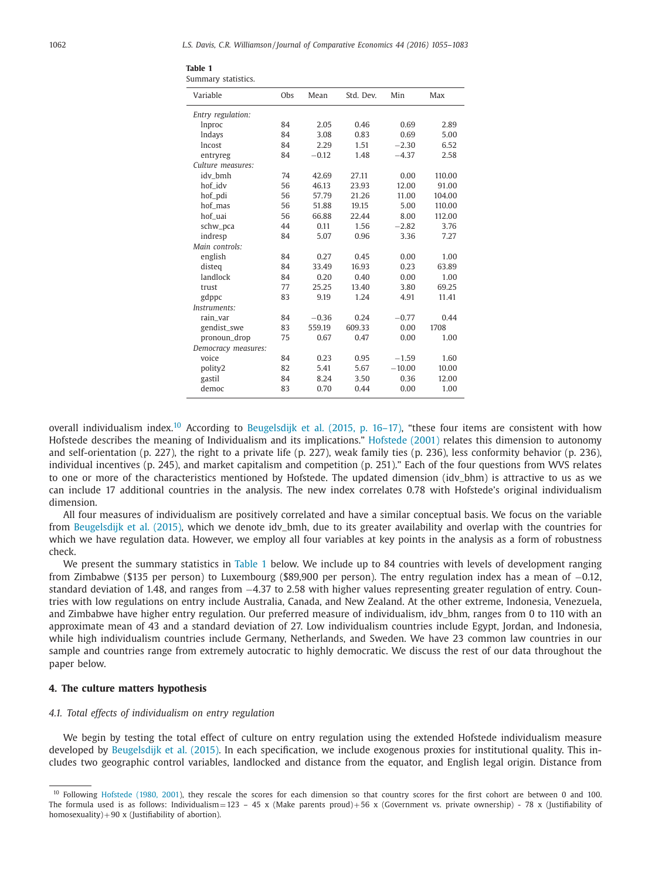**Table 1**
Summary statistics.

| Variable | Obs | Mean | Std. Dev. | Min | Max |
|---|---|---|---|---|---|
| *Entry regulation:* | | | | | |
| lnproc | 84 | 2.05 | 0.46 | 0.69 | 2.89 |
| lndays | 84 | 3.08 | 0.83 | 0.69 | 5.00 |
| lncost | 84 | 2.29 | 1.51 | −2.30 | 6.52 |
| entryreg | 84 | −0.12 | 1.48 | −4.37 | 2.58 |
| *Culture measures:* | | | | | |
| idv_bmh | 74 | 42.69 | 27.11 | 0.00 | 110.00 |
| hof_idv | 56 | 46.13 | 23.93 | 12.00 | 91.00 |
| hof_pdi | 56 | 57.79 | 21.26 | 11.00 | 104.00 |
| hof_mas | 56 | 51.88 | 19.15 | 5.00 | 110.00 |
| hof_uai | 56 | 66.88 | 22.44 | 8.00 | 112.00 |
| schw_pca | 44 | 0.11 | 1.56 | −2.82 | 3.76 |
| indresp | 84 | 5.07 | 0.96 | 3.36 | 7.27 |
| *Main controls:* | | | | | |
| english | 84 | 0.27 | 0.45 | 0.00 | 1.00 |
| disteq | 84 | 33.49 | 16.93 | 0.23 | 63.89 |
| landlock | 84 | 0.20 | 0.40 | 0.00 | 1.00 |
| trust | 77 | 25.25 | 13.40 | 3.80 | 69.25 |
| gdppc | 83 | 9.19 | 1.24 | 4.91 | 11.41 |
| *Instruments:* | | | | | |
| rain_var | 84 | −0.36 | 0.24 | −0.77 | 0.44 |
| gendist_swe | 83 | 559.19 | 609.33 | 0.00 | 1708 |
| pronoun_drop | 75 | 0.67 | 0.47 | 0.00 | 1.00 |
| *Democracy measures:* | | | | | |
| voice | 84 | 0.23 | 0.95 | −1.59 | 1.60 |
| polity2 | 82 | 5.41 | 5.67 | −10.00 | 10.00 |
| gastil | 84 | 8.24 | 3.50 | 0.36 | 12.00 |
| democ | 83 | 0.70 | 0.44 | 0.00 | 1.00 |

overall individualism index.[10] According to Beugelsdijk et al. (2015, p. 16–17), "these four items are consistent with how Hofstede describes the meaning of Individualism and its implications." Hofstede (2001) relates this dimension to autonomy and self-orientation (p. 227), the right to a private life (p. 227), weak family ties (p. 236), less conformity behavior (p. 236), individual incentives (p. 245), and market capitalism and competition (p. 251)." Each of the four questions from WVS relates to one or more of the characteristics mentioned by Hofstede. The updated dimension (idv_bhm) is attractive to us as we can include 17 additional countries in the analysis. The new index correlates 0.78 with Hofstede's original individualism dimension.

All four measures of individualism are positively correlated and have a similar conceptual basis. We focus on the variable from Beugelsdijk et al. (2015), which we denote idv_bmh, due to its greater availability and overlap with the countries for which we have regulation data. However, we employ all four variables at key points in the analysis as a form of robustness check.

We present the summary statistics in Table 1 below. We include up to 84 countries with levels of development ranging from Zimbabwe ($135 per person) to Luxembourg ($89,900 per person). The entry regulation index has a mean of −0.12, standard deviation of 1.48, and ranges from −4.37 to 2.58 with higher values representing greater regulation of entry. Countries with low regulations on entry include Australia, Canada, and New Zealand. At the other extreme, Indonesia, Venezuela, and Zimbabwe have higher entry regulation. Our preferred measure of individualism, idv_bhm, ranges from 0 to 110 with an approximate mean of 43 and a standard deviation of 27. Low individualism countries include Egypt, Jordan, and Indonesia, while high individualism countries include Germany, Netherlands, and Sweden. We have 23 common law countries in our sample and countries range from extremely autocratic to highly democratic. We discuss the rest of our data throughout the paper below.

## 4. The culture matters hypothesis

### *4.1. Total effects of individualism on entry regulation*

We begin by testing the total effect of culture on entry regulation using the extended Hofstede individualism measure developed by Beugelsdijk et al. (2015). In each specification, we include exogenous proxies for institutional quality. This includes two geographic control variables, landlocked and distance from the equator, and English legal origin. Distance from

[10] Following Hofstede (1980, 2001), they rescale the scores for each dimension so that country scores for the first cohort are between 0 and 100. The formula used is as follows: Individualism = 123 – 45 x (Make parents proud) + 56 x (Government vs. private ownership) - 78 x (Justifiability of homosexuality) + 90 x (Justifiability of abortion).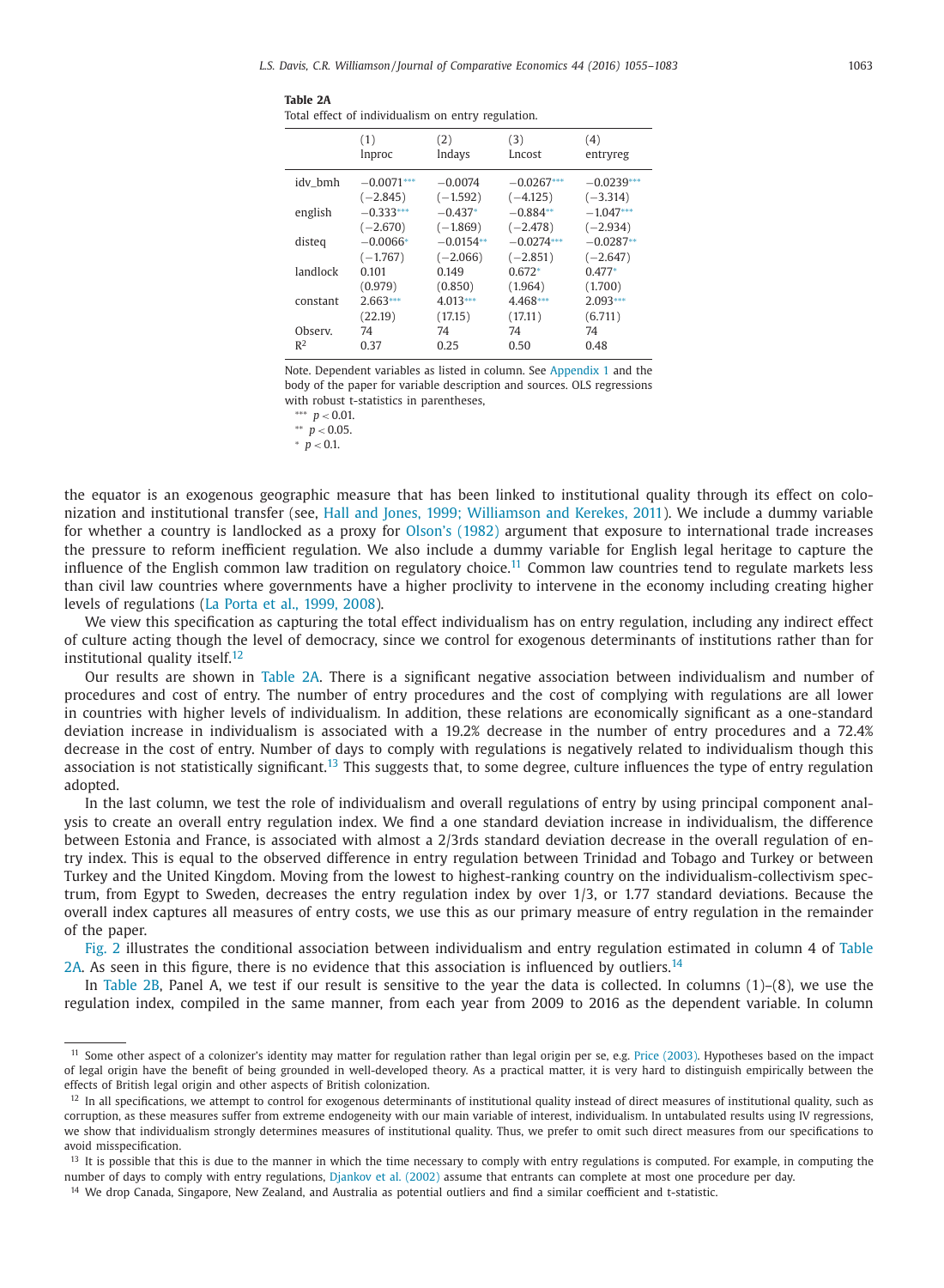**Table 2A**
Total effect of individualism on entry regulation.

| | (1) lnproc | (2) lndays | (3) Lncost | (4) entryreg |
|---|---|---|---|---|
| idv_bmh | −0.0071*** | −0.0074 | −0.0267*** | −0.0239*** |
| | (−2.845) | (−1.592) | (−4.125) | (−3.314) |
| english | −0.333*** | −0.437* | −0.884** | −1.047*** |
| | (−2.670) | (−1.869) | (−2.478) | (−2.934) |
| disteq | −0.0066* | −0.0154** | −0.0274*** | −0.0287** |
| | (−1.767) | (−2.066) | (−2.851) | (−2.647) |
| landlock | 0.101 | 0.149 | 0.672* | 0.477* |
| | (0.979) | (0.850) | (1.964) | (1.700) |
| constant | 2.663*** | 4.013*** | 4.468*** | 2.093*** |
| | (22.19) | (17.15) | (17.11) | (6.711) |
| Observ. | 74 | 74 | 74 | 74 |
| $R^2$ | 0.37 | 0.25 | 0.50 | 0.48 |

Note. Dependent variables as listed in column. See Appendix 1 and the body of the paper for variable description and sources. OLS regressions with robust t-statistics in parentheses,

*** $p < 0.01$.
** $p < 0.05$.
* $p < 0.1$.

the equator is an exogenous geographic measure that has been linked to institutional quality through its effect on colonization and institutional transfer (see, Hall and Jones, 1999; Williamson and Kerekes, 2011). We include a dummy variable for whether a country is landlocked as a proxy for Olson's (1982) argument that exposure to international trade increases the pressure to reform inefficient regulation. We also include a dummy variable for English legal heritage to capture the influence of the English common law tradition on regulatory choice.[11] Common law countries tend to regulate markets less than civil law countries where governments have a higher proclivity to intervene in the economy including creating higher levels of regulations (La Porta et al., 1999, 2008).

We view this specification as capturing the total effect individualism has on entry regulation, including any indirect effect of culture acting though the level of democracy, since we control for exogenous determinants of institutions rather than for institutional quality itself.[12]

Our results are shown in Table 2A. There is a significant negative association between individualism and number of procedures and cost of entry. The number of entry procedures and the cost of complying with regulations are all lower in countries with higher levels of individualism. In addition, these relations are economically significant as a one-standard deviation increase in individualism is associated with a 19.2% decrease in the number of entry procedures and a 72.4% decrease in the cost of entry. Number of days to comply with regulations is negatively related to individualism though this association is not statistically significant.[13] This suggests that, to some degree, culture influences the type of entry regulation adopted.

In the last column, we test the role of individualism and overall regulations of entry by using principal component analysis to create an overall entry regulation index. We find a one standard deviation increase in individualism, the difference between Estonia and France, is associated with almost a 2/3rds standard deviation decrease in the overall regulation of entry index. This is equal to the observed difference in entry regulation between Trinidad and Tobago and Turkey or between Turkey and the United Kingdom. Moving from the lowest to highest-ranking country on the individualism-collectivism spectrum, from Egypt to Sweden, decreases the entry regulation index by over 1/3, or 1.77 standard deviations. Because the overall index captures all measures of entry costs, we use this as our primary measure of entry regulation in the remainder of the paper.

Fig. 2 illustrates the conditional association between individualism and entry regulation estimated in column 4 of Table 2A. As seen in this figure, there is no evidence that this association is influenced by outliers.[14]

In Table 2B, Panel A, we test if our result is sensitive to the year the data is collected. In columns (1)–(8), we use the regulation index, compiled in the same manner, from each year from 2009 to 2016 as the dependent variable. In column

[11] Some other aspect of a colonizer's identity may matter for regulation rather than legal origin per se, e.g. Price (2003). Hypotheses based on the impact of legal origin have the benefit of being grounded in well-developed theory. As a practical matter, it is very hard to distinguish empirically between the effects of British legal origin and other aspects of British colonization.

[12] In all specifications, we attempt to control for exogenous determinants of institutional quality instead of direct measures of institutional quality, such as corruption, as these measures suffer from extreme endogeneity with our main variable of interest, individualism. In untabulated results using IV regressions, we show that individualism strongly determines measures of institutional quality. Thus, we prefer to omit such direct measures from our specifications to avoid misspecification.

[13] It is possible that this is due to the manner in which the time necessary to comply with entry regulations is computed. For example, in computing the number of days to comply with entry regulations, Djankov et al. (2002) assume that entrants can complete at most one procedure per day.

[14] We drop Canada, Singapore, New Zealand, and Australia as potential outliers and find a similar coefficient and t-statistic.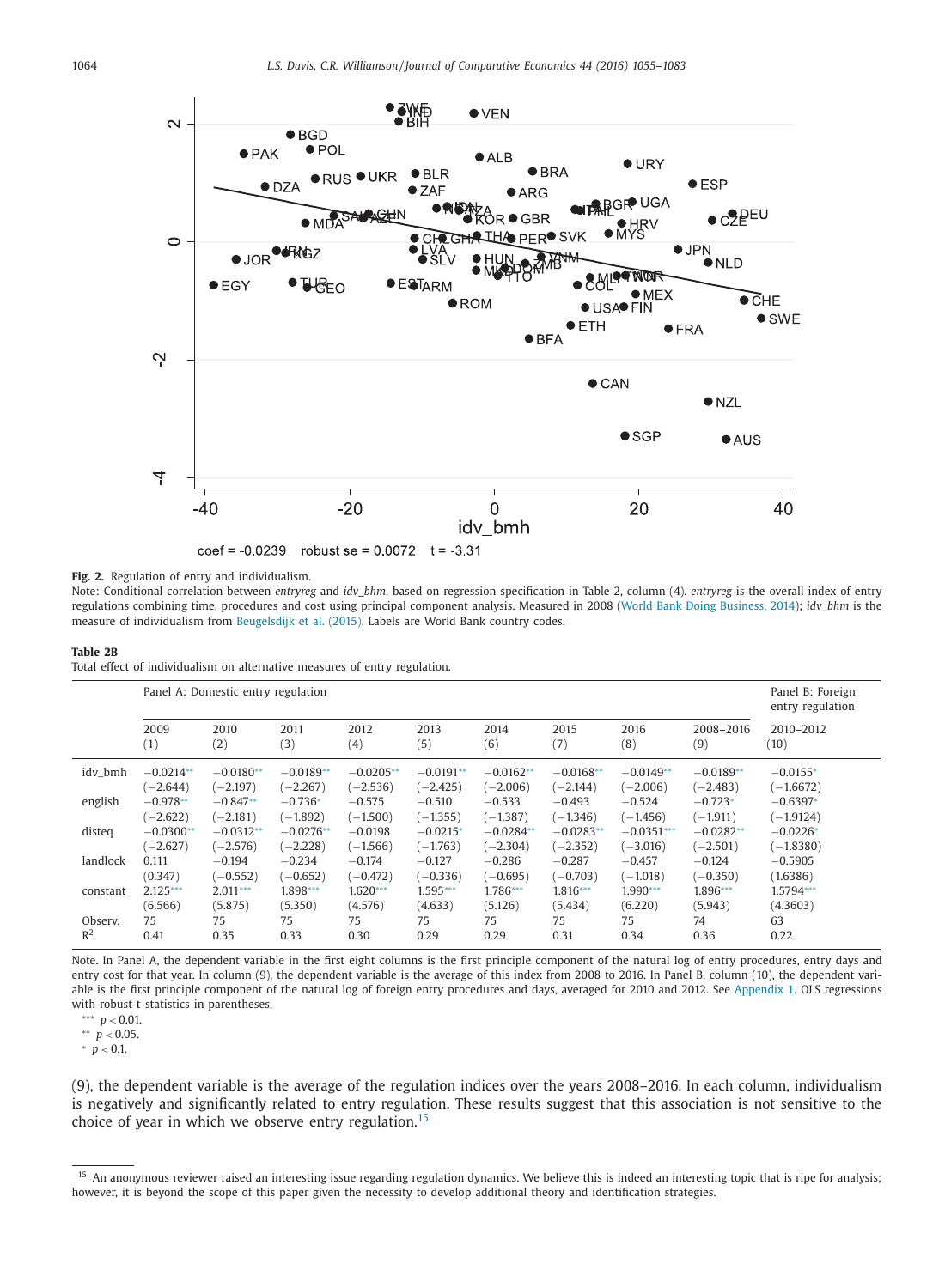coef = -0.0239   robust se = 0.0072   t = -3.31

**Fig. 2.** Regulation of entry and individualism.

Note: Conditional correlation between *entryreg* and *idv_bmh*, based on regression specification in Table 2, column (4). *entryreg* is the overall index of entry regulations combining time, procedures and cost using principal component analysis. Measured in 2008 (World Bank Doing Business, 2014); *idv_bhm* is the measure of individualism from Beugelsdijk et al. (2015). Labels are World Bank country codes.

**Table 2B**

Total effect of individualism on alternative measures of entry regulation.

| | Panel A: Domestic entry regulation | | | | | | | | | Panel B: Foreign entry regulation |
|---|---|---|---|---|---|---|---|---|---|---|
| | 2009 (1) | 2010 (2) | 2011 (3) | 2012 (4) | 2013 (5) | 2014 (6) | 2015 (7) | 2016 (8) | 2008–2016 (9) | 2010–2012 (10) |
| idv_bmh | −0.0214** | −0.0180** | −0.0189** | −0.0205** | −0.0191** | −0.0162** | −0.0168** | −0.0149** | −0.0189** | −0.0155* |
| | (−2.644) | (−2.197) | (−2.267) | (−2.536) | (−2.425) | (−2.006) | (−2.144) | (−2.006) | (−2.483) | (−1.6672) |
| english | −0.978** | −0.847** | −0.736* | −0.575 | −0.510 | −0.533 | −0.493 | −0.524 | −0.723* | −0.6397* |
| | (−2.622) | (−2.181) | (−1.892) | (−1.500) | (−1.355) | (−1.387) | (−1.346) | (−1.456) | (−1.911) | (−1.9124) |
| disteq | −0.0300** | −0.0312** | −0.0276** | −0.0198 | −0.0215* | −0.0284** | −0.0283** | −0.0351*** | −0.0282** | −0.0226* |
| | (−2.627) | (−2.576) | (−2.228) | (−1.566) | (−1.763) | (−2.304) | (−2.352) | (−3.016) | (−2.501) | (−1.8380) |
| landlock | 0.111 | −0.194 | −0.234 | −0.174 | −0.127 | −0.286 | −0.287 | −0.457 | −0.124 | −0.5905 |
| | (0.347) | (−0.552) | (−0.652) | (−0.472) | (−0.336) | (−0.695) | (−0.703) | (−1.018) | (−0.350) | (1.6386) |
| constant | 2.125*** | 2.011*** | 1.898*** | 1.620*** | 1.595*** | 1.786*** | 1.816*** | 1.990*** | 1.896*** | 1.5794*** |
| | (6.566) | (5.875) | (5.350) | (4.576) | (4.633) | (5.126) | (5.434) | (6.220) | (5.943) | (4.3603) |
| Observ. | 75 | 75 | 75 | 75 | 75 | 75 | 75 | 75 | 74 | 63 |
| $R^2$ | 0.41 | 0.35 | 0.33 | 0.30 | 0.29 | 0.29 | 0.31 | 0.34 | 0.36 | 0.22 |

Note. In Panel A, the dependent variable in the first eight columns is the first principle component of the natural log of entry procedures, entry days and entry cost for that year. In column (9), the dependent variable is the average of this index from 2008 to 2016. In Panel B, column (10), the dependent variable is the first principle component of the natural log of foreign entry procedures and days, averaged for 2010 and 2012. See Appendix 1. OLS regressions with robust t-statistics in parentheses,

*** $p < 0.01$.

** $p < 0.05$.

* $p < 0.1$.

(9), the dependent variable is the average of the regulation indices over the years 2008–2016. In each column, individualism is negatively and significantly related to entry regulation. These results suggest that this association is not sensitive to the choice of year in which we observe entry regulation.[15]

[15] An anonymous reviewer raised an interesting issue regarding regulation dynamics. We believe this is indeed an interesting topic that is ripe for analysis; however, it is beyond the scope of this paper given the necessity to develop additional theory and identification strategies.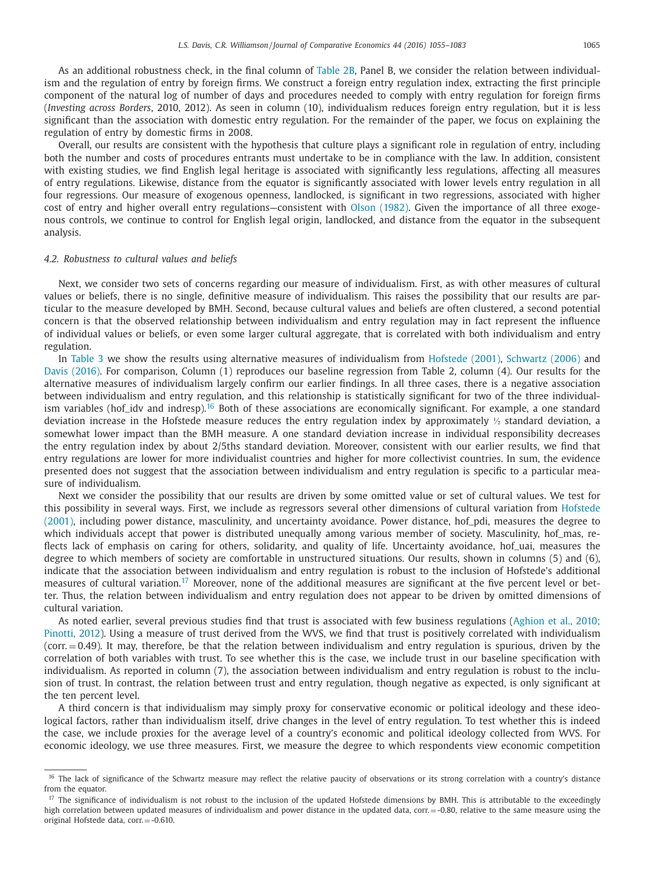As an additional robustness check, in the final column of Table 2B, Panel B, we consider the relation between individualism and the regulation of entry by foreign firms. We construct a foreign entry regulation index, extracting the first principle component of the natural log of number of days and procedures needed to comply with entry regulation for foreign firms (*Investing across Borders*, 2010, 2012). As seen in column (10), individualism reduces foreign entry regulation, but it is less significant than the association with domestic entry regulation. For the remainder of the paper, we focus on explaining the regulation of entry by domestic firms in 2008.

Overall, our results are consistent with the hypothesis that culture plays a significant role in regulation of entry, including both the number and costs of procedures entrants must undertake to be in compliance with the law. In addition, consistent with existing studies, we find English legal heritage is associated with significantly less regulations, affecting all measures of entry regulations. Likewise, distance from the equator is significantly associated with lower levels entry regulation in all four regressions. Our measure of exogenous openness, landlocked, is significant in two regressions, associated with higher cost of entry and higher overall entry regulations—consistent with Olson (1982). Given the importance of all three exogenous controls, we continue to control for English legal origin, landlocked, and distance from the equator in the subsequent analysis.

### 4.2. Robustness to cultural values and beliefs

Next, we consider two sets of concerns regarding our measure of individualism. First, as with other measures of cultural values or beliefs, there is no single, definitive measure of individualism. This raises the possibility that our results are particular to the measure developed by BMH. Second, because cultural values and beliefs are often clustered, a second potential concern is that the observed relationship between individualism and entry regulation may in fact represent the influence of individual values or beliefs, or even some larger cultural aggregate, that is correlated with both individualism and entry regulation.

In Table 3 we show the results using alternative measures of individualism from Hofstede (2001), Schwartz (2006) and Davis (2016). For comparison, Column (1) reproduces our baseline regression from Table 2, column (4). Our results for the alternative measures of individualism largely confirm our earlier findings. In all three cases, there is a negative association between individualism and entry regulation, and this relationship is statistically significant for two of the three individualism variables (hof_idv and indresp).[16] Both of these associations are economically significant. For example, a one standard deviation increase in the Hofstede measure reduces the entry regulation index by approximately ½ standard deviation, a somewhat lower impact than the BMH measure. A one standard deviation increase in individual responsibility decreases the entry regulation index by about 2/5ths standard deviation. Moreover, consistent with our earlier results, we find that entry regulations are lower for more individualist countries and higher for more collectivist countries. In sum, the evidence presented does not suggest that the association between individualism and entry regulation is specific to a particular measure of individualism.

Next we consider the possibility that our results are driven by some omitted value or set of cultural values. We test for this possibility in several ways. First, we include as regressors several other dimensions of cultural variation from Hofstede (2001), including power distance, masculinity, and uncertainty avoidance. Power distance, hof_pdi, measures the degree to which individuals accept that power is distributed unequally among various member of society. Masculinity, hof_mas, reflects lack of emphasis on caring for others, solidarity, and quality of life. Uncertainty avoidance, hof_uai, measures the degree to which members of society are comfortable in unstructured situations. Our results, shown in columns (5) and (6), indicate that the association between individualism and entry regulation is robust to the inclusion of Hofstede's additional measures of cultural variation.[17] Moreover, none of the additional measures are significant at the five percent level or better. Thus, the relation between individualism and entry regulation does not appear to be driven by omitted dimensions of cultural variation.

As noted earlier, several previous studies find that trust is associated with few business regulations (Aghion et al., 2010; Pinotti, 2012). Using a measure of trust derived from the WVS, we find that trust is positively correlated with individualism (corr. = 0.49). It may, therefore, be that the relation between individualism and entry regulation is spurious, driven by the correlation of both variables with trust. To see whether this is the case, we include trust in our baseline specification with individualism. As reported in column (7), the association between individualism and entry regulation is robust to the inclusion of trust. In contrast, the relation between trust and entry regulation, though negative as expected, is only significant at the ten percent level.

A third concern is that individualism may simply proxy for conservative economic or political ideology and these ideological factors, rather than individualism itself, drive changes in the level of entry regulation. To test whether this is indeed the case, we include proxies for the average level of a country's economic and political ideology collected from WVS. For economic ideology, we use three measures. First, we measure the degree to which respondents view economic competition

[16] The lack of significance of the Schwartz measure may reflect the relative paucity of observations or its strong correlation with a country's distance from the equator.

[17] The significance of individualism is not robust to the inclusion of the updated Hofstede dimensions by BMH. This is attributable to the exceedingly high correlation between updated measures of individualism and power distance in the updated data, corr. = -0.80, relative to the same measure using the original Hofstede data, corr. = -0.610.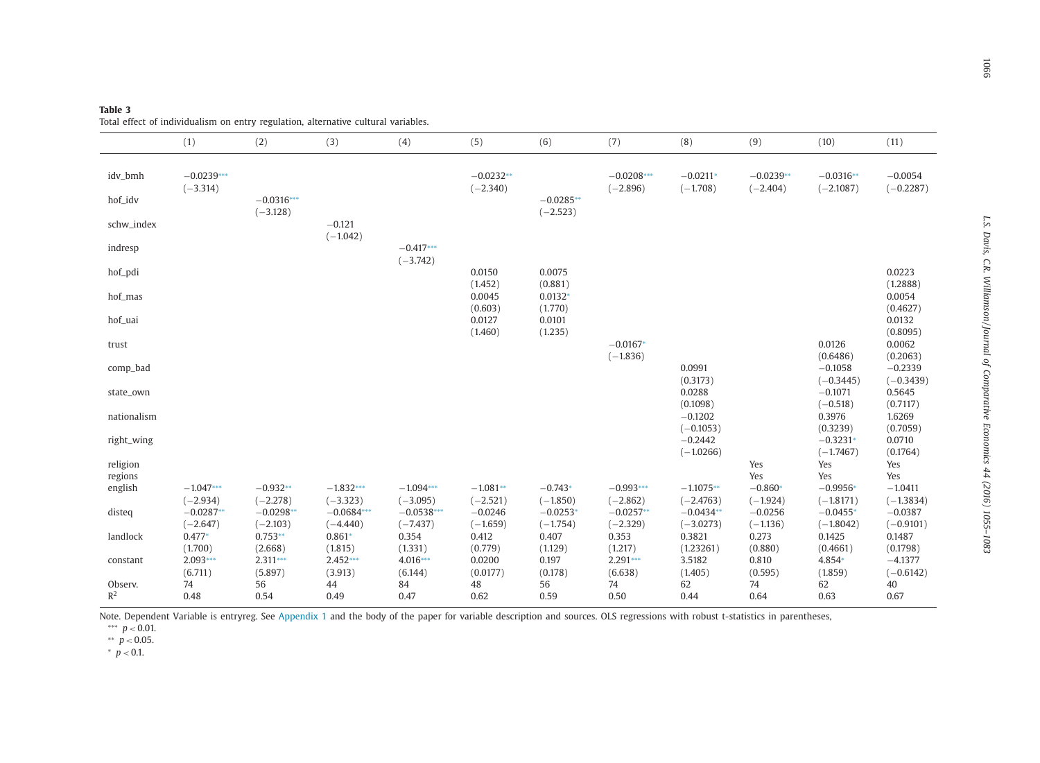**Table 3**
Total effect of individualism on entry regulation, alternative cultural variables.

| | (1) | (2) | (3) | (4) | (5) | (6) | (7) | (8) | (9) | (10) | (11) |
|---|---|---|---|---|---|---|---|---|---|---|---|
| idv_bmh | −0.0239*** | | | | −0.0232** | | −0.0208*** | −0.0211* | −0.0239** | −0.0316** | −0.0054 |
| | (−3.314) | | | | (−2.340) | | (−2.896) | (−1.708) | (−2.404) | (−2.1087) | (−0.2287) |
| hof_idv | | −0.0316*** | | | | −0.0285** | | | | | |
| | | (−3.128) | | | | (−2.523) | | | | | |
| schw_index | | | −0.121 | | | | | | | | |
| | | | (−1.042) | | | | | | | | |
| indresp | | | | −0.417*** | | | | | | | |
| | | | | (−3.742) | | | | | | | |
| hof_pdi | | | | | 0.0150 | 0.0075 | | | | | 0.0223 |
| | | | | | (1.452) | (0.881) | | | | | (1.2888) |
| hof_mas | | | | | 0.0045 | 0.0132* | | | | | 0.0054 |
| | | | | | (0.603) | (1.770) | | | | | (0.4627) |
| hof_uai | | | | | 0.0127 | 0.0101 | | | | | 0.0132 |
| | | | | | (1.460) | (1.235) | | | | | (0.8095) |
| trust | | | | | | | −0.0167* | | | 0.0126 | 0.0062 |
| | | | | | | | (−1.836) | | | (0.6486) | (0.2063) |
| comp_bad | | | | | | | | 0.0991 | | −0.1058 | −0.2339 |
| | | | | | | | | (0.3173) | | (−0.3445) | (−0.3439) |
| state_own | | | | | | | | 0.0288 | | −0.1071 | 0.5645 |
| | | | | | | | | (0.1098) | | (−0.518) | (0.7117) |
| nationalism | | | | | | | | −0.1202 | | 0.3976 | 1.6269 |
| | | | | | | | | (−0.1053) | | (0.3239) | (0.7059) |
| right_wing | | | | | | | | −0.2442 | | −0.3231* | 0.0710 |
| | | | | | | | | (−1.0266) | | (−1.7467) | (0.1764) |
| religion | | | | | | | | | Yes | Yes | Yes |
| regions | | | | | | | | | Yes | Yes | Yes |
| english | −1.047*** | −0.932** | −1.832*** | −1.094*** | −1.081** | −0.743* | −0.993*** | −1.1075** | −0.860* | −0.9956* | −1.0411 |
| | (−2.934) | (−2.278) | (−3.323) | (−3.095) | (−2.521) | (−1.850) | (−2.862) | (−2.4763) | (−1.924) | (−1.8171) | (−1.3834) |
| disteq | −0.0287** | −0.0298** | −0.0684*** | −0.0538*** | −0.0246 | −0.0253* | −0.0257** | −0.0434** | −0.0256 | −0.0455* | −0.0387 |
| | (−2.647) | (−2.103) | (−4.440) | (−7.437) | (−1.659) | (−1.754) | (−2.329) | (−3.0273) | (−1.136) | (−1.8042) | (−0.9101) |
| landlock | 0.477* | 0.753** | 0.861* | 0.354 | 0.412 | 0.407 | 0.353 | 0.3821 | 0.273 | 0.1425 | 0.1487 |
| | (1.700) | (2.668) | (1.815) | (1.331) | (0.779) | (1.129) | (1.217) | (1.23261) | (0.880) | (0.4661) | (0.1798) |
| constant | 2.093*** | 2.311*** | 2.452*** | 4.016*** | 0.0200 | 0.197 | 2.291*** | 3.5182 | 0.810 | 4.854* | −4.1377 |
| | (6.711) | (5.897) | (3.913) | (6.144) | (0.0177) | (0.178) | (6.638) | (1.405) | (0.595) | (1.859) | (−0.6142) |
| Observ. | 74 | 56 | 44 | 84 | 48 | 56 | 74 | 62 | 74 | 62 | 40 |
| $R^2$ | 0.48 | 0.54 | 0.49 | 0.47 | 0.62 | 0.59 | 0.50 | 0.44 | 0.64 | 0.63 | 0.67 |

Note. Dependent Variable is entryreg. See Appendix 1 and the body of the paper for variable description and sources. OLS regressions with robust t-statistics in parentheses,

*** $p < 0.01$.

** $p < 0.05$.

* $p < 0.1$.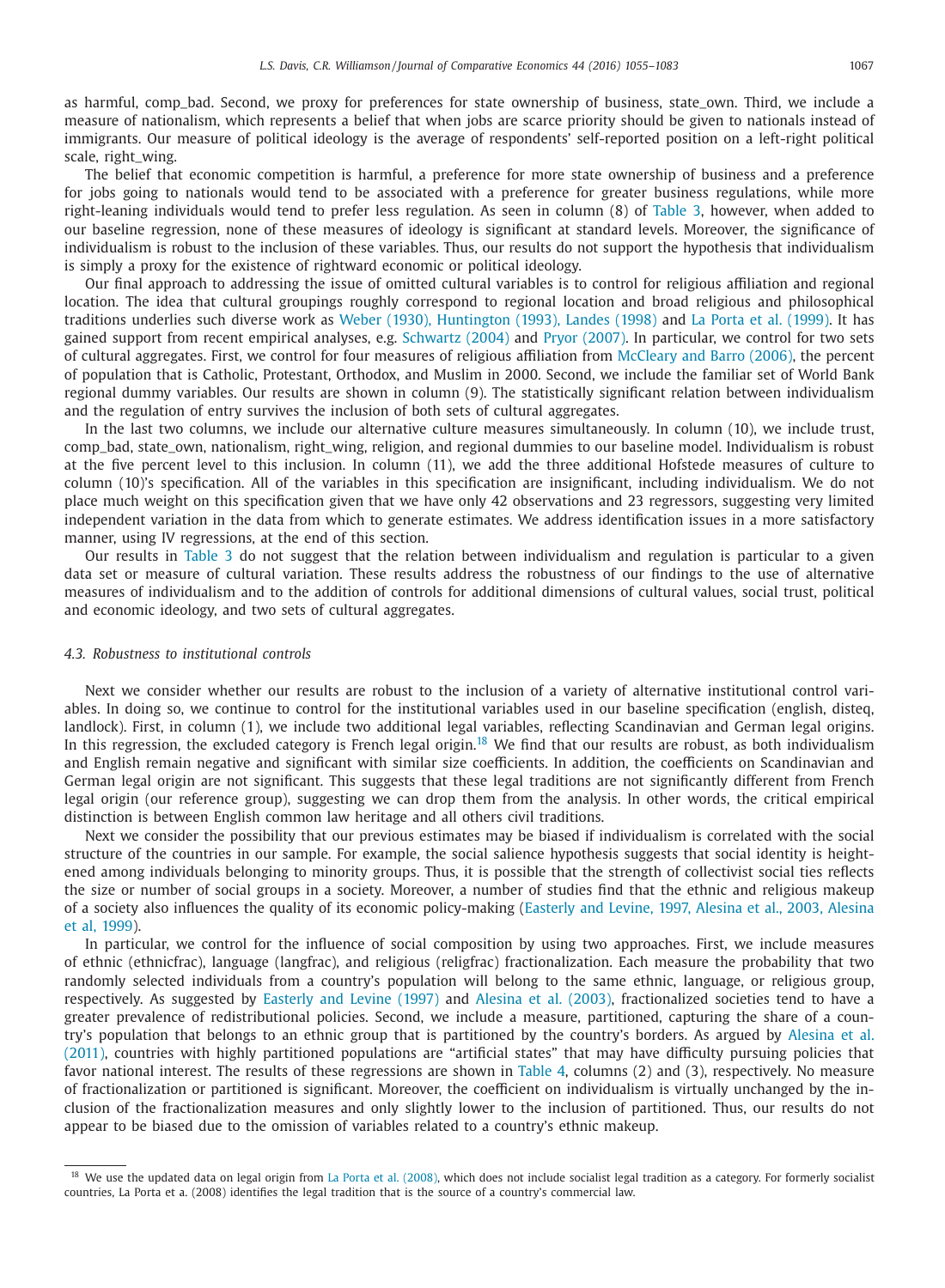as harmful, comp_bad. Second, we proxy for preferences for state ownership of business, state_own. Third, we include a measure of nationalism, which represents a belief that when jobs are scarce priority should be given to nationals instead of immigrants. Our measure of political ideology is the average of respondents' self-reported position on a left-right political scale, right_wing.

The belief that economic competition is harmful, a preference for more state ownership of business and a preference for jobs going to nationals would tend to be associated with a preference for greater business regulations, while more right-leaning individuals would tend to prefer less regulation. As seen in column (8) of Table 3, however, when added to our baseline regression, none of these measures of ideology is significant at standard levels. Moreover, the significance of individualism is robust to the inclusion of these variables. Thus, our results do not support the hypothesis that individualism is simply a proxy for the existence of rightward economic or political ideology.

Our final approach to addressing the issue of omitted cultural variables is to control for religious affiliation and regional location. The idea that cultural groupings roughly correspond to regional location and broad religious and philosophical traditions underlies such diverse work as Weber (1930), Huntington (1993), Landes (1998) and La Porta et al. (1999). It has gained support from recent empirical analyses, e.g. Schwartz (2004) and Pryor (2007). In particular, we control for two sets of cultural aggregates. First, we control for four measures of religious affiliation from McCleary and Barro (2006), the percent of population that is Catholic, Protestant, Orthodox, and Muslim in 2000. Second, we include the familiar set of World Bank regional dummy variables. Our results are shown in column (9). The statistically significant relation between individualism and the regulation of entry survives the inclusion of both sets of cultural aggregates.

In the last two columns, we include our alternative culture measures simultaneously. In column (10), we include trust, comp_bad, state_own, nationalism, right_wing, religion, and regional dummies to our baseline model. Individualism is robust at the five percent level to this inclusion. In column (11), we add the three additional Hofstede measures of culture to column (10)'s specification. All of the variables in this specification are insignificant, including individualism. We do not place much weight on this specification given that we have only 42 observations and 23 regressors, suggesting very limited independent variation in the data from which to generate estimates. We address identification issues in a more satisfactory manner, using IV regressions, at the end of this section.

Our results in Table 3 do not suggest that the relation between individualism and regulation is particular to a given data set or measure of cultural variation. These results address the robustness of our findings to the use of alternative measures of individualism and to the addition of controls for additional dimensions of cultural values, social trust, political and economic ideology, and two sets of cultural aggregates.

### *4.3. Robustness to institutional controls*

Next we consider whether our results are robust to the inclusion of a variety of alternative institutional control variables. In doing so, we continue to control for the institutional variables used in our baseline specification (english, disteq, landlock). First, in column (1), we include two additional legal variables, reflecting Scandinavian and German legal origins. In this regression, the excluded category is French legal origin.[18] We find that our results are robust, as both individualism and English remain negative and significant with similar size coefficients. In addition, the coefficients on Scandinavian and German legal origin are not significant. This suggests that these legal traditions are not significantly different from French legal origin (our reference group), suggesting we can drop them from the analysis. In other words, the critical empirical distinction is between English common law heritage and all others civil traditions.

Next we consider the possibility that our previous estimates may be biased if individualism is correlated with the social structure of the countries in our sample. For example, the social salience hypothesis suggests that social identity is heightened among individuals belonging to minority groups. Thus, it is possible that the strength of collectivist social ties reflects the size or number of social groups in a society. Moreover, a number of studies find that the ethnic and religious makeup of a society also influences the quality of its economic policy-making (Easterly and Levine, 1997, Alesina et al., 2003, Alesina et al, 1999).

In particular, we control for the influence of social composition by using two approaches. First, we include measures of ethnic (ethnicfrac), language (langfrac), and religious (religfrac) fractionalization. Each measure the probability that two randomly selected individuals from a country's population will belong to the same ethnic, language, or religious group, respectively. As suggested by Easterly and Levine (1997) and Alesina et al. (2003), fractionalized societies tend to have a greater prevalence of redistributional policies. Second, we include a measure, partitioned, capturing the share of a country's population that belongs to an ethnic group that is partitioned by the country's borders. As argued by Alesina et al. (2011), countries with highly partitioned populations are "artificial states" that may have difficulty pursuing policies that favor national interest. The results of these regressions are shown in Table 4, columns (2) and (3), respectively. No measure of fractionalization or partitioned is significant. Moreover, the coefficient on individualism is virtually unchanged by the inclusion of the fractionalization measures and only slightly lower to the inclusion of partitioned. Thus, our results do not appear to be biased due to the omission of variables related to a country's ethnic makeup.

[18] We use the updated data on legal origin from La Porta et al. (2008), which does not include socialist legal tradition as a category. For formerly socialist countries, La Porta et a. (2008) identifies the legal tradition that is the source of a country's commercial law.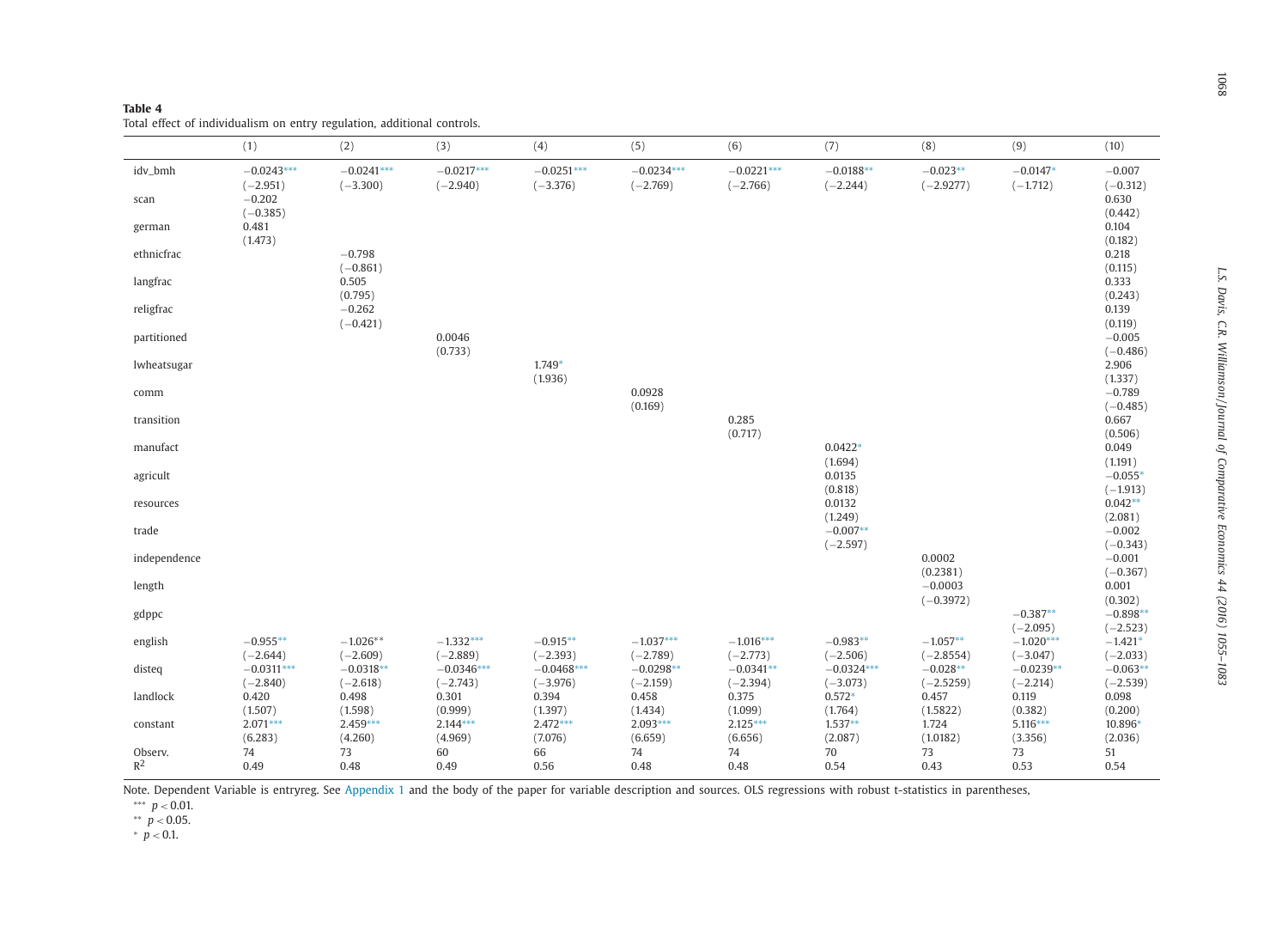**Table 4**
Total effect of individualism on entry regulation, additional controls.

| | (1) | (2) | (3) | (4) | (5) | (6) | (7) | (8) | (9) | (10) |
|---|---|---|---|---|---|---|---|---|---|---|
| idv_bmh | −0.0243*** | −0.0241*** | −0.0217*** | −0.0251*** | −0.0234*** | −0.0221*** | −0.0188** | −0.023** | −0.0147* | −0.007 |
| | (−2.951) | (−3.300) | (−2.940) | (−3.376) | (−2.769) | (−2.766) | (−2.244) | (−2.9277) | (−1.712) | (−0.312) |
| scan | −0.202 | | | | | | | | | 0.630 |
| | (−0.385) | | | | | | | | | (0.442) |
| german | 0.481 | | | | | | | | | 0.104 |
| | (1.473) | | | | | | | | | (0.182) |
| ethnicfrac | | −0.798 | | | | | | | | 0.218 |
| | | (−0.861) | | | | | | | | (0.115) |
| langfrac | | 0.505 | | | | | | | | 0.333 |
| | | (0.795) | | | | | | | | (0.243) |
| religfrac | | −0.262 | | | | | | | | 0.139 |
| | | (−0.421) | | | | | | | | (0.119) |
| partitioned | | | 0.0046 | | | | | | | −0.005 |
| | | | (0.733) | | | | | | | (−0.486) |
| lwheatsugar | | | | 1.749* | | | | | | 2.906 |
| | | | | (1.936) | | | | | | (1.337) |
| comm | | | | | 0.0928 | | | | | −0.789 |
| | | | | | (0.169) | | | | | (−0.485) |
| transition | | | | | | 0.285 | | | | 0.667 |
| | | | | | | (0.717) | | | | (0.506) |
| manufact | | | | | | | 0.0422* | | | 0.049 |
| | | | | | | | (1.694) | | | (1.191) |
| agricult | | | | | | | 0.0135 | | | −0.055* |
| | | | | | | | (0.818) | | | (−1.913) |
| resources | | | | | | | 0.0132 | | | 0.042** |
| | | | | | | | (1.249) | | | (2.081) |
| trade | | | | | | | −0.007** | | | −0.002 |
| | | | | | | | (−2.597) | | | (−0.343) |
| independence | | | | | | | | 0.0002 | | −0.001 |
| | | | | | | | | (0.2381) | | (−0.367) |
| length | | | | | | | | −0.0003 | | 0.001 |
| | | | | | | | | (−0.3972) | | (0.302) |
| gdppc | | | | | | | | | −0.387** | −0.898** |
| | | | | | | | | | (−2.095) | (−2.523) |
| english | −0.955** | −1.026** | −1.332*** | −0.915** | −1.037*** | −1.016*** | −0.983** | −1.057** | −1.020*** | −1.421* |
| | (−2.644) | (−2.609) | (−2.889) | (−2.393) | (−2.789) | (−2.773) | (−2.506) | (−2.8554) | (−3.047) | (−2.033) |
| disteq | −0.0311*** | −0.0318** | −0.0346*** | −0.0468*** | −0.0298** | −0.0341** | −0.0324*** | −0.028** | −0.0239** | −0.063** |
| | (−2.840) | (−2.618) | (−2.743) | (−3.976) | (−2.159) | (−2.394) | (−3.073) | (−2.5259) | (−2.214) | (−2.539) |
| landlock | 0.420 | 0.498 | 0.301 | 0.394 | 0.458 | 0.375 | 0.572* | 0.457 | 0.119 | 0.098 |
| | (1.507) | (1.598) | (0.999) | (1.397) | (1.434) | (1.099) | (1.764) | (1.5822) | (0.382) | (0.200) |
| constant | 2.071*** | 2.459*** | 2.144*** | 2.472*** | 2.093*** | 2.125*** | 1.537** | 1.724 | 5.116*** | 10.896* |
| | (6.283) | (4.260) | (4.969) | (7.076) | (6.659) | (6.656) | (2.087) | (1.0182) | (3.356) | (2.036) |
| Observ. | 74 | 73 | 60 | 66 | 74 | 74 | 70 | 73 | 73 | 51 |
| $R^2$ | 0.49 | 0.48 | 0.49 | 0.56 | 0.48 | 0.48 | 0.54 | 0.43 | 0.53 | 0.54 |

Note. Dependent Variable is entryreg. See Appendix 1 and the body of the paper for variable description and sources. OLS regressions with robust t-statistics in parentheses,

*** $p < 0.01$.
** $p < 0.05$.
* $p < 0.1$.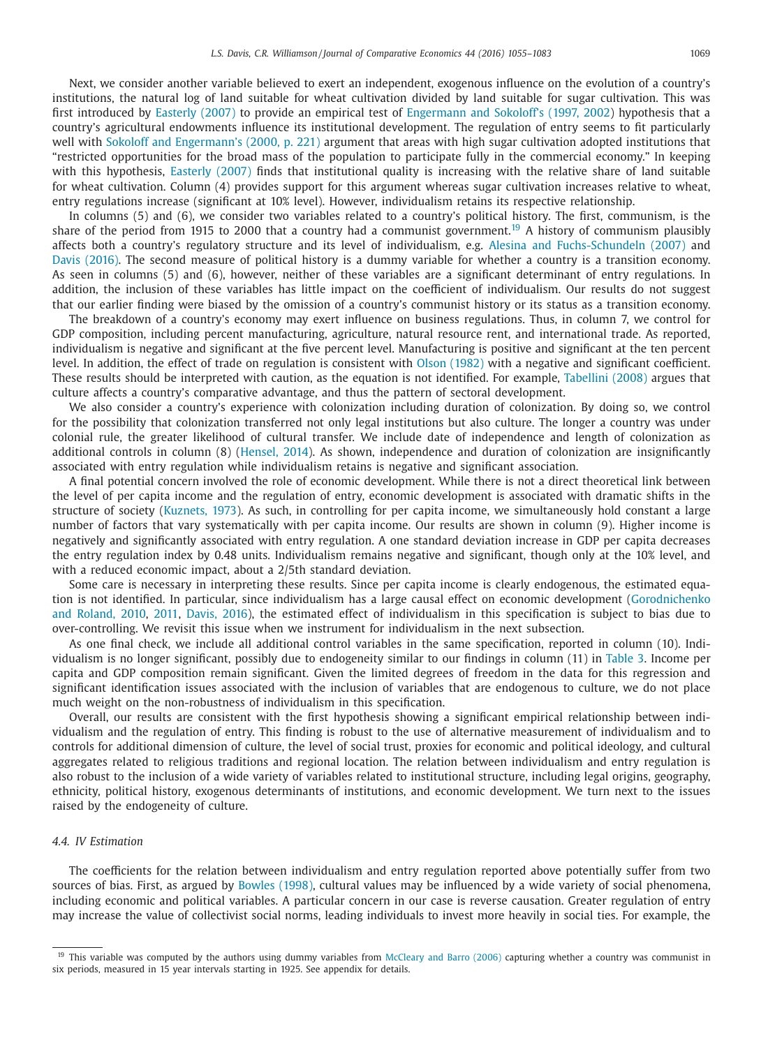Next, we consider another variable believed to exert an independent, exogenous influence on the evolution of a country's institutions, the natural log of land suitable for wheat cultivation divided by land suitable for sugar cultivation. This was first introduced by Easterly (2007) to provide an empirical test of Engermann and Sokoloff's (1997, 2002) hypothesis that a country's agricultural endowments influence its institutional development. The regulation of entry seems to fit particularly well with Sokoloff and Engermann's (2000, p. 221) argument that areas with high sugar cultivation adopted institutions that "restricted opportunities for the broad mass of the population to participate fully in the commercial economy." In keeping with this hypothesis, Easterly (2007) finds that institutional quality is increasing with the relative share of land suitable for wheat cultivation. Column (4) provides support for this argument whereas sugar cultivation increases relative to wheat, entry regulations increase (significant at 10% level). However, individualism retains its respective relationship.

In columns (5) and (6), we consider two variables related to a country's political history. The first, communism, is the share of the period from 1915 to 2000 that a country had a communist government.[19] A history of communism plausibly affects both a country's regulatory structure and its level of individualism, e.g. Alesina and Fuchs-Schundeln (2007) and Davis (2016). The second measure of political history is a dummy variable for whether a country is a transition economy. As seen in columns (5) and (6), however, neither of these variables are a significant determinant of entry regulations. In addition, the inclusion of these variables has little impact on the coefficient of individualism. Our results do not suggest that our earlier finding were biased by the omission of a country's communist history or its status as a transition economy.

The breakdown of a country's economy may exert influence on business regulations. Thus, in column 7, we control for GDP composition, including percent manufacturing, agriculture, natural resource rent, and international trade. As reported, individualism is negative and significant at the five percent level. Manufacturing is positive and significant at the ten percent level. In addition, the effect of trade on regulation is consistent with Olson (1982) with a negative and significant coefficient. These results should be interpreted with caution, as the equation is not identified. For example, Tabellini (2008) argues that culture affects a country's comparative advantage, and thus the pattern of sectoral development.

We also consider a country's experience with colonization including duration of colonization. By doing so, we control for the possibility that colonization transferred not only legal institutions but also culture. The longer a country was under colonial rule, the greater likelihood of cultural transfer. We include date of independence and length of colonization as additional controls in column (8) (Hensel, 2014). As shown, independence and duration of colonization are insignificantly associated with entry regulation while individualism retains is negative and significant association.

A final potential concern involved the role of economic development. While there is not a direct theoretical link between the level of per capita income and the regulation of entry, economic development is associated with dramatic shifts in the structure of society (Kuznets, 1973). As such, in controlling for per capita income, we simultaneously hold constant a large number of factors that vary systematically with per capita income. Our results are shown in column (9). Higher income is negatively and significantly associated with entry regulation. A one standard deviation increase in GDP per capita decreases the entry regulation index by 0.48 units. Individualism remains negative and significant, though only at the 10% level, and with a reduced economic impact, about a 2/5th standard deviation.

Some care is necessary in interpreting these results. Since per capita income is clearly endogenous, the estimated equation is not identified. In particular, since individualism has a large causal effect on economic development (Gorodnichenko and Roland, 2010, 2011, Davis, 2016), the estimated effect of individualism in this specification is subject to bias due to over-controlling. We revisit this issue when we instrument for individualism in the next subsection.

As one final check, we include all additional control variables in the same specification, reported in column (10). Individualism is no longer significant, possibly due to endogeneity similar to our findings in column (11) in Table 3. Income per capita and GDP composition remain significant. Given the limited degrees of freedom in the data for this regression and significant identification issues associated with the inclusion of variables that are endogenous to culture, we do not place much weight on the non-robustness of individualism in this specification.

Overall, our results are consistent with the first hypothesis showing a significant empirical relationship between individualism and the regulation of entry. This finding is robust to the use of alternative measurement of individualism and to controls for additional dimension of culture, the level of social trust, proxies for economic and political ideology, and cultural aggregates related to religious traditions and regional location. The relation between individualism and entry regulation is also robust to the inclusion of a wide variety of variables related to institutional structure, including legal origins, geography, ethnicity, political history, exogenous determinants of institutions, and economic development. We turn next to the issues raised by the endogeneity of culture.

### 4.4. IV Estimation

The coefficients for the relation between individualism and entry regulation reported above potentially suffer from two sources of bias. First, as argued by Bowles (1998), cultural values may be influenced by a wide variety of social phenomena, including economic and political variables. A particular concern in our case is reverse causation. Greater regulation of entry may increase the value of collectivist social norms, leading individuals to invest more heavily in social ties. For example, the

[19] This variable was computed by the authors using dummy variables from McCleary and Barro (2006) capturing whether a country was communist in six periods, measured in 15 year intervals starting in 1925. See appendix for details.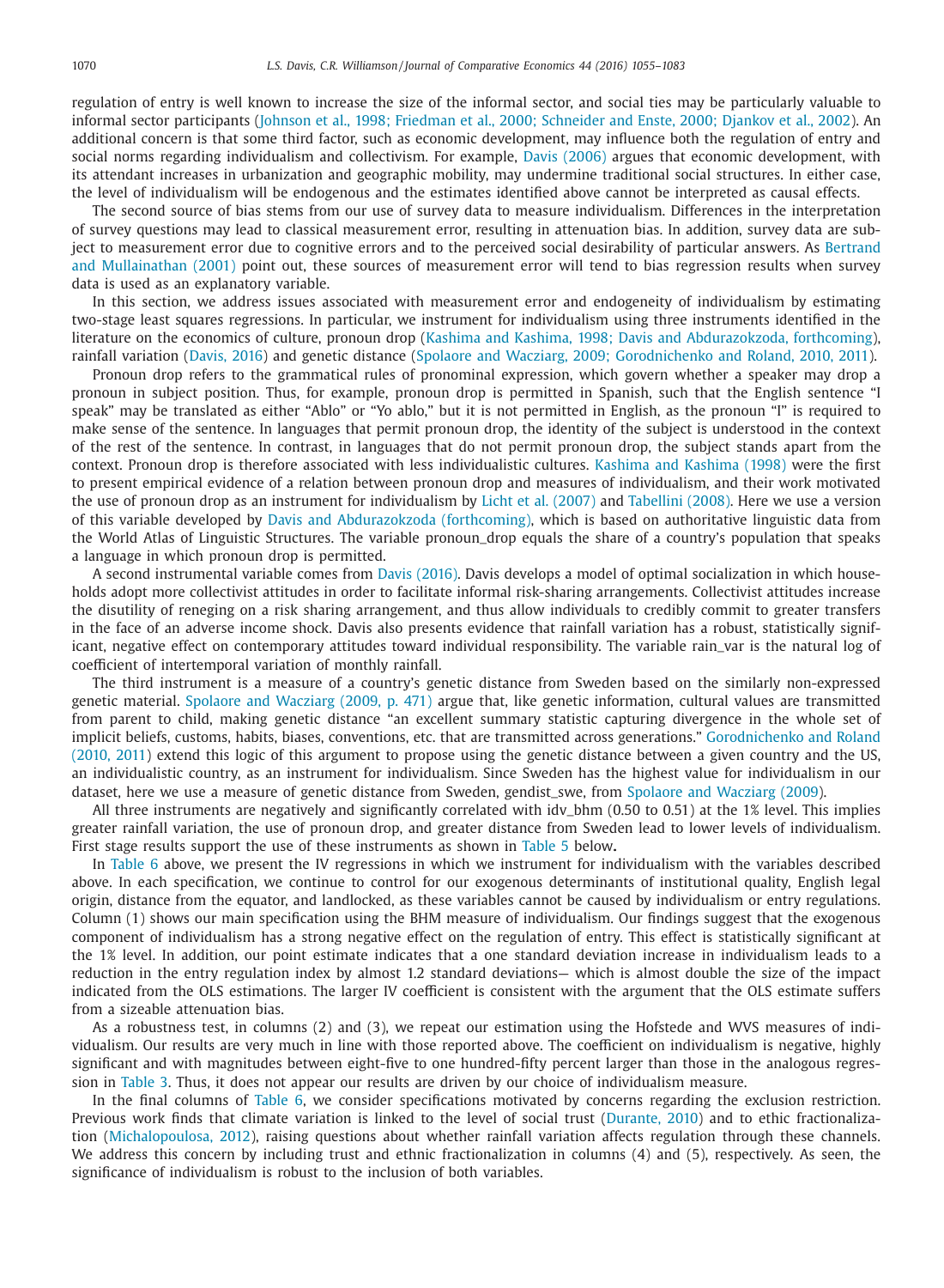regulation of entry is well known to increase the size of the informal sector, and social ties may be particularly valuable to informal sector participants (Johnson et al., 1998; Friedman et al., 2000; Schneider and Enste, 2000; Djankov et al., 2002). An additional concern is that some third factor, such as economic development, may influence both the regulation of entry and social norms regarding individualism and collectivism. For example, Davis (2006) argues that economic development, with its attendant increases in urbanization and geographic mobility, may undermine traditional social structures. In either case, the level of individualism will be endogenous and the estimates identified above cannot be interpreted as causal effects.

The second source of bias stems from our use of survey data to measure individualism. Differences in the interpretation of survey questions may lead to classical measurement error, resulting in attenuation bias. In addition, survey data are subject to measurement error due to cognitive errors and to the perceived social desirability of particular answers. As Bertrand and Mullainathan (2001) point out, these sources of measurement error will tend to bias regression results when survey data is used as an explanatory variable.

In this section, we address issues associated with measurement error and endogeneity of individualism by estimating two-stage least squares regressions. In particular, we instrument for individualism using three instruments identified in the literature on the economics of culture, pronoun drop (Kashima and Kashima, 1998; Davis and Abdurazokzoda, forthcoming), rainfall variation (Davis, 2016) and genetic distance (Spolaore and Wacziarg, 2009; Gorodnichenko and Roland, 2010, 2011).

Pronoun drop refers to the grammatical rules of pronominal expression, which govern whether a speaker may drop a pronoun in subject position. Thus, for example, pronoun drop is permitted in Spanish, such that the English sentence "I speak" may be translated as either "Ablo" or "Yo ablo," but it is not permitted in English, as the pronoun "I" is required to make sense of the sentence. In languages that permit pronoun drop, the identity of the subject is understood in the context of the rest of the sentence. In contrast, in languages that do not permit pronoun drop, the subject stands apart from the context. Pronoun drop is therefore associated with less individualistic cultures. Kashima and Kashima (1998) were the first to present empirical evidence of a relation between pronoun drop and measures of individualism, and their work motivated the use of pronoun drop as an instrument for individualism by Licht et al. (2007) and Tabellini (2008). Here we use a version of this variable developed by Davis and Abdurazokzoda (forthcoming), which is based on authoritative linguistic data from the World Atlas of Linguistic Structures. The variable pronoun_drop equals the share of a country's population that speaks a language in which pronoun drop is permitted.

A second instrumental variable comes from Davis (2016). Davis develops a model of optimal socialization in which households adopt more collectivist attitudes in order to facilitate informal risk-sharing arrangements. Collectivist attitudes increase the disutility of reneging on a risk sharing arrangement, and thus allow individuals to credibly commit to greater transfers in the face of an adverse income shock. Davis also presents evidence that rainfall variation has a robust, statistically significant, negative effect on contemporary attitudes toward individual responsibility. The variable rain_var is the natural log of coefficient of intertemporal variation of monthly rainfall.

The third instrument is a measure of a country's genetic distance from Sweden based on the similarly non-expressed genetic material. Spolaore and Wacziarg (2009, p. 471) argue that, like genetic information, cultural values are transmitted from parent to child, making genetic distance "an excellent summary statistic capturing divergence in the whole set of implicit beliefs, customs, habits, biases, conventions, etc. that are transmitted across generations." Gorodnichenko and Roland (2010, 2011) extend this logic of this argument to propose using the genetic distance between a given country and the US, an individualistic country, as an instrument for individualism. Since Sweden has the highest value for individualism in our dataset, here we use a measure of genetic distance from Sweden, gendist_swe, from Spolaore and Wacziarg (2009).

All three instruments are negatively and significantly correlated with idv_bhm (0.50 to 0.51) at the 1% level. This implies greater rainfall variation, the use of pronoun drop, and greater distance from Sweden lead to lower levels of individualism. First stage results support the use of these instruments as shown in Table 5 below**.**

In Table 6 above, we present the IV regressions in which we instrument for individualism with the variables described above. In each specification, we continue to control for our exogenous determinants of institutional quality, English legal origin, distance from the equator, and landlocked, as these variables cannot be caused by individualism or entry regulations. Column (1) shows our main specification using the BHM measure of individualism. Our findings suggest that the exogenous component of individualism has a strong negative effect on the regulation of entry. This effect is statistically significant at the 1% level. In addition, our point estimate indicates that a one standard deviation increase in individualism leads to a reduction in the entry regulation index by almost 1.2 standard deviations— which is almost double the size of the impact indicated from the OLS estimations. The larger IV coefficient is consistent with the argument that the OLS estimate suffers from a sizeable attenuation bias.

As a robustness test, in columns (2) and (3), we repeat our estimation using the Hofstede and WVS measures of individualism. Our results are very much in line with those reported above. The coefficient on individualism is negative, highly significant and with magnitudes between eight-five to one hundred-fifty percent larger than those in the analogous regression in Table 3. Thus, it does not appear our results are driven by our choice of individualism measure.

In the final columns of Table 6, we consider specifications motivated by concerns regarding the exclusion restriction. Previous work finds that climate variation is linked to the level of social trust (Durante, 2010) and to ethic fractionalization (Michalopoulosa, 2012), raising questions about whether rainfall variation affects regulation through these channels. We address this concern by including trust and ethnic fractionalization in columns (4) and (5), respectively. As seen, the significance of individualism is robust to the inclusion of both variables.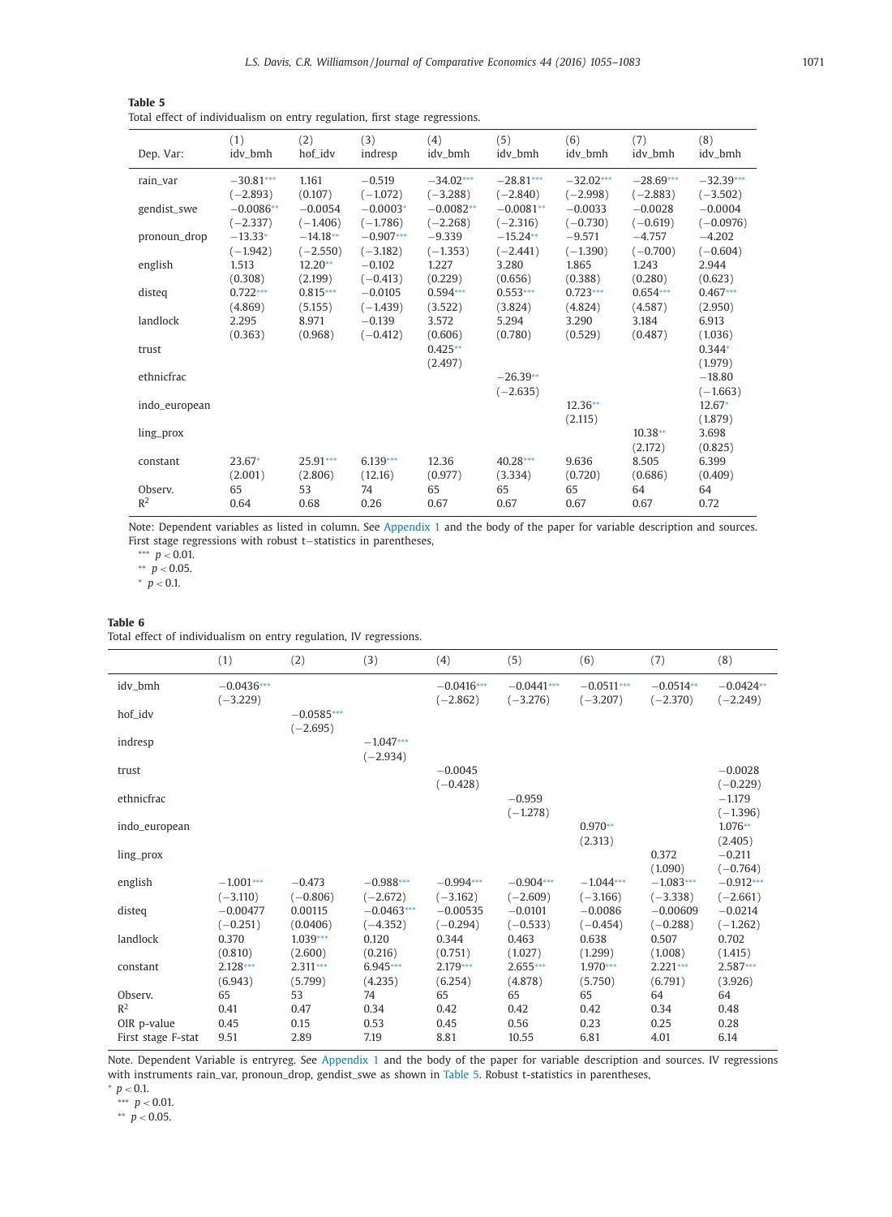**Table 5**
Total effect of individualism on entry regulation, first stage regressions.

| Dep. Var: | (1) idv_bmh | (2) hof_idv | (3) indresp | (4) idv_bmh | (5) idv_bmh | (6) idv_bmh | (7) idv_bmh | (8) idv_bmh |
|---|---|---|---|---|---|---|---|---|
| rain_var | −30.81*** | 1.161 | −0.519 | −34.02*** | −28.81*** | −32.02*** | −28.69*** | −32.39*** |
| | (−2.893) | (0.107) | (−1.072) | (−3.288) | (−2.840) | (−2.998) | (−2.883) | (−3.502) |
| gendist_swe | −0.0086** | −0.0054 | −0.0003* | −0.0082** | −0.0081** | −0.0033 | −0.0028 | −0.0004 |
| | (−2.337) | (−1.406) | (−1.786) | (−2.268) | (−2.316) | (−0.730) | (−0.619) | (−0.0976) |
| pronoun_drop | −13.33* | −14.18** | −0.907*** | −9.339 | −15.24** | −9.571 | −4.757 | −4.202 |
| | (−1.942) | (−2.550) | (−3.182) | (−1.353) | (−2.441) | (−1.390) | (−0.700) | (−0.604) |
| english | 1.513 | 12.20** | −0.102 | 1.227 | 3.280 | 1.865 | 1.243 | 2.944 |
| | (0.308) | (2.199) | (−0.413) | (0.229) | (0.656) | (0.388) | (0.280) | (0.623) |
| disteq | 0.722*** | 0.815*** | −0.0105 | 0.594*** | 0.553*** | 0.723*** | 0.654*** | 0.467*** |
| | (4.869) | (5.155) | (−1.439) | (3.522) | (3.824) | (4.824) | (4.587) | (2.950) |
| landlock | 2.295 | 8.971 | −0.139 | 3.572 | 5.294 | 3.290 | 3.184 | 6.913 |
| | (0.363) | (0.968) | (−0.412) | (0.606) | (0.780) | (0.529) | (0.487) | (1.036) |
| trust | | | | 0.425** | | | | 0.344* |
| | | | | (2.497) | | | | (1.979) |
| ethnicfrac | | | | | −26.39** | | | −18.80 |
| | | | | | (−2.635) | | | (−1.663) |
| indo_european | | | | | | 12.36** | | 12.67* |
| | | | | | | (2.115) | | (1.879) |
| ling_prox | | | | | | | 10.38** | 3.698 |
| | | | | | | | (2.172) | (0.825) |
| constant | 23.67* | 25.91*** | 6.139*** | 12.36 | 40.28*** | 9.636 | 8.505 | 6.399 |
| | (2.001) | (2.806) | (12.16) | (0.977) | (3.334) | (0.720) | (0.686) | (0.409) |
| Observ. | 65 | 53 | 74 | 65 | 65 | 65 | 64 | 64 |
| $R^2$ | 0.64 | 0.68 | 0.26 | 0.67 | 0.67 | 0.67 | 0.67 | 0.72 |

Note: Dependent variables as listed in column. See Appendix 1 and the body of the paper for variable description and sources. First stage regressions with robust t−statistics in parentheses,
*** $p < 0.01$.
** $p < 0.05$.
* $p < 0.1$.

**Table 6**
Total effect of individualism on entry regulation, IV regressions.

| | (1) | (2) | (3) | (4) | (5) | (6) | (7) | (8) |
|---|---|---|---|---|---|---|---|---|
| idv_bmh | −0.0436*** | | | −0.0416*** | −0.0441*** | −0.0511*** | −0.0514** | −0.0424** |
| | (−3.229) | | | (−2.862) | (−3.276) | (−3.207) | (−2.370) | (−2.249) |
| hof_idv | | −0.0585*** | | | | | | |
| | | (−2.695) | | | | | | |
| indresp | | | −1.047*** | | | | | |
| | | | (−2.934) | | | | | |
| trust | | | | −0.0045 | | | | −0.0028 |
| | | | | (−0.428) | | | | (−0.229) |
| ethnicfrac | | | | | −0.959 | | | −1.179 |
| | | | | | (−1.278) | | | (−1.396) |
| indo_european | | | | | | 0.970** | | 1.076** |
| | | | | | | (2.313) | | (2.405) |
| ling_prox | | | | | | | 0.372 | −0.211 |
| | | | | | | | (1.090) | (−0.764) |
| english | −1.001*** | −0.473 | −0.988*** | −0.994*** | −0.904*** | −1.044*** | −1.083*** | −0.912*** |
| | (−3.110) | (−0.806) | (−2.672) | (−3.162) | (−2.609) | (−3.166) | (−3.338) | (−2.661) |
| disteq | −0.00477 | 0.00115 | −0.0463*** | −0.00535 | −0.0101 | −0.0086 | −0.00609 | −0.0214 |
| | (−0.251) | (0.0406) | (−4.352) | (−0.294) | (−0.533) | (−0.454) | (−0.288) | (−1.262) |
| landlock | 0.370 | 1.039*** | 0.120 | 0.344 | 0.463 | 0.638 | 0.507 | 0.702 |
| | (0.810) | (2.600) | (0.216) | (0.751) | (1.027) | (1.299) | (1.008) | (1.415) |
| constant | 2.128*** | 2.311*** | 6.945*** | 2.179*** | 2.655*** | 1.970*** | 2.221*** | 2.587*** |
| | (6.943) | (5.799) | (4.235) | (6.254) | (4.878) | (5.750) | (6.791) | (3.926) |
| Observ. | 65 | 53 | 74 | 65 | 65 | 65 | 64 | 64 |
| $R^2$ | 0.41 | 0.47 | 0.34 | 0.42 | 0.42 | 0.42 | 0.34 | 0.48 |
| OIR p-value | 0.45 | 0.15 | 0.53 | 0.45 | 0.56 | 0.23 | 0.25 | 0.28 |
| First stage F-stat | 9.51 | 2.89 | 7.19 | 8.81 | 10.55 | 6.81 | 4.01 | 6.14 |

Note. Dependent Variable is entryreg. See Appendix 1 and the body of the paper for variable description and sources. IV regressions with instruments rain_var, pronoun_drop, gendist_swe as shown in Table 5. Robust t-statistics in parentheses,
* $p < 0.1$.
*** $p < 0.01$.
** $p < 0.05$.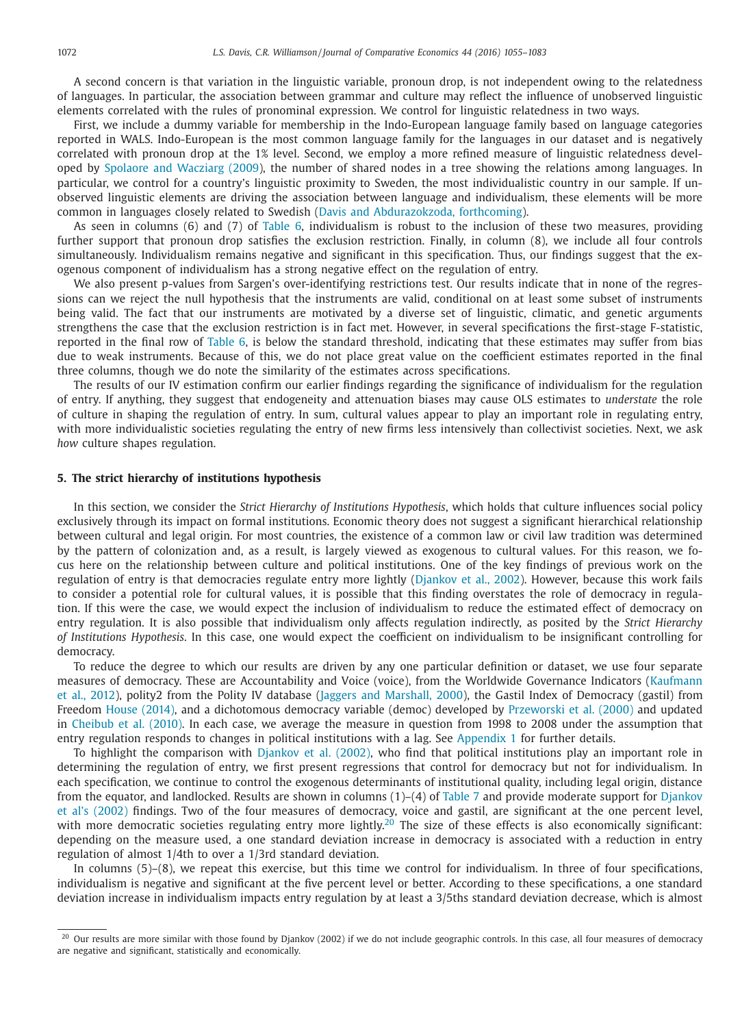A second concern is that variation in the linguistic variable, pronoun drop, is not independent owing to the relatedness of languages. In particular, the association between grammar and culture may reflect the influence of unobserved linguistic elements correlated with the rules of pronominal expression. We control for linguistic relatedness in two ways.

First, we include a dummy variable for membership in the Indo-European language family based on language categories reported in WALS. Indo-European is the most common language family for the languages in our dataset and is negatively correlated with pronoun drop at the 1% level. Second, we employ a more refined measure of linguistic relatedness developed by Spolaore and Wacziarg (2009), the number of shared nodes in a tree showing the relations among languages. In particular, we control for a country's linguistic proximity to Sweden, the most individualistic country in our sample. If unobserved linguistic elements are driving the association between language and individualism, these elements will be more common in languages closely related to Swedish (Davis and Abdurazokzoda, forthcoming).

As seen in columns (6) and (7) of Table 6, individualism is robust to the inclusion of these two measures, providing further support that pronoun drop satisfies the exclusion restriction. Finally, in column (8), we include all four controls simultaneously. Individualism remains negative and significant in this specification. Thus, our findings suggest that the exogenous component of individualism has a strong negative effect on the regulation of entry.

We also present p-values from Sargen's over-identifying restrictions test. Our results indicate that in none of the regressions can we reject the null hypothesis that the instruments are valid, conditional on at least some subset of instruments being valid. The fact that our instruments are motivated by a diverse set of linguistic, climatic, and genetic arguments strengthens the case that the exclusion restriction is in fact met. However, in several specifications the first-stage F-statistic, reported in the final row of Table 6, is below the standard threshold, indicating that these estimates may suffer from bias due to weak instruments. Because of this, we do not place great value on the coefficient estimates reported in the final three columns, though we do note the similarity of the estimates across specifications.

The results of our IV estimation confirm our earlier findings regarding the significance of individualism for the regulation of entry. If anything, they suggest that endogeneity and attenuation biases may cause OLS estimates to *understate* the role of culture in shaping the regulation of entry. In sum, cultural values appear to play an important role in regulating entry, with more individualistic societies regulating the entry of new firms less intensively than collectivist societies. Next, we ask *how* culture shapes regulation.

## 5. The strict hierarchy of institutions hypothesis

In this section, we consider the *Strict Hierarchy of Institutions Hypothesis*, which holds that culture influences social policy exclusively through its impact on formal institutions. Economic theory does not suggest a significant hierarchical relationship between cultural and legal origin. For most countries, the existence of a common law or civil law tradition was determined by the pattern of colonization and, as a result, is largely viewed as exogenous to cultural values. For this reason, we focus here on the relationship between culture and political institutions. One of the key findings of previous work on the regulation of entry is that democracies regulate entry more lightly (Djankov et al., 2002). However, because this work fails to consider a potential role for cultural values, it is possible that this finding overstates the role of democracy in regulation. If this were the case, we would expect the inclusion of individualism to reduce the estimated effect of democracy on entry regulation. It is also possible that individualism only affects regulation indirectly, as posited by the *Strict Hierarchy of Institutions Hypothesis*. In this case, one would expect the coefficient on individualism to be insignificant controlling for democracy.

To reduce the degree to which our results are driven by any one particular definition or dataset, we use four separate measures of democracy. These are Accountability and Voice (voice), from the Worldwide Governance Indicators (Kaufmann et al., 2012), polity2 from the Polity IV database (Jaggers and Marshall, 2000), the Gastil Index of Democracy (gastil) from Freedom House (2014), and a dichotomous democracy variable (democ) developed by Przeworski et al. (2000) and updated in Cheibub et al. (2010). In each case, we average the measure in question from 1998 to 2008 under the assumption that entry regulation responds to changes in political institutions with a lag. See Appendix 1 for further details.

To highlight the comparison with Djankov et al. (2002), who find that political institutions play an important role in determining the regulation of entry, we first present regressions that control for democracy but not for individualism. In each specification, we continue to control the exogenous determinants of institutional quality, including legal origin, distance from the equator, and landlocked. Results are shown in columns (1)–(4) of Table 7 and provide moderate support for Djankov et al's (2002) findings. Two of the four measures of democracy, voice and gastil, are significant at the one percent level, with more democratic societies regulating entry more lightly.[20] The size of these effects is also economically significant: depending on the measure used, a one standard deviation increase in democracy is associated with a reduction in entry regulation of almost 1/4th to over a 1/3rd standard deviation.

In columns (5)–(8), we repeat this exercise, but this time we control for individualism. In three of four specifications, individualism is negative and significant at the five percent level or better. According to these specifications, a one standard deviation increase in individualism impacts entry regulation by at least a 3/5ths standard deviation decrease, which is almost

[20] Our results are more similar with those found by Djankov (2002) if we do not include geographic controls. In this case, all four measures of democracy are negative and significant, statistically and economically.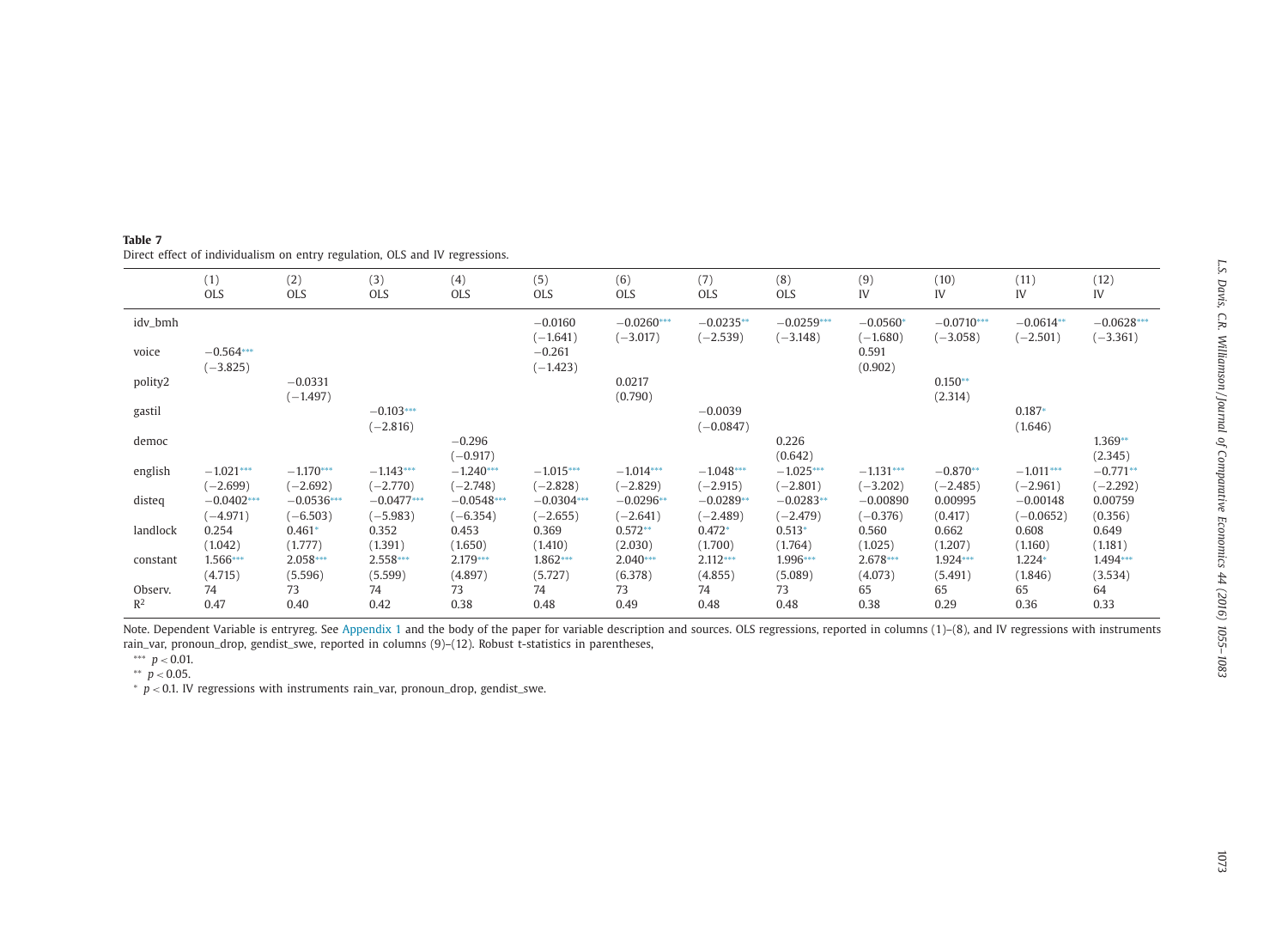**Table 7**
Direct effect of individualism on entry regulation, OLS and IV regressions.

| | (1) OLS | (2) OLS | (3) OLS | (4) OLS | (5) OLS | (6) OLS | (7) OLS | (8) OLS | (9) IV | (10) IV | (11) IV | (12) IV |
|---|---|---|---|---|---|---|---|---|---|---|---|---|
| idv_bmh | | | | | −0.0160 | −0.0260*** | −0.0235** | −0.0259*** | −0.0560* | −0.0710*** | −0.0614** | −0.0628*** |
| | | | | | (−1.641) | (−3.017) | (−2.539) | (−3.148) | (−1.680) | (−3.058) | (−2.501) | (−3.361) |
| voice | −0.564*** | | | | −0.261 | | | | 0.591 | | | |
| | (−3.825) | | | | (−1.423) | | | | (0.902) | | | |
| polity2 | | −0.0331 | | | | 0.0217 | | | | 0.150** | | |
| | | (−1.497) | | | | (0.790) | | | | (2.314) | | |
| gastil | | | −0.103*** | | | | −0.0039 | | | | 0.187* | |
| | | | (−2.816) | | | | (−0.0847) | | | | (1.646) | |
| democ | | | | −0.296 | | | | 0.226 | | | | 1.369** |
| | | | | (−0.917) | | | | (0.642) | | | | (2.345) |
| english | −1.021*** | −1.170*** | −1.143*** | −1.240*** | −1.015*** | −1.014*** | −1.048*** | −1.025*** | −1.131*** | −0.870** | −1.011*** | −0.771** |
| | (−2.699) | (−2.692) | (−2.770) | (−2.748) | (−2.828) | (−2.829) | (−2.915) | (−2.801) | (−3.202) | (−2.485) | (−2.961) | (−2.292) |
| disteq | −0.0402*** | −0.0536*** | −0.0477*** | −0.0548*** | −0.0304*** | −0.0296** | −0.0289** | −0.0283** | −0.00890 | 0.00995 | −0.00148 | 0.00759 |
| | (−4.971) | (−6.503) | (−5.983) | (−6.354) | (−2.655) | (−2.641) | (−2.489) | (−2.479) | (−0.376) | (0.417) | (−0.0652) | (0.356) |
| landlock | 0.254 | 0.461* | 0.352 | 0.453 | 0.369 | 0.572** | 0.472* | 0.513* | 0.560 | 0.662 | 0.608 | 0.649 |
| | (1.042) | (1.777) | (1.391) | (1.650) | (1.410) | (2.030) | (1.700) | (1.764) | (1.025) | (1.207) | (1.160) | (1.181) |
| constant | 1.566*** | 2.058*** | 2.558*** | 2.179*** | 1.862*** | 2.040*** | 2.112*** | 1.996*** | 2.678*** | 1.924*** | 1.224* | 1.494*** |
| | (4.715) | (5.596) | (5.599) | (4.897) | (5.727) | (6.378) | (4.855) | (5.089) | (4.073) | (5.491) | (1.846) | (3.534) |
| Observ. | 74 | 73 | 74 | 73 | 74 | 73 | 74 | 73 | 65 | 65 | 65 | 64 |
| $R^2$ | 0.47 | 0.40 | 0.42 | 0.38 | 0.48 | 0.49 | 0.48 | 0.48 | 0.38 | 0.29 | 0.36 | 0.33 |

Note. Dependent Variable is entryreg. See Appendix 1 and the body of the paper for variable description and sources. OLS regressions, reported in columns (1)–(8), and IV regressions with instruments rain_var, pronoun_drop, gendist_swe, reported in columns (9)–(12). Robust t-statistics in parentheses,

*** $p < 0.01$.

** $p < 0.05$.

* $p < 0.1$. IV regressions with instruments rain_var, pronoun_drop, gendist_swe.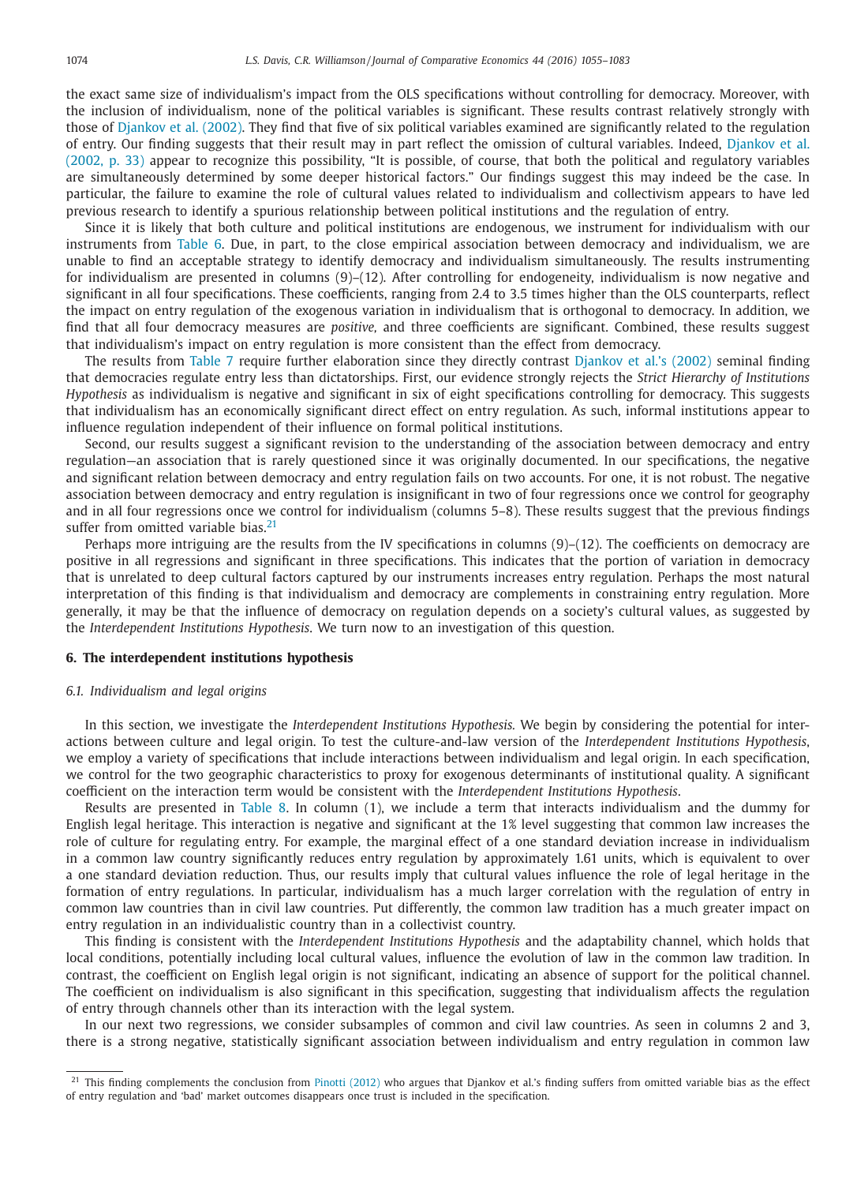the exact same size of individualism's impact from the OLS specifications without controlling for democracy. Moreover, with the inclusion of individualism, none of the political variables is significant. These results contrast relatively strongly with those of Djankov et al. (2002). They find that five of six political variables examined are significantly related to the regulation of entry. Our finding suggests that their result may in part reflect the omission of cultural variables. Indeed, Djankov et al. (2002, p. 33) appear to recognize this possibility, "It is possible, of course, that both the political and regulatory variables are simultaneously determined by some deeper historical factors." Our findings suggest this may indeed be the case. In particular, the failure to examine the role of cultural values related to individualism and collectivism appears to have led previous research to identify a spurious relationship between political institutions and the regulation of entry.

Since it is likely that both culture and political institutions are endogenous, we instrument for individualism with our instruments from Table 6. Due, in part, to the close empirical association between democracy and individualism, we are unable to find an acceptable strategy to identify democracy and individualism simultaneously. The results instrumenting for individualism are presented in columns (9)–(12). After controlling for endogeneity, individualism is now negative and significant in all four specifications. These coefficients, ranging from 2.4 to 3.5 times higher than the OLS counterparts, reflect the impact on entry regulation of the exogenous variation in individualism that is orthogonal to democracy. In addition, we find that all four democracy measures are *positive*, and three coefficients are significant. Combined, these results suggest that individualism's impact on entry regulation is more consistent than the effect from democracy.

The results from Table 7 require further elaboration since they directly contrast Djankov et al.'s (2002) seminal finding that democracies regulate entry less than dictatorships. First, our evidence strongly rejects the *Strict Hierarchy of Institutions Hypothesis* as individualism is negative and significant in six of eight specifications controlling for democracy. This suggests that individualism has an economically significant direct effect on entry regulation. As such, informal institutions appear to influence regulation independent of their influence on formal political institutions.

Second, our results suggest a significant revision to the understanding of the association between democracy and entry regulation—an association that is rarely questioned since it was originally documented. In our specifications, the negative and significant relation between democracy and entry regulation fails on two accounts. For one, it is not robust. The negative association between democracy and entry regulation is insignificant in two of four regressions once we control for geography and in all four regressions once we control for individualism (columns 5–8). These results suggest that the previous findings suffer from omitted variable bias.[21]

Perhaps more intriguing are the results from the IV specifications in columns (9)–(12). The coefficients on democracy are positive in all regressions and significant in three specifications. This indicates that the portion of variation in democracy that is unrelated to deep cultural factors captured by our instruments increases entry regulation. Perhaps the most natural interpretation of this finding is that individualism and democracy are complements in constraining entry regulation. More generally, it may be that the influence of democracy on regulation depends on a society's cultural values, as suggested by the *Interdependent Institutions Hypothesis*. We turn now to an investigation of this question.

## 6. The interdependent institutions hypothesis

### 6.1. Individualism and legal origins

In this section, we investigate the *Interdependent Institutions Hypothesis*. We begin by considering the potential for interactions between culture and legal origin. To test the culture-and-law version of the *Interdependent Institutions Hypothesis*, we employ a variety of specifications that include interactions between individualism and legal origin. In each specification, we control for the two geographic characteristics to proxy for exogenous determinants of institutional quality. A significant coefficient on the interaction term would be consistent with the *Interdependent Institutions Hypothesis*.

Results are presented in Table 8. In column (1), we include a term that interacts individualism and the dummy for English legal heritage. This interaction is negative and significant at the 1% level suggesting that common law increases the role of culture for regulating entry. For example, the marginal effect of a one standard deviation increase in individualism in a common law country significantly reduces entry regulation by approximately 1.61 units, which is equivalent to over a one standard deviation reduction. Thus, our results imply that cultural values influence the role of legal heritage in the formation of entry regulations. In particular, individualism has a much larger correlation with the regulation of entry in common law countries than in civil law countries. Put differently, the common law tradition has a much greater impact on entry regulation in an individualistic country than in a collectivist country.

This finding is consistent with the *Interdependent Institutions Hypothesis* and the adaptability channel, which holds that local conditions, potentially including local cultural values, influence the evolution of law in the common law tradition. In contrast, the coefficient on English legal origin is not significant, indicating an absence of support for the political channel. The coefficient on individualism is also significant in this specification, suggesting that individualism affects the regulation of entry through channels other than its interaction with the legal system.

In our next two regressions, we consider subsamples of common and civil law countries. As seen in columns 2 and 3, there is a strong negative, statistically significant association between individualism and entry regulation in common law

[21] This finding complements the conclusion from Pinotti (2012) who argues that Djankov et al.'s finding suffers from omitted variable bias as the effect of entry regulation and 'bad' market outcomes disappears once trust is included in the specification.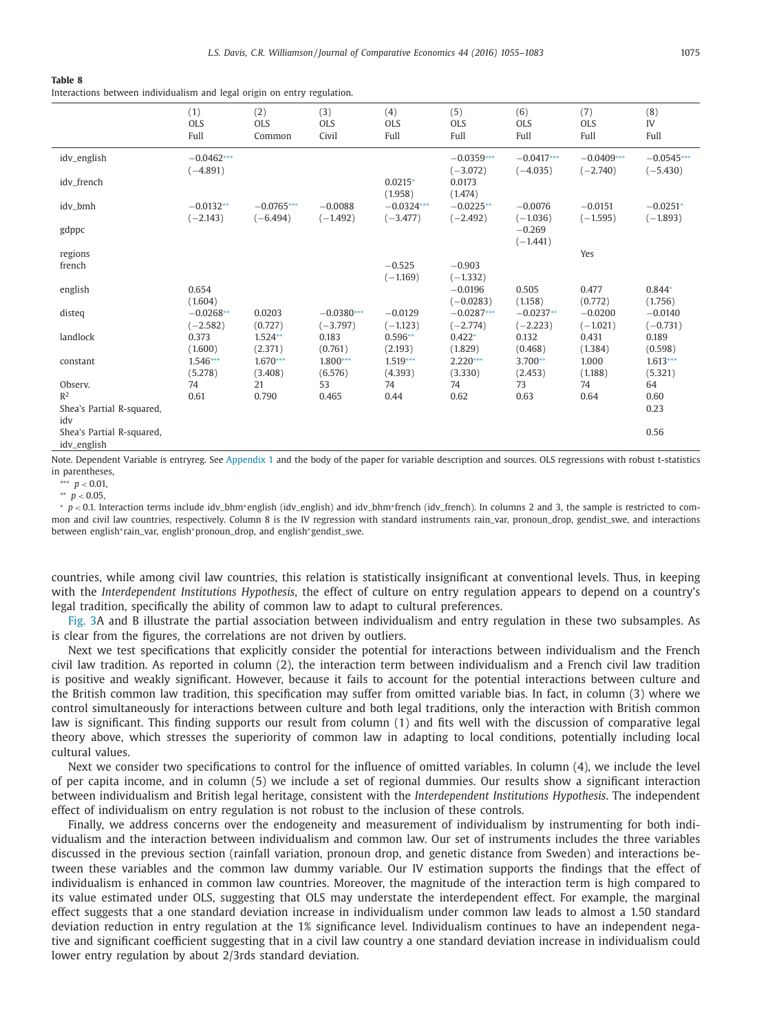**Table 8**
Interactions between individualism and legal origin on entry regulation.

| | (1) OLS Full | (2) OLS Common | (3) OLS Civil | (4) OLS Full | (5) OLS Full | (6) OLS Full | (7) OLS Full | (8) IV Full |
|---|---|---|---|---|---|---|---|---|
| idv_english | −0.0462*** | | | | −0.0359*** | −0.0417*** | −0.0409*** | −0.0545*** |
| | (−4.891) | | | | (−3.072) | (−4.035) | (−2.740) | (−5.430) |
| idv_french | | | | 0.0215* | 0.0173 | | | |
| | | | | (1.958) | (1.474) | | | |
| idv_bmh | −0.0132** | −0.0765*** | −0.0088 | −0.0324*** | −0.0225** | −0.0076 | −0.0151 | −0.0251* |
| | (−2.143) | (−6.494) | (−1.492) | (−3.477) | (−2.492) | (−1.036) | (−1.595) | (−1.893) |
| gdppc | | | | | | −0.269 | | |
| | | | | | | (−1.441) | | |
| regions | | | | | | | Yes | |
| french | | | | −0.525 | −0.903 | | | |
| | | | | (−1.169) | (−1.332) | | | |
| english | 0.654 | | | | −0.0196 | 0.505 | 0.477 | 0.844* |
| | (1.604) | | | | (−0.0283) | (1.158) | (0.772) | (1.756) |
| disteq | −0.0268** | 0.0203 | −0.0380*** | −0.0129 | −0.0287*** | −0.0237** | −0.0200 | −0.0140 |
| | (−2.582) | (0.727) | (−3.797) | (−1.123) | (−2.774) | (−2.223) | (−1.021) | (−0.731) |
| landlock | 0.373 | 1.524** | 0.183 | 0.596** | 0.422* | 0.132 | 0.431 | 0.189 |
| | (1.600) | (2.371) | (0.761) | (2.193) | (1.829) | (0.468) | (1.384) | (0.598) |
| constant | 1.546*** | 1.670*** | 1.800*** | 1.519*** | 2.220*** | 3.700** | 1.000 | 1.613*** |
| | (5.278) | (3.408) | (6.576) | (4.393) | (3.330) | (2.453) | (1.188) | (5.321) |
| Observ. | 74 | 21 | 53 | 74 | 74 | 73 | 74 | 64 |
| $R^2$ | 0.61 | 0.790 | 0.465 | 0.44 | 0.62 | 0.63 | 0.64 | 0.60 |
| Shea's Partial R-squared, idv | | | | | | | | 0.23 |
| Shea's Partial R-squared, idv_english | | | | | | | | 0.56 |

Note. Dependent Variable is entryreg. See Appendix 1 and the body of the paper for variable description and sources. OLS regressions with robust t-statistics in parentheses,

*** $p < 0.01$,

** $p < 0.05$,

* $p < 0.1$. Interaction terms include idv_bhm*english (idv_english) and idv_bhm*french (idv_french). In columns 2 and 3, the sample is restricted to common and civil law countries, respectively. Column 8 is the IV regression with standard instruments rain_var, pronoun_drop, gendist_swe, and interactions between english*rain_var, english*pronoun_drop, and english*gendist_swe.

countries, while among civil law countries, this relation is statistically insignificant at conventional levels. Thus, in keeping with the *Interdependent Institutions Hypothesis*, the effect of culture on entry regulation appears to depend on a country's legal tradition, specifically the ability of common law to adapt to cultural preferences.

Fig. 3A and B illustrate the partial association between individualism and entry regulation in these two subsamples. As is clear from the figures, the correlations are not driven by outliers.

Next we test specifications that explicitly consider the potential for interactions between individualism and the French civil law tradition. As reported in column (2), the interaction term between individualism and a French civil law tradition is positive and weakly significant. However, because it fails to account for the potential interactions between culture and the British common law tradition, this specification may suffer from omitted variable bias. In fact, in column (3) where we control simultaneously for interactions between culture and both legal traditions, only the interaction with British common law is significant. This finding supports our result from column (1) and fits well with the discussion of comparative legal theory above, which stresses the superiority of common law in adapting to local conditions, potentially including local cultural values.

Next we consider two specifications to control for the influence of omitted variables. In column (4), we include the level of per capita income, and in column (5) we include a set of regional dummies. Our results show a significant interaction between individualism and British legal heritage, consistent with the *Interdependent Institutions Hypothesis*. The independent effect of individualism on entry regulation is not robust to the inclusion of these controls.

Finally, we address concerns over the endogeneity and measurement of individualism by instrumenting for both individualism and the interaction between individualism and common law. Our set of instruments includes the three variables discussed in the previous section (rainfall variation, pronoun drop, and genetic distance from Sweden) and interactions between these variables and the common law dummy variable. Our IV estimation supports the findings that the effect of individualism is enhanced in common law countries. Moreover, the magnitude of the interaction term is high compared to its value estimated under OLS, suggesting that OLS may understate the interdependent effect. For example, the marginal effect suggests that a one standard deviation increase in individualism under common law leads to almost a 1.50 standard deviation reduction in entry regulation at the 1% significance level. Individualism continues to have an independent negative and significant coefficient suggesting that in a civil law country a one standard deviation increase in individualism could lower entry regulation by about 2/3rds standard deviation.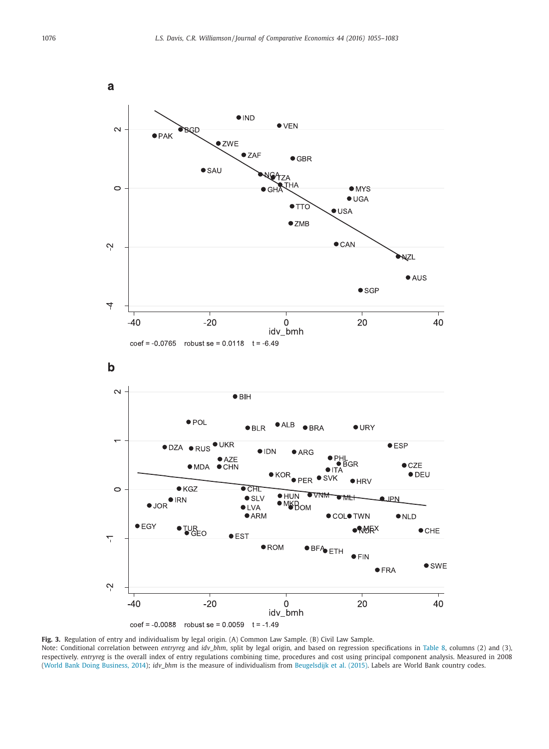**a**

coef = -0.0765 robust se = 0.0118 t = -6.49

**b**

coef = -0.0088 robust se = 0.0059 t = -1.49

**Fig. 3.** Regulation of entry and individualism by legal origin. (A) Common Law Sample. (B) Civil Law Sample.

Note: Conditional correlation between *entryreg* and *idv_bmh*, split by legal origin, and based on regression specifications in Table 8, columns (2) and (3), respectively. *entryreg* is the overall index of entry regulations combining time, procedures and cost using principal component analysis. Measured in 2008 (World Bank Doing Business, 2014); *idv_bmh* is the measure of individualism from Beugelsdijk et al. (2015). Labels are World Bank country codes.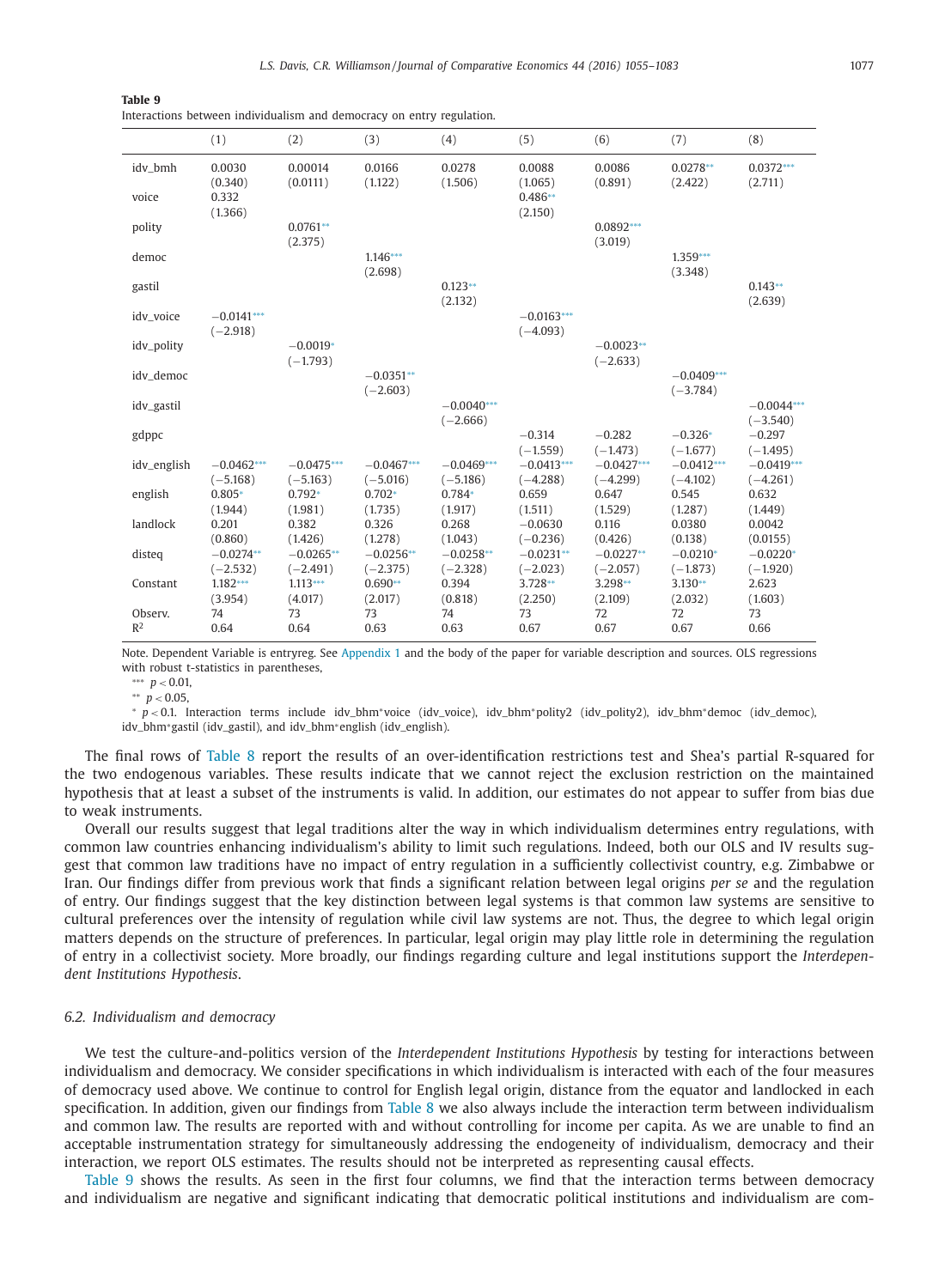**Table 9**
Interactions between individualism and democracy on entry regulation.

| | (1) | (2) | (3) | (4) | (5) | (6) | (7) | (8) |
|---|---|---|---|---|---|---|---|---|
| idv_bmh | 0.0030 | 0.00014 | 0.0166 | 0.0278 | 0.0088 | 0.0086 | 0.0278** | 0.0372*** |
| | (0.340) | (0.0111) | (1.122) | (1.506) | (1.065) | (0.891) | (2.422) | (2.711) |
| voice | 0.332 | | | | 0.486** | | | |
| | (1.366) | | | | (2.150) | | | |
| polity | | 0.0761** | | | | 0.0892*** | | |
| | | (2.375) | | | | (3.019) | | |
| democ | | | 1.146*** | | | | 1.359*** | |
| | | | (2.698) | | | | (3.348) | |
| gastil | | | | 0.123** | | | | 0.143** |
| | | | | (2.132) | | | | (2.639) |
| idv_voice | −0.0141*** | | | | −0.0163*** | | | |
| | (−2.918) | | | | (−4.093) | | | |
| idv_polity | | −0.0019* | | | | −0.0023** | | |
| | | (−1.793) | | | | (−2.633) | | |
| idv_democ | | | −0.0351** | | | | −0.0409*** | |
| | | | (−2.603) | | | | (−3.784) | |
| idv_gastil | | | | −0.0040*** | | | | −0.0044*** |
| | | | | (−2.666) | | | | (−3.540) |
| gdppc | | | | | −0.314 | −0.282 | −0.326* | −0.297 |
| | | | | | (−1.559) | (−1.473) | (−1.677) | (−1.495) |
| idv_english | −0.0462*** | −0.0475*** | −0.0467*** | −0.0469*** | −0.0413*** | −0.0427*** | −0.0412*** | −0.0419*** |
| | (−5.168) | (−5.163) | (−5.016) | (−5.186) | (−4.288) | (−4.299) | (−4.102) | (−4.261) |
| english | 0.805* | 0.792* | 0.702* | 0.784* | 0.659 | 0.647 | 0.545 | 0.632 |
| | (1.944) | (1.981) | (1.735) | (1.917) | (1.511) | (1.529) | (1.287) | (1.449) |
| landlock | 0.201 | 0.382 | 0.326 | 0.268 | −0.0630 | 0.116 | 0.0380 | 0.0042 |
| | (0.860) | (1.426) | (1.278) | (1.043) | (−0.236) | (0.426) | (0.138) | (0.0155) |
| disteq | −0.0274** | −0.0265** | −0.0256** | −0.0258** | −0.0231** | −0.0227** | −0.0210* | −0.0220* |
| | (−2.532) | (−2.491) | (−2.375) | (−2.328) | (−2.023) | (−2.057) | (−1.873) | (−1.920) |
| Constant | 1.182*** | 1.113*** | 0.690** | 0.394 | 3.728** | 3.298** | 3.130** | 2.623 |
| | (3.954) | (4.017) | (2.017) | (0.818) | (2.250) | (2.109) | (2.032) | (1.603) |
| Observ. | 74 | 73 | 73 | 74 | 73 | 72 | 72 | 73 |
| $R^2$ | 0.64 | 0.64 | 0.63 | 0.63 | 0.67 | 0.67 | 0.67 | 0.66 |

Note. Dependent Variable is entryreg. See Appendix 1 and the body of the paper for variable description and sources. OLS regressions with robust t-statistics in parentheses,

*** $p < 0.01$,

** $p < 0.05$,

* $p < 0.1$. Interaction terms include idv_bmh*voice (idv_voice), idv_bmh*polity2 (idv_polity2), idv_bmh*democ (idv_democ), idv_bmh*gastil (idv_gastil), and idv_bmh*english (idv_english).

The final rows of Table 8 report the results of an over-identification restrictions test and Shea's partial R-squared for the two endogenous variables. These results indicate that we cannot reject the exclusion restriction on the maintained hypothesis that at least a subset of the instruments is valid. In addition, our estimates do not appear to suffer from bias due to weak instruments.

Overall our results suggest that legal traditions alter the way in which individualism determines entry regulations, with common law countries enhancing individualism's ability to limit such regulations. Indeed, both our OLS and IV results suggest that common law traditions have no impact of entry regulation in a sufficiently collectivist country, e.g. Zimbabwe or Iran. Our findings differ from previous work that finds a significant relation between legal origins *per se* and the regulation of entry. Our findings suggest that the key distinction between legal systems is that common law systems are sensitive to cultural preferences over the intensity of regulation while civil law systems are not. Thus, the degree to which legal origin matters depends on the structure of preferences. In particular, legal origin may play little role in determining the regulation of entry in a collectivist society. More broadly, our findings regarding culture and legal institutions support the *Interdependent Institutions Hypothesis*.

### 6.2. Individualism and democracy

We test the culture-and-politics version of the *Interdependent Institutions Hypothesis* by testing for interactions between individualism and democracy. We consider specifications in which individualism is interacted with each of the four measures of democracy used above. We continue to control for English legal origin, distance from the equator and landlocked in each specification. In addition, given our findings from Table 8 we also always include the interaction term between individualism and common law. The results are reported with and without controlling for income per capita. As we are unable to find an acceptable instrumentation strategy for simultaneously addressing the endogeneity of individualism, democracy and their interaction, we report OLS estimates. The results should not be interpreted as representing causal effects.

Table 9 shows the results. As seen in the first four columns, we find that the interaction terms between democracy and individualism are negative and significant indicating that democratic political institutions and individualism are com-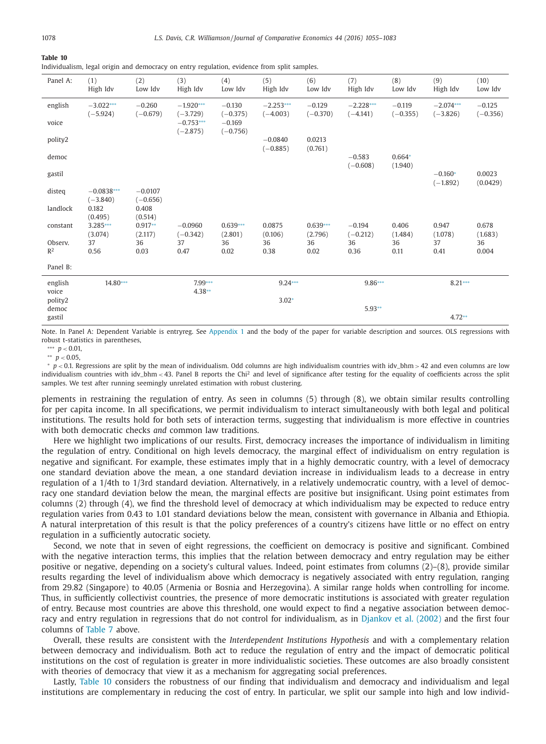**Table 10**
Individualism, legal origin and democracy on entry regulation, evidence from split samples.

| Panel A: | (1) High Idv | (2) Low Idv | (3) High Idv | (4) Low Idv | (5) High Idv | (6) Low Idv | (7) High Idv | (8) Low Idv | (9) High Idv | (10) Low Idv |
|---|---|---|---|---|---|---|---|---|---|---|
| english | −3.022*** | −0.260 | −1.920*** | −0.130 | −2.253*** | −0.129 | −2.228*** | −0.119 | −2.074*** | −0.125 |
| | (−5.924) | (−0.679) | (−3.729) | (−0.375) | (−4.003) | (−0.370) | (−4.141) | (−0.355) | (−3.826) | (−0.356) |
| voice | | | −0.753*** | −0.169 | | | | | | |
| | | | (−2.875) | (−0.756) | | | | | | |
| polity2 | | | | | −0.0840 | 0.0213 | | | | |
| | | | | | (−0.885) | (0.761) | | | | |
| democ | | | | | | | −0.583 | 0.664* | | |
| | | | | | | | (−0.608) | (1.940) | | |
| gastil | | | | | | | | | −0.160* | 0.0023 |
| | | | | | | | | | (−1.892) | (0.0429) |
| disteq | −0.0838*** | −0.0107 | | | | | | | | |
| | (−3.840) | (−0.656) | | | | | | | | |
| landlock | 0.182 | 0.408 | | | | | | | | |
| | (0.495) | (0.514) | | | | | | | | |
| constant | 3.285*** | 0.917** | −0.0960 | 0.639*** | 0.0875 | 0.639*** | −0.194 | 0.406 | 0.947 | 0.678 |
| | (3.074) | (2.117) | (−0.342) | (2.801) | (0.106) | (2.796) | (−0.212) | (1.484) | (1.078) | (1.683) |
| Observ. | 37 | 36 | 37 | 36 | 36 | 36 | 36 | 36 | 37 | 36 |
| $R^2$ | 0.56 | 0.03 | 0.47 | 0.02 | 0.38 | 0.02 | 0.36 | 0.11 | 0.41 | 0.004 |
| **Panel B:** | | | | | | | | | | |
| english | 14.80*** | | 7.99*** | | 9.24*** | | 9.86*** | | 8.21*** | |
| voice | | | 4.38** | | | | | | | |
| polity2 | | | | | 3.02* | | | | | |
| democ | | | | | | | 5.93** | | | |
| gastil | | | | | | | | | 4.72** | |

Note. In Panel A: Dependent Variable is entryreg. See Appendix 1 and the body of the paper for variable description and sources. OLS regressions with robust t-statistics in parentheses,

*** $p < 0.01$,

** $p < 0.05$,

* $p < 0.1$. Regressions are split by the mean of individualism. Odd columns are high individualism countries with idv_bhm > 42 and even columns are low individualism countries with idv_bhm < 43. Panel B reports the $Chi^2$ and level of significance after testing for the equality of coefficients across the split samples. We test after running seemingly unrelated estimation with robust clustering.

plements in restraining the regulation of entry. As seen in columns (5) through (8), we obtain similar results controlling for per capita income. In all specifications, we permit individualism to interact simultaneously with both legal and political institutions. The results hold for both sets of interaction terms, suggesting that individualism is more effective in countries with both democratic checks *and* common law traditions.

Here we highlight two implications of our results. First, democracy increases the importance of individualism in limiting the regulation of entry. Conditional on high levels democracy, the marginal effect of individualism on entry regulation is negative and significant. For example, these estimates imply that in a highly democratic country, with a level of democracy one standard deviation above the mean, a one standard deviation increase in individualism leads to a decrease in entry regulation of a 1/4th to 1/3rd standard deviation. Alternatively, in a relatively undemocratic country, with a level of democracy one standard deviation below the mean, the marginal effects are positive but insignificant. Using point estimates from columns (2) through (4), we find the threshold level of democracy at which individualism may be expected to reduce entry regulation varies from 0.43 to 1.01 standard deviations below the mean, consistent with governance in Albania and Ethiopia. A natural interpretation of this result is that the policy preferences of a country's citizens have little or no effect on entry regulation in a sufficiently autocratic society.

Second, we note that in seven of eight regressions, the coefficient on democracy is positive and significant. Combined with the negative interaction terms, this implies that the relation between democracy and entry regulation may be either positive or negative, depending on a society's cultural values. Indeed, point estimates from columns (2)–(8), provide similar results regarding the level of individualism above which democracy is negatively associated with entry regulation, ranging from 29.82 (Singapore) to 40.05 (Armenia or Bosnia and Herzegovina). A similar range holds when controlling for income. Thus, in sufficiently collectivist countries, the presence of more democratic institutions is associated with greater regulation of entry. Because most countries are above this threshold, one would expect to find a negative association between democracy and entry regulation in regressions that do not control for individualism, as in Djankov et al. (2002) and the first four columns of Table 7 above.

Overall, these results are consistent with the *Interdependent Institutions Hypothesis* and with a complementary relation between democracy and individualism. Both act to reduce the regulation of entry and the impact of democratic political institutions on the cost of regulation is greater in more individualistic societies. These outcomes are also broadly consistent with theories of democracy that view it as a mechanism for aggregating social preferences.

Lastly, Table 10 considers the robustness of our finding that individualism and democracy and individualism and legal institutions are complementary in reducing the cost of entry. In particular, we split our sample into high and low individ-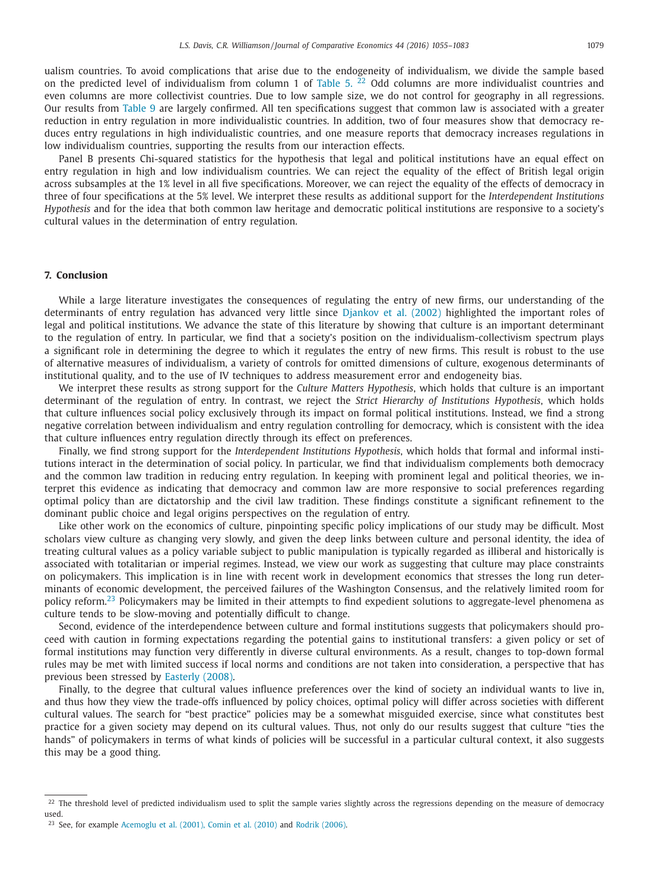ualism countries. To avoid complications that arise due to the endogeneity of individualism, we divide the sample based on the predicted level of individualism from column 1 of Table 5. [22] Odd columns are more individualist countries and even columns are more collectivist countries. Due to low sample size, we do not control for geography in all regressions. Our results from Table 9 are largely confirmed. All ten specifications suggest that common law is associated with a greater reduction in entry regulation in more individualistic countries. In addition, two of four measures show that democracy reduces entry regulations in high individualistic countries, and one measure reports that democracy increases regulations in low individualism countries, supporting the results from our interaction effects.

Panel B presents Chi-squared statistics for the hypothesis that legal and political institutions have an equal effect on entry regulation in high and low individualism countries. We can reject the equality of the effect of British legal origin across subsamples at the 1% level in all five specifications. Moreover, we can reject the equality of the effects of democracy in three of four specifications at the 5% level. We interpret these results as additional support for the *Interdependent Institutions Hypothesis* and for the idea that both common law heritage and democratic political institutions are responsive to a society's cultural values in the determination of entry regulation.

## 7. Conclusion

While a large literature investigates the consequences of regulating the entry of new firms, our understanding of the determinants of entry regulation has advanced very little since Djankov et al. (2002) highlighted the important roles of legal and political institutions. We advance the state of this literature by showing that culture is an important determinant to the regulation of entry. In particular, we find that a society's position on the individualism-collectivism spectrum plays a significant role in determining the degree to which it regulates the entry of new firms. This result is robust to the use of alternative measures of individualism, a variety of controls for omitted dimensions of culture, exogenous determinants of institutional quality, and to the use of IV techniques to address measurement error and endogeneity bias.

We interpret these results as strong support for the *Culture Matters Hypothesis*, which holds that culture is an important determinant of the regulation of entry. In contrast, we reject the *Strict Hierarchy of Institutions Hypothesis*, which holds that culture influences social policy exclusively through its impact on formal political institutions. Instead, we find a strong negative correlation between individualism and entry regulation controlling for democracy, which is consistent with the idea that culture influences entry regulation directly through its effect on preferences.

Finally, we find strong support for the *Interdependent Institutions Hypothesis*, which holds that formal and informal institutions interact in the determination of social policy. In particular, we find that individualism complements both democracy and the common law tradition in reducing entry regulation. In keeping with prominent legal and political theories, we interpret this evidence as indicating that democracy and common law are more responsive to social preferences regarding optimal policy than are dictatorship and the civil law tradition. These findings constitute a significant refinement to the dominant public choice and legal origins perspectives on the regulation of entry.

Like other work on the economics of culture, pinpointing specific policy implications of our study may be difficult. Most scholars view culture as changing very slowly, and given the deep links between culture and personal identity, the idea of treating cultural values as a policy variable subject to public manipulation is typically regarded as illiberal and historically is associated with totalitarian or imperial regimes. Instead, we view our work as suggesting that culture may place constraints on policymakers. This implication is in line with recent work in development economics that stresses the long run determinants of economic development, the perceived failures of the Washington Consensus, and the relatively limited room for policy reform.[23] Policymakers may be limited in their attempts to find expedient solutions to aggregate-level phenomena as culture tends to be slow-moving and potentially difficult to change.

Second, evidence of the interdependence between culture and formal institutions suggests that policymakers should proceed with caution in forming expectations regarding the potential gains to institutional transfers: a given policy or set of formal institutions may function very differently in diverse cultural environments. As a result, changes to top-down formal rules may be met with limited success if local norms and conditions are not taken into consideration, a perspective that has previous been stressed by Easterly (2008).

Finally, to the degree that cultural values influence preferences over the kind of society an individual wants to live in, and thus how they view the trade-offs influenced by policy choices, optimal policy will differ across societies with different cultural values. The search for "best practice" policies may be a somewhat misguided exercise, since what constitutes best practice for a given society may depend on its cultural values. Thus, not only do our results suggest that culture "ties the hands" of policymakers in terms of what kinds of policies will be successful in a particular cultural context, it also suggests this may be a good thing.

---

[22] The threshold level of predicted individualism used to split the sample varies slightly across the regressions depending on the measure of democracy used.

[23] See, for example Acemoglu et al. (2001), Comin et al. (2010) and Rodrik (2006).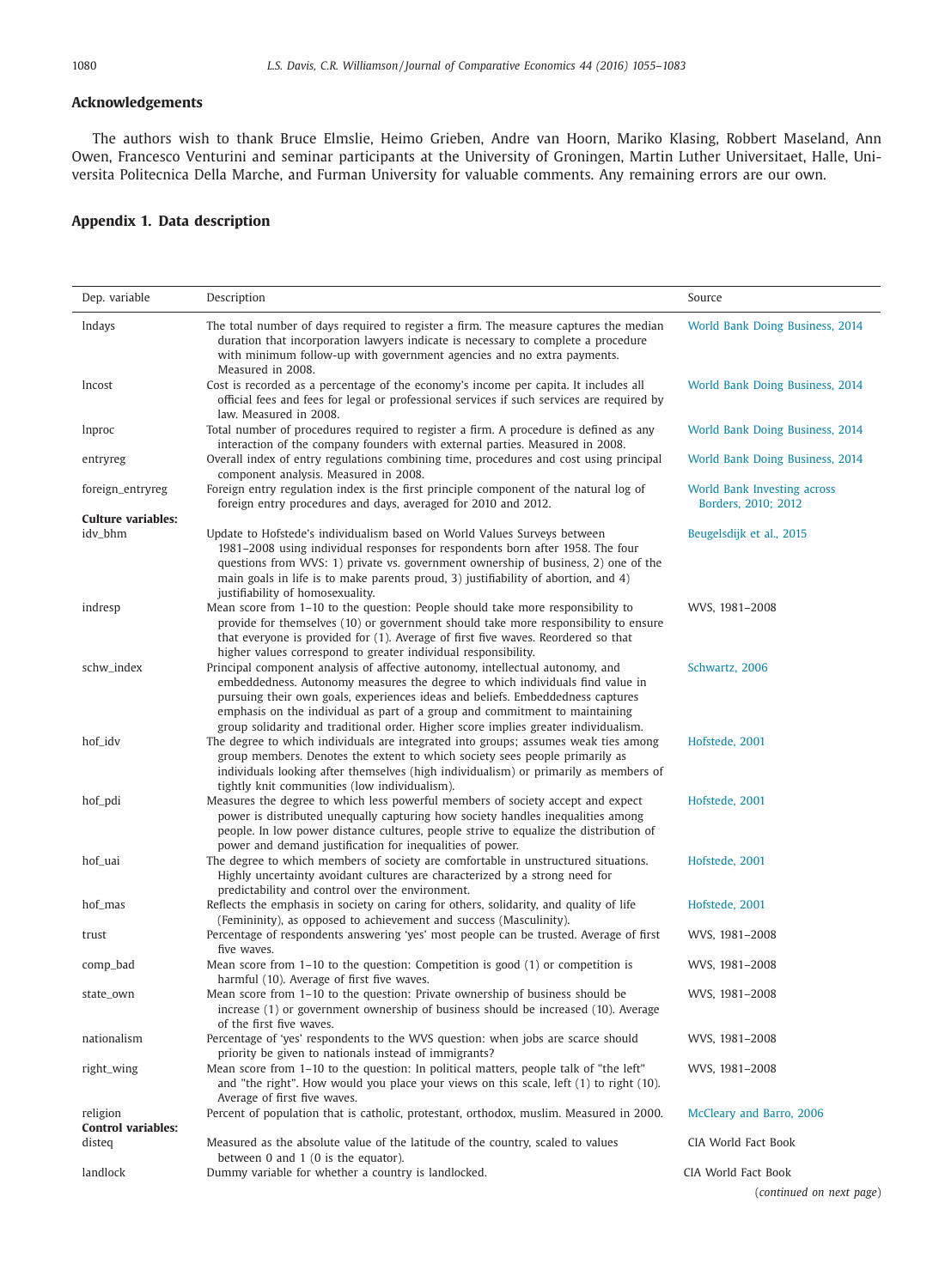## Acknowledgements

The authors wish to thank Bruce Elmslie, Heimo Grieben, Andre van Hoorn, Mariko Klasing, Robbert Maseland, Ann Owen, Francesco Venturini and seminar participants at the University of Groningen, Martin Luther Universitaet, Halle, Universita Politecnica Della Marche, and Furman University for valuable comments. Any remaining errors are our own.

## Appendix 1. Data description

| Dep. variable | Description | Source |
|---|---|---|
| lndays | The total number of days required to register a firm. The measure captures the median duration that incorporation lawyers indicate is necessary to complete a procedure with minimum follow-up with government agencies and no extra payments. Measured in 2008. | World Bank Doing Business, 2014 |
| lncost | Cost is recorded as a percentage of the economy's income per capita. It includes all official fees and fees for legal or professional services if such services are required by law. Measured in 2008. | World Bank Doing Business, 2014 |
| lnproc | Total number of procedures required to register a firm. A procedure is defined as any interaction of the company founders with external parties. Measured in 2008. | World Bank Doing Business, 2014 |
| entryreg | Overall index of entry regulations combining time, procedures and cost using principal component analysis. Measured in 2008. | World Bank Doing Business, 2014 |
| foreign_entryreg | Foreign entry regulation index is the first principle component of the natural log of foreign entry procedures and days, averaged for 2010 and 2012. | World Bank Investing across Borders, 2010; 2012 |
| **Culture variables:** | | |
| idv_bhm | Update to Hofstede's individualism based on World Values Surveys between 1981–2008 using individual responses for respondents born after 1958. The four questions from WVS: 1) private vs. government ownership of business, 2) one of the main goals in life is to make parents proud, 3) justifiability of abortion, and 4) justifiability of homosexuality. | Beugelsdijk et al., 2015 |
| indresp | Mean score from 1–10 to the question: People should take more responsibility to provide for themselves (10) or government should take more responsibility to ensure that everyone is provided for (1). Average of first five waves. Reordered so that higher values correspond to greater individual responsibility. | WVS, 1981–2008 |
| schw_index | Principal component analysis of affective autonomy, intellectual autonomy, and embeddedness. Autonomy measures the degree to which individuals find value in pursuing their own goals, experiences ideas and beliefs. Embeddedness captures emphasis on the individual as part of a group and commitment to maintaining group solidarity and traditional order. Higher score implies greater individualism. | Schwartz, 2006 |
| hof_idv | The degree to which individuals are integrated into groups; assumes weak ties among group members. Denotes the extent to which society sees people primarily as individuals looking after themselves (high individualism) or primarily as members of tightly knit communities (low individualism). | Hofstede, 2001 |
| hof_pdi | Measures the degree to which less powerful members of society accept and expect power is distributed unequally capturing how society handles inequalities among people. In low power distance cultures, people strive to equalize the distribution of power and demand justification for inequalities of power. | Hofstede, 2001 |
| hof_uai | The degree to which members of society are comfortable in unstructured situations. Highly uncertainty avoidant cultures are characterized by a strong need for predictability and control over the environment. | Hofstede, 2001 |
| hof_mas | Reflects the emphasis in society on caring for others, solidarity, and quality of life (Femininity), as opposed to achievement and success (Masculinity). | Hofstede, 2001 |
| trust | Percentage of respondents answering 'yes' most people can be trusted. Average of first five waves. | WVS, 1981–2008 |
| comp_bad | Mean score from 1–10 to the question: Competition is good (1) or competition is harmful (10). Average of first five waves. | WVS, 1981–2008 |
| state_own | Mean score from 1–10 to the question: Private ownership of business should be increase (1) or government ownership of business should be increased (10). Average of the first five waves. | WVS, 1981–2008 |
| nationalism | Percentage of 'yes' respondents to the WVS question: when jobs are scarce should priority be given to nationals instead of immigrants? | WVS, 1981–2008 |
| right_wing | Mean score from 1–10 to the question: In political matters, people talk of "the left" and "the right". How would you place your views on this scale, left (1) to right (10). Average of first five waves. | WVS, 1981–2008 |
| religion | Percent of population that is catholic, protestant, orthodox, muslim. Measured in 2000. | McCleary and Barro, 2006 |
| **Control variables:** | | |
| disteq | Measured as the absolute value of the latitude of the country, scaled to values between 0 and 1 (0 is the equator). | CIA World Fact Book |
| landlock | Dummy variable for whether a country is landlocked. | CIA World Fact Book |

(*continued on next page*)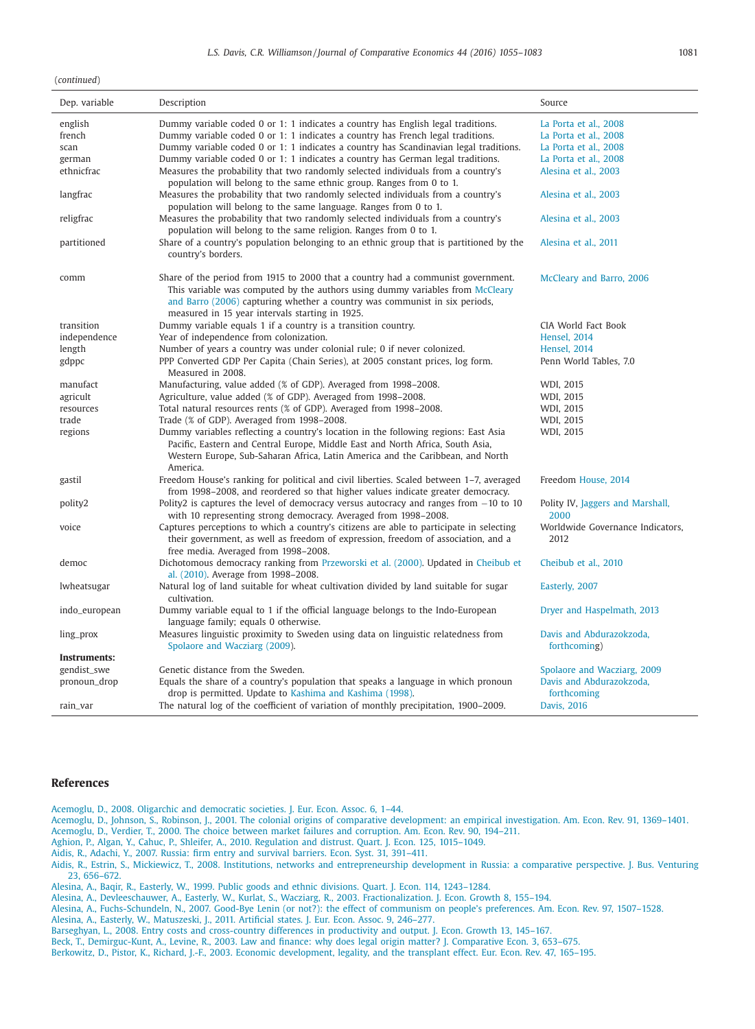(*continued*)

| Dep. variable | Description | Source |
|---|---|---|
| english | Dummy variable coded 0 or 1: 1 indicates a country has English legal traditions. | La Porta et al., 2008 |
| french | Dummy variable coded 0 or 1: 1 indicates a country has French legal traditions. | La Porta et al., 2008 |
| scan | Dummy variable coded 0 or 1: 1 indicates a country has Scandinavian legal traditions. | La Porta et al., 2008 |
| german | Dummy variable coded 0 or 1: 1 indicates a country has German legal traditions. | La Porta et al., 2008 |
| ethnicfrac | Measures the probability that two randomly selected individuals from a country's population will belong to the same ethnic group. Ranges from 0 to 1. | Alesina et al., 2003 |
| langfrac | Measures the probability that two randomly selected individuals from a country's population will belong to the same language. Ranges from 0 to 1. | Alesina et al., 2003 |
| religfrac | Measures the probability that two randomly selected individuals from a country's population will belong to the same religion. Ranges from 0 to 1. | Alesina et al., 2003 |
| partitioned | Share of a country's population belonging to an ethnic group that is partitioned by the country's borders. | Alesina et al., 2011 |
| comm | Share of the period from 1915 to 2000 that a country had a communist government. This variable was computed by the authors using dummy variables from McCleary and Barro (2006) capturing whether a country was communist in six periods, measured in 15 year intervals starting in 1925. | McCleary and Barro, 2006 |
| transition | Dummy variable equals 1 if a country is a transition country. | CIA World Fact Book |
| independence | Year of independence from colonization. | Hensel, 2014 |
| length | Number of years a country was under colonial rule; 0 if never colonized. | Hensel, 2014 |
| gdppc | PPP Converted GDP Per Capita (Chain Series), at 2005 constant prices, log form. Measured in 2008. | Penn World Tables, 7.0 |
| manufact | Manufacturing, value added (% of GDP). Averaged from 1998–2008. | WDI, 2015 |
| agricult | Agriculture, value added (% of GDP). Averaged from 1998–2008. | WDI, 2015 |
| resources | Total natural resources rents (% of GDP). Averaged from 1998–2008. | WDI, 2015 |
| trade | Trade (% of GDP). Averaged from 1998–2008. | WDI, 2015 |
| regions | Dummy variables reflecting a country's location in the following regions: East Asia Pacific, Eastern and Central Europe, Middle East and North Africa, South Asia, Western Europe, Sub-Saharan Africa, Latin America and the Caribbean, and North America. | WDI, 2015 |
| gastil | Freedom House's ranking for political and civil liberties. Scaled between 1–7, averaged from 1998–2008, and reordered so that higher values indicate greater democracy. | Freedom House, 2014 |
| polity2 | Polity2 is captures the level of democracy versus autocracy and ranges from −10 to 10 with 10 representing strong democracy. Averaged from 1998–2008. | Polity IV, Jaggers and Marshall, 2000 |
| voice | Captures perceptions to which a country's citizens are able to participate in selecting their government, as well as freedom of expression, freedom of association, and a free media. Averaged from 1998–2008. | Worldwide Governance Indicators, 2012 |
| democ | Dichotomous democracy ranking from Przeworski et al. (2000). Updated in Cheibub et al. (2010). Average from 1998–2008. | Cheibub et al., 2010 |
| lwheatsugar | Natural log of land suitable for wheat cultivation divided by land suitable for sugar cultivation. | Easterly, 2007 |
| indo_european | Dummy variable equal to 1 if the official language belongs to the Indo-European language family; equals 0 otherwise. | Dryer and Haspelmath, 2013 |
| ling_prox | Measures linguistic proximity to Sweden using data on linguistic relatedness from Spolaore and Wacziarg (2009). | Davis and Abdurazokzoda, forthcoming) |
| **Instruments:** | | |
| gendist_swe | Genetic distance from the Sweden. | Spolaore and Wacziarg, 2009 |
| pronoun_drop | Equals the share of a country's population that speaks a language in which pronoun drop is permitted. Update to Kashima and Kashima (1998). | Davis and Abdurazokzoda, forthcoming |
| rain_var | The natural log of the coefficient of variation of monthly precipitation, 1900–2009. | Davis, 2016 |

## References

Acemoglu, D., 2008. Oligarchic and democratic societies. J. Eur. Econ. Assoc. 6, 1–44.
Acemoglu, D., Johnson, S., Robinson, J., 2001. The colonial origins of comparative development: an empirical investigation. Am. Econ. Rev. 91, 1369–1401.
Acemoglu, D., Verdier, T., 2000. The choice between market failures and corruption. Am. Econ. Rev. 90, 194–211.
Aghion, P., Algan, Y., Cahuc, P., Shleifer, A., 2010. Regulation and distrust. Quart. J. Econ. 125, 1015–1049.
Aidis, R., Adachi, Y., 2007. Russia: firm entry and survival barriers. Econ. Syst. 31, 391–411.
Aidis, R., Estrin, S., Mickiewicz, T., 2008. Institutions, networks and entrepreneurship development in Russia: a comparative perspective. J. Bus. Venturing 23, 656–672.
Alesina, A., Baqir, R., Easterly, W., 1999. Public goods and ethnic divisions. Quart. J. Econ. 114, 1243–1284.
Alesina, A., Devleeschauwer, A., Easterly, W., Kurlat, S., Wacziarg, R., 2003. Fractionalization. J. Econ. Growth 8, 155–194.
Alesina, A., Fuchs-Schundeln, N., 2007. Good-Bye Lenin (or not?): the effect of communism on people's preferences. Am. Econ. Rev. 97, 1507–1528.
Alesina, A., Easterly, W., Matuszeski, J., 2011. Artificial states. J. Eur. Econ. Assoc. 9, 246–277.
Barseghyan, L., 2008. Entry costs and cross-country differences in productivity and output. J. Econ. Growth 13, 145–167.
Beck, T., Demirguc-Kunt, A., Levine, R., 2003. Law and finance: why does legal origin matter? J. Comparative Econ. 3, 653–675.
Berkowitz, D., Pistor, K., Richard, J.-F., 2003. Economic development, legality, and the transplant effect. Eur. Econ. Rev. 47, 165–195.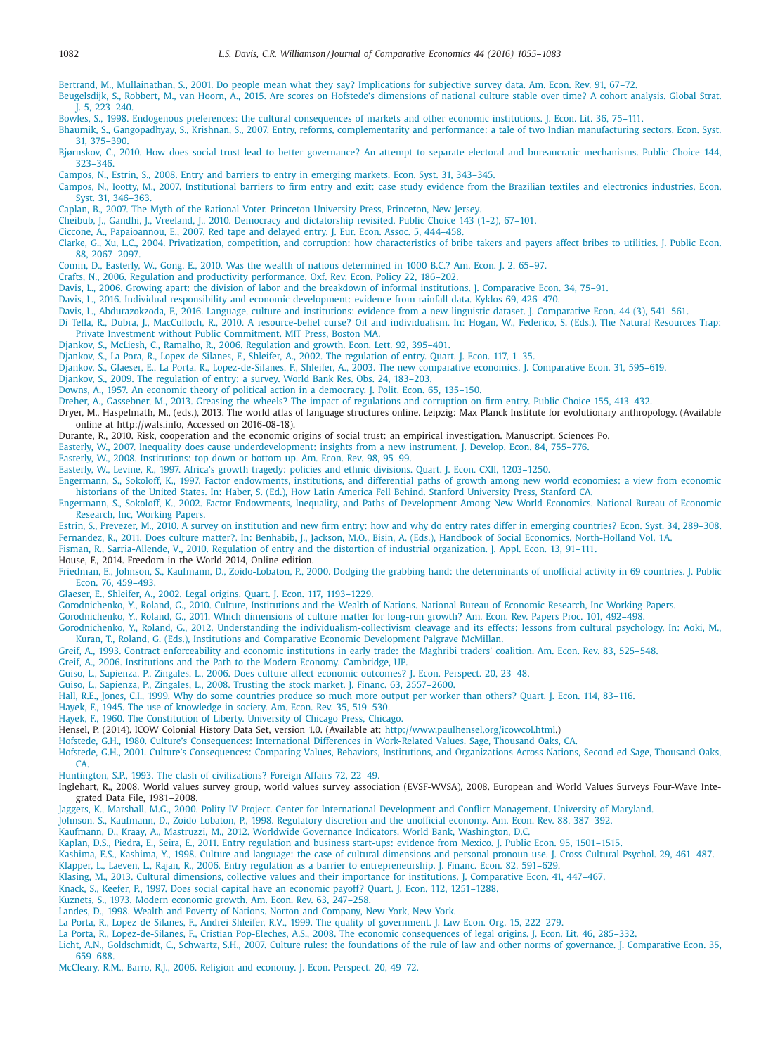Bertrand, M., Mullainathan, S., 2001. Do people mean what they say? Implications for subjective survey data. Am. Econ. Rev. 91, 67–72.

Beugelsdijk, S., Robbert, M., van Hoorn, A., 2015. Are scores on Hofstede's dimensions of national culture stable over time? A cohort analysis. Global Strat. J. 5, 223–240.

Bowles, S., 1998. Endogenous preferences: the cultural consequences of markets and other economic institutions. J. Econ. Lit. 36, 75–111.

Bhaumik, S., Gangopadhyay, S., Krishnan, S., 2007. Entry, reforms, complementarity and performance: a tale of two Indian manufacturing sectors. Econ. Syst. 31, 375–390.

Bjørnskov, C., 2010. How does social trust lead to better governance? An attempt to separate electoral and bureaucratic mechanisms. Public Choice 144, 323–346.

Campos, N., Estrin, S., 2008. Entry and barriers to entry in emerging markets. Econ. Syst. 31, 343–345.

Campos, N., Iootty, M., 2007. Institutional barriers to firm entry and exit: case study evidence from the Brazilian textiles and electronics industries. Econ. Syst. 31, 346–363.

Caplan, B., 2007. The Myth of the Rational Voter. Princeton University Press, Princeton, New Jersey.

Cheibub, J., Gandhi, J., Vreeland, J., 2010. Democracy and dictatorship revisited. Public Choice 143 (1-2), 67–101.

Ciccone, A., Papaioannou, E., 2007. Red tape and delayed entry. J. Eur. Econ. Assoc. 5, 444–458.

Clarke, G., Xu, L.C., 2004. Privatization, competition, and corruption: how characteristics of bribe takers and payers affect bribes to utilities. J. Public Econ. 88, 2067–2097.

Comin, D., Easterly, W., Gong, E., 2010. Was the wealth of nations determined in 1000 B.C.? Am. Econ. J. 2, 65–97.

Crafts, N., 2006. Regulation and productivity performance. Oxf. Rev. Econ. Policy 22, 186–202.

Davis, L., 2006. Growing apart: the division of labor and the breakdown of informal institutions. J. Comparative Econ. 34, 75–91.

Davis, L., 2016. Individual responsibility and economic development: evidence from rainfall data. Kyklos 69, 426–470.

Davis, L., Abdurazokzoda, F., 2016. Language, culture and institutions: evidence from a new linguistic dataset. J. Comparative Econ. 44 (3), 541–561.

Di Tella, R., Dubra, J., MacCulloch, R., 2010. A resource-belief curse? Oil and individualism. In: Hogan, W., Federico, S. (Eds.), The Natural Resources Trap: Private Investment without Public Commitment. MIT Press, Boston MA.

Djankov, S., McLiesh, C., Ramalho, R., 2006. Regulation and growth. Econ. Lett. 92, 395–401.

Djankov, S., La Pora, R., Lopez de Silanes, F., Shleifer, A., 2002. The regulation of entry. Quart. J. Econ. 117, 1–35.

Djankov, S., Glaeser, E., La Porta, R., Lopez-de-Silanes, F., Shleifer, A., 2003. The new comparative economics. J. Comparative Econ. 31, 595–619.

Djankov, S., 2009. The regulation of entry: a survey. World Bank Res. Obs. 24, 183–203.

Downs, A., 1957. An economic theory of political action in a democracy. J. Polit. Econ. 65, 135–150.

Dreher, A., Gassebner, M., 2013. Greasing the wheels? The impact of regulations and corruption on firm entry. Public Choice 155, 413–432.

Dryer, M., Haspelmath, M., (eds.), 2013. The world atlas of language structures online. Leipzig: Max Planck Institute for evolutionary anthropology. (Available online at http://wals.info, Accessed on 2016-08-18).

Durante, R., 2010. Risk, cooperation and the economic origins of social trust: an empirical investigation. Manuscript. Sciences Po.

Easterly, W., 2007. Inequality does cause underdevelopment: insights from a new instrument. J. Develop. Econ. 84, 755–776.

Easterly, W., 2008. Institutions: top down or bottom up. Am. Econ. Rev. 98, 95–99.

Easterly, W., Levine, R., 1997. Africa's growth tragedy: policies and ethnic divisions. Quart. J. Econ. CXII, 1203–1250.

Engermann, S., Sokoloff, K., 1997. Factor endowments, institutions, and differential paths of growth among new world economies: a view from economic historians of the United States. In: Haber, S. (Ed.), How Latin America Fell Behind. Stanford University Press, Stanford CA.

Engermann, S., Sokoloff, K., 2002. Factor Endowments, Inequality, and Paths of Development Among New World Economics. National Bureau of Economic Research, Inc, Working Papers.

Estrin, S., Prevezer, M., 2010. A survey on institution and new firm entry: how and why do entry rates differ in emerging countries? Econ. Syst. 34, 289–308.

Fernandez, R., 2011. Does culture matter?. In: Benhabib, J., Jackson, M.O., Bisin, A. (Eds.), Handbook of Social Economics. North-Holland Vol. 1A.

Fisman, R., Sarria-Allende, V., 2010. Regulation of entry and the distortion of industrial organization. J. Appl. Econ. 13, 91–111.

House, F., 2014. Freedom in the World 2014, Online edition.

Friedman, E., Johnson, S., Kaufmann, D., Zoido-Lobaton, P., 2000. Dodging the grabbing hand: the determinants of unofficial activity in 69 countries. J. Public Econ. 76, 459–493.

Glaeser, E., Shleifer, A., 2002. Legal origins. Quart. J. Econ. 117, 1193–1229.

Gorodnichenko, Y., Roland, G., 2010. Culture, Institutions and the Wealth of Nations. National Bureau of Economic Research, Inc Working Papers.

Gorodnichenko, Y., Roland, G., 2011. Which dimensions of culture matter for long-run growth? Am. Econ. Rev. Papers Proc. 101, 492–498.

Gorodnichenko, Y., Roland, G., 2012. Understanding the individualism-collectivism cleavage and its effects: lessons from cultural psychology. In: Aoki, M., Kuran, T., Roland, G. (Eds.), Institutions and Comparative Economic Development Palgrave McMillan.

Greif, A., 1993. Contract enforceability and economic institutions in early trade: the Maghribi traders' coalition. Am. Econ. Rev. 83, 525–548.

Greif, A., 2006. Institutions and the Path to the Modern Economy. Cambridge, UP.

Guiso, L., Sapienza, P., Zingales, L., 2006. Does culture affect economic outcomes? J. Econ. Perspect. 20, 23–48.

Guiso, L., Sapienza, P., Zingales, L., 2008. Trusting the stock market. J. Financ. 63, 2557–2600.

Hall, R.E., Jones, C.I., 1999. Why do some countries produce so much more output per worker than others? Quart. J. Econ. 114, 83–116.

Hayek, F., 1945. The use of knowledge in society. Am. Econ. Rev. 35, 519–530.

Hayek, F., 1960. The Constitution of Liberty. University of Chicago Press, Chicago.

Hensel, P. (2014). ICOW Colonial History Data Set, version 1.0. (Available at: http://www.paulhensel.org/icowcol.html.)

Hofstede, G.H., 1980. Culture's Consequences: International Differences in Work-Related Values. Sage, Thousand Oaks, CA.

Hofstede, G.H., 2001. Culture's Consequences: Comparing Values, Behaviors, Institutions, and Organizations Across Nations, Second ed Sage, Thousand Oaks, CA.

Huntington, S.P., 1993. The clash of civilizations? Foreign Affairs 72, 22–49.

Inglehart, R., 2008. World values survey group, world values survey association (EVSF-WVSA), 2008. European and World Values Surveys Four-Wave Integrated Data File, 1981–2008.

Jaggers, K., Marshall, M.G., 2000. Polity IV Project. Center for International Development and Conflict Management. University of Maryland.

Johnson, S., Kaufmann, D., Zoido-Lobaton, P., 1998. Regulatory discretion and the unofficial economy. Am. Econ. Rev. 88, 387–392.

Kaufmann, D., Kraay, A., Mastruzzi, M., 2012. Worldwide Governance Indicators. World Bank, Washington, D.C.

Kaplan, D.S., Piedra, E., Seira, E., 2011. Entry regulation and business start-ups: evidence from Mexico. J. Public Econ. 95, 1501–1515.

Kashima, E.S., Kashima, Y., 1998. Culture and language: the case of cultural dimensions and personal pronoun use. J. Cross-Cultural Psychol. 29, 461–487.

Klapper, L., Laeven, L., Rajan, R., 2006. Entry regulation as a barrier to entrepreneurship. J. Financ. Econ. 82, 591–629.

Klasing, M., 2013. Cultural dimensions, collective values and their importance for institutions. J. Comparative Econ. 41, 447–467.

Knack, S., Keefer, P., 1997. Does social capital have an economic payoff? Quart. J. Econ. 112, 1251–1288.

Kuznets, S., 1973. Modern economic growth. Am. Econ. Rev. 63, 247–258.

Landes, D., 1998. Wealth and Poverty of Nations. Norton and Company, New York, New York.

La Porta, R., Lopez-de-Silanes, F., Andrei Shleifer, R.V., 1999. The quality of government. J. Law Econ. Org. 15, 222–279.

La Porta, R., Lopez-de-Silanes, F., Cristian Pop-Eleches, A.S., 2008. The economic consequences of legal origins. J. Econ. Lit. 46, 285–332.

Licht, A.N., Goldschmidt, C., Schwartz, S.H., 2007. Culture rules: the foundations of the rule of law and other norms of governance. J. Comparative Econ. 35, 659–688.

McCleary, R.M., Barro, R.J., 2006. Religion and economy. J. Econ. Perspect. 20, 49–72.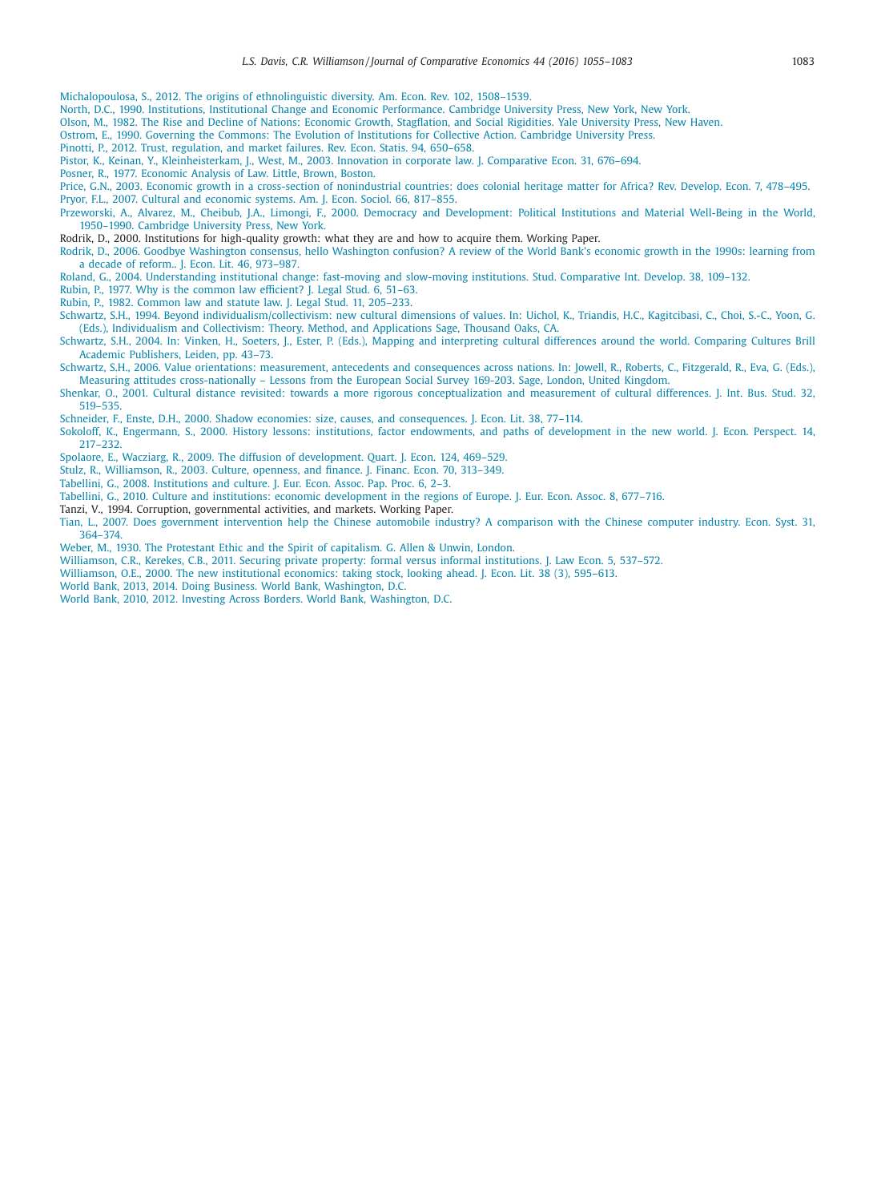Michalopoulosa, S., 2012. The origins of ethnolinguistic diversity. Am. Econ. Rev. 102, 1508–1539.
North, D.C., 1990. Institutions, Institutional Change and Economic Performance. Cambridge University Press, New York, New York.
Olson, M., 1982. The Rise and Decline of Nations: Economic Growth, Stagflation, and Social Rigidities. Yale University Press, New Haven.
Ostrom, E., 1990. Governing the Commons: The Evolution of Institutions for Collective Action. Cambridge University Press.
Pinotti, P., 2012. Trust, regulation, and market failures. Rev. Econ. Statis. 94, 650–658.
Pistor, K., Keinan, Y., Kleinheisterkam, J., West, M., 2003. Innovation in corporate law. J. Comparative Econ. 31, 676–694.
Posner, R., 1977. Economic Analysis of Law. Little, Brown, Boston.
Price, G.N., 2003. Economic growth in a cross-section of nonindustrial countries: does colonial heritage matter for Africa? Rev. Develop. Econ. 7, 478–495.
Pryor, F.L., 2007. Cultural and economic systems. Am. J. Econ. Sociol. 66, 817–855.
Przeworski, A., Alvarez, M., Cheibub, J.A., Limongi, F., 2000. Democracy and Development: Political Institutions and Material Well-Being in the World, 1950–1990. Cambridge University Press, New York.
Rodrik, D., 2000. Institutions for high-quality growth: what they are and how to acquire them. Working Paper.
Rodrik, D., 2006. Goodbye Washington consensus, hello Washington confusion? A review of the World Bank's economic growth in the 1990s: learning from a decade of reform.. J. Econ. Lit. 46, 973–987.
Roland, G., 2004. Understanding institutional change: fast-moving and slow-moving institutions. Stud. Comparative Int. Develop. 38, 109–132.
Rubin, P., 1977. Why is the common law efficient? J. Legal Stud. 6, 51–63.
Rubin, P., 1982. Common law and statute law. J. Legal Stud. 11, 205–233.
Schwartz, S.H., 1994. Beyond individualism/collectivism: new cultural dimensions of values. In: Uichol, K., Triandis, H.C., Kagitcibasi, C., Choi, S.-C., Yoon, G. (Eds.), Individualism and Collectivism: Theory. Method, and Applications Sage, Thousand Oaks, CA.
Schwartz, S.H., 2004. In: Vinken, H., Soeters, J., Ester, P. (Eds.), Mapping and interpreting cultural differences around the world. Comparing Cultures Brill Academic Publishers, Leiden, pp. 43–73.
Schwartz, S.H., 2006. Value orientations: measurement, antecedents and consequences across nations. In: Jowell, R., Roberts, C., Fitzgerald, R., Eva, G. (Eds.), Measuring attitudes cross-nationally – Lessons from the European Social Survey 169-203. Sage, London, United Kingdom.
Shenkar, O., 2001. Cultural distance revisited: towards a more rigorous conceptualization and measurement of cultural differences. J. Int. Bus. Stud. 32, 519–535.
Schneider, F., Enste, D.H., 2000. Shadow economies: size, causes, and consequences. J. Econ. Lit. 38, 77–114.
Sokoloff, K., Engermann, S., 2000. History lessons: institutions, factor endowments, and paths of development in the new world. J. Econ. Perspect. 14, 217–232.
Spolaore, E., Wacziarg, R., 2009. The diffusion of development. Quart. J. Econ. 124, 469–529.
Stulz, R., Williamson, R., 2003. Culture, openness, and finance. J. Financ. Econ. 70, 313–349.
Tabellini, G., 2008. Institutions and culture. J. Eur. Econ. Assoc. Pap. Proc. 6, 2–3.
Tabellini, G., 2010. Culture and institutions: economic development in the regions of Europe. J. Eur. Econ. Assoc. 8, 677–716.
Tanzi, V., 1994. Corruption, governmental activities, and markets. Working Paper.
Tian, L., 2007. Does government intervention help the Chinese automobile industry? A comparison with the Chinese computer industry. Econ. Syst. 31, 364–374.
Weber, M., 1930. The Protestant Ethic and the Spirit of capitalism. G. Allen & Unwin, London.
Williamson, C.R., Kerekes, C.B., 2011. Securing private property: formal versus informal institutions. J. Law Econ. 5, 537–572.
Williamson, O.E., 2000. The new institutional economics: taking stock, looking ahead. J. Econ. Lit. 38 (3), 595–613.
World Bank, 2013, 2014. Doing Business. World Bank, Washington, D.C.
World Bank, 2010, 2012. Investing Across Borders. World Bank, Washington, D.C.